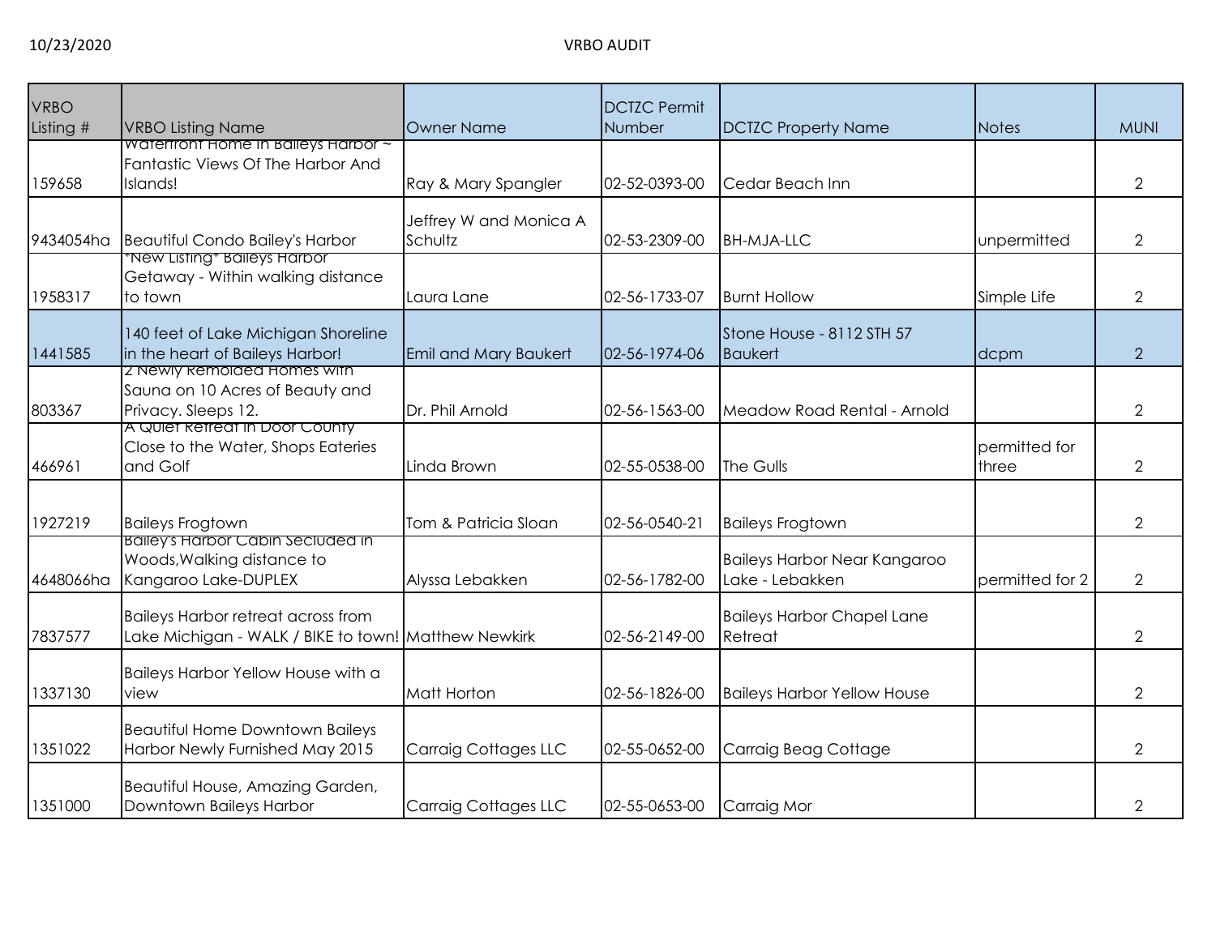10/23/2020

# VRBO AUDIT

| VRBO Listing # | VRBO Listing Name | Owner Name | DCTZC Permit Number | DCTZC Property Name | Notes | MUNI |
|---|---|---|---|---|---|---|
| 159658 | Waterfront Home In Baileys Harbor ~ Fantastic Views Of The Harbor And Islands! | Ray & Mary Spangler | 02-52-0393-00 | Cedar Beach Inn | | 2 |
| 9434054ha | Beautiful Condo Bailey's Harbor | Jeffrey W and Monica A Schultz | 02-53-2309-00 | BH-MJA-LLC | unpermitted | 2 |
| 1958317 | *New Listing* Baileys Harbor Getaway - Within walking distance to town | Laura Lane | 02-56-1733-07 | Burnt Hollow | Simple Life | 2 |
| 1441585 | 140 feet of Lake Michigan Shoreline in the heart of Baileys Harbor! | Emil and Mary Baukert | 02-56-1974-06 | Stone House - 8112 STH 57 Baukert | dcpm | 2 |
| 803367 | 2 Newly Remolded Homes with Sauna on 10 Acres of Beauty and Privacy. Sleeps 12. | Dr. Phil Arnold | 02-56-1563-00 | Meadow Road Rental - Arnold | | 2 |
| 466961 | A Quiet Retreat in Door County Close to the Water, Shops Eateries and Golf | Linda Brown | 02-55-0538-00 | The Gulls | permitted for three | 2 |
| 1927219 | Baileys Frogtown | Tom & Patricia Sloan | 02-56-0540-21 | Baileys Frogtown | | 2 |
| 4648066ha | Bailey's Harbor Cabin Secluded in Woods,Walking distance to Kangaroo Lake-DUPLEX | Alyssa Lebakken | 02-56-1782-00 | Baileys Harbor Near Kangaroo Lake - Lebakken | permitted for 2 | 2 |
| 7837577 | Baileys Harbor retreat across from Lake Michigan - WALK / BIKE to town! | Matthew Newkirk | 02-56-2149-00 | Baileys Harbor Chapel Lane Retreat | | 2 |
| 1337130 | Baileys Harbor Yellow House with a view | Matt Horton | 02-56-1826-00 | Baileys Harbor Yellow House | | 2 |
| 1351022 | Beautiful Home Downtown Baileys Harbor Newly Furnished May 2015 | Carraig Cottages LLC | 02-55-0652-00 | Carraig Beag Cottage | | 2 |
| 1351000 | Beautiful House, Amazing Garden, Downtown Baileys Harbor | Carraig Cottages LLC | 02-55-0653-00 | Carraig Mor | | 2 |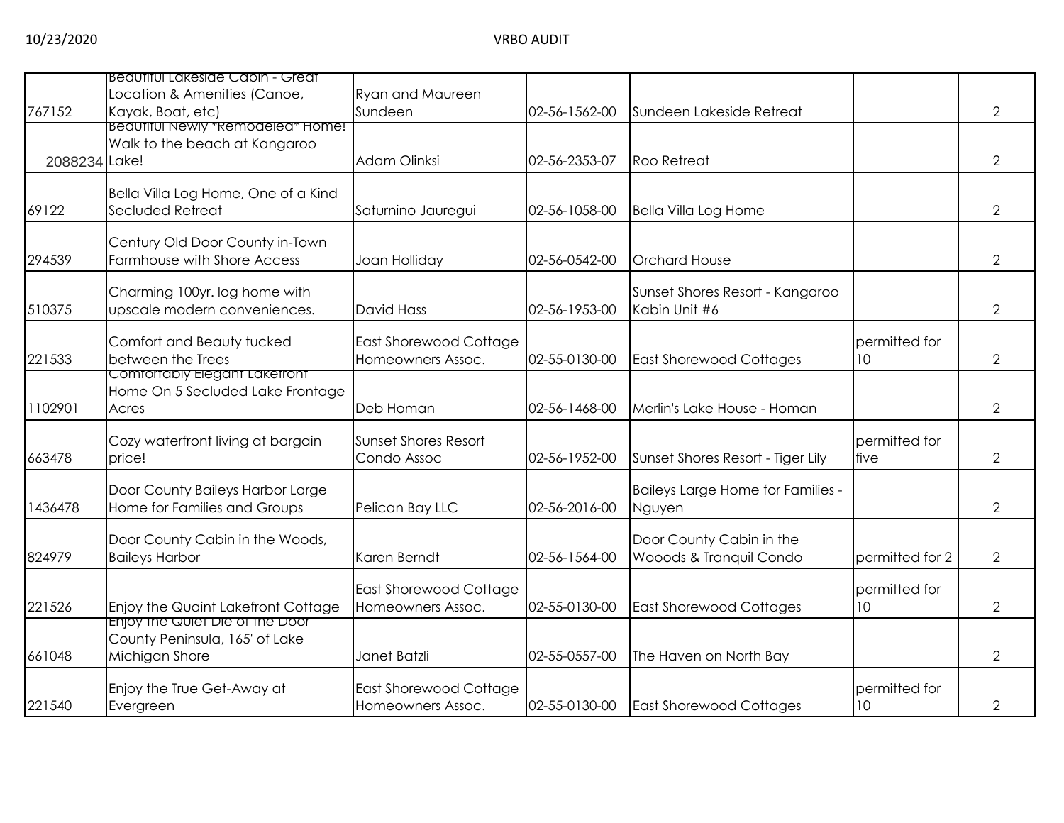| | | | | | | |
|---|---|---|---|---|---|---|
| 767152 | Beautiful Lakeside Cabin - Great Location & Amenities (Canoe, Kayak, Boat, etc) | Ryan and Maureen Sundeen | 02-56-1562-00 | Sundeen Lakeside Retreat | | 2 |
| 2088234 | Beautiful Newly *Remodeled* Home! Walk to the beach at Kangaroo Lake! | Adam Olinksi | 02-56-2353-07 | Roo Retreat | | 2 |
| 69122 | Bella Villa Log Home, One of a Kind Secluded Retreat | Saturnino Jauregui | 02-56-1058-00 | Bella Villa Log Home | | 2 |
| 294539 | Century Old Door County in-Town Farmhouse with Shore Access | Joan Holliday | 02-56-0542-00 | Orchard House | | 2 |
| 510375 | Charming 100yr. log home with upscale modern conveniences. | David Hass | 02-56-1953-00 | Sunset Shores Resort - Kangaroo Kabin Unit #6 | | 2 |
| 221533 | Comfort and Beauty tucked between the Trees | East Shorewood Cottage Homeowners Assoc. | 02-55-0130-00 | East Shorewood Cottages | permitted for 10 | 2 |
| 1102901 | Comfortably Elegant Lakefront Home On 5 Secluded Lake Frontage Acres | Deb Homan | 02-56-1468-00 | Merlin's Lake House - Homan | | 2 |
| 663478 | Cozy waterfront living at bargain price! | Sunset Shores Resort Condo Assoc | 02-56-1952-00 | Sunset Shores Resort - Tiger Lily | permitted for five | 2 |
| 1436478 | Door County Baileys Harbor Large Home for Families and Groups | Pelican Bay LLC | 02-56-2016-00 | Baileys Large Home for Families - Nguyen | | 2 |
| 824979 | Door County Cabin in the Woods, Baileys Harbor | Karen Berndt | 02-56-1564-00 | Door County Cabin in the Wooods & Tranquil Condo | permitted for 2 | 2 |
| 221526 | Enjoy the Quaint Lakefront Cottage | East Shorewood Cottage Homeowners Assoc. | 02-55-0130-00 | East Shorewood Cottages | permitted for 10 | 2 |
| 661048 | Enjoy the Quiet Die of the Door County Peninsula, 165' of Lake Michigan Shore | Janet Batzli | 02-55-0557-00 | The Haven on North Bay | | 2 |
| 221540 | Enjoy the True Get-Away at Evergreen | East Shorewood Cottage Homeowners Assoc. | 02-55-0130-00 | East Shorewood Cottages | permitted for 10 | 2 |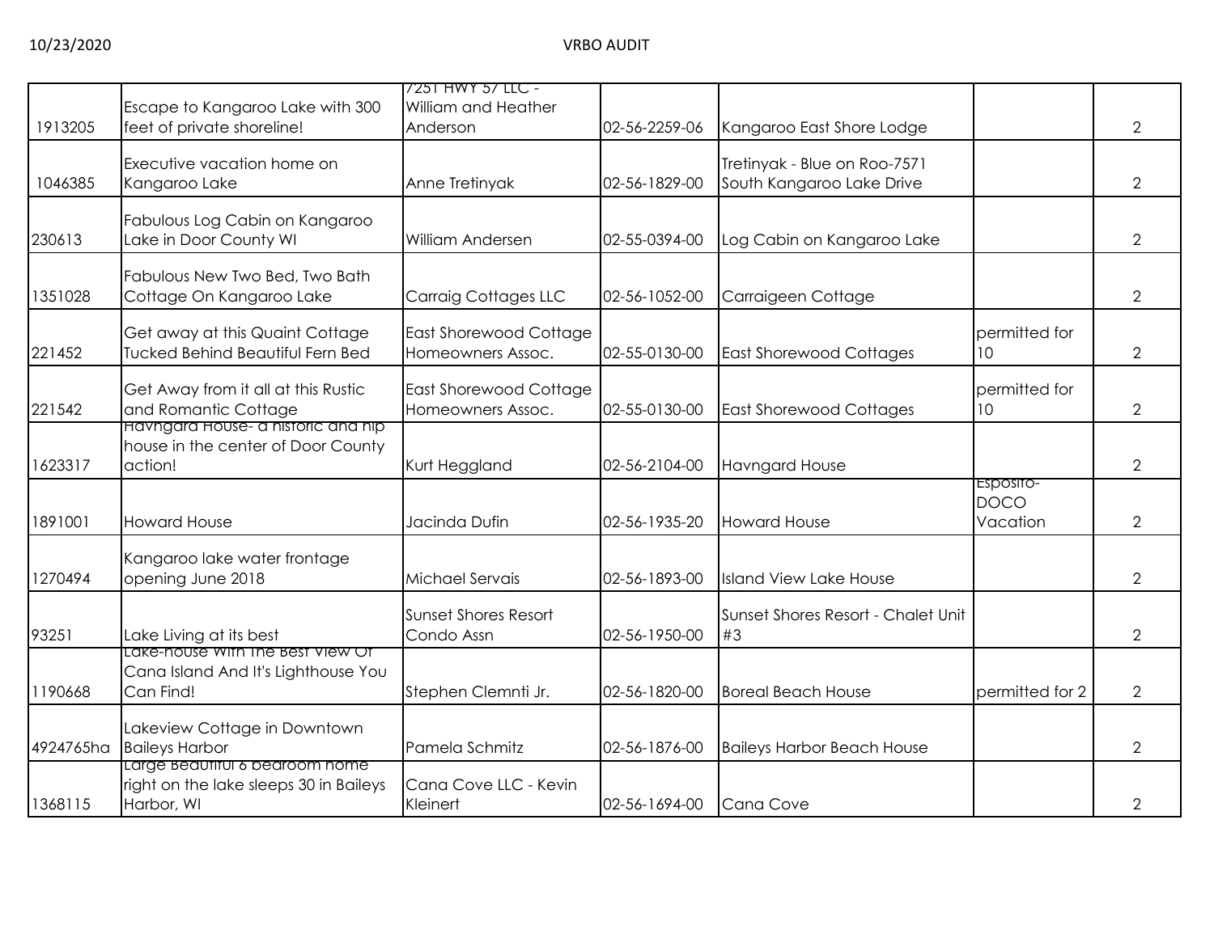| | | | | | | |
|---|---|---|---|---|---|---|
| 1913205 | Escape to Kangaroo Lake with 300 feet of private shoreline! | 7251 HWY 57 LLC - William and Heather Anderson | 02-56-2259-06 | Kangaroo East Shore Lodge | | 2 |
| 1046385 | Executive vacation home on Kangaroo Lake | Anne Tretinyak | 02-56-1829-00 | Tretinyak - Blue on Roo-7571 South Kangaroo Lake Drive | | 2 |
| 230613 | Fabulous Log Cabin on Kangaroo Lake in Door County WI | William Andersen | 02-55-0394-00 | Log Cabin on Kangaroo Lake | | 2 |
| 1351028 | Fabulous New Two Bed, Two Bath Cottage On Kangaroo Lake | Carraig Cottages LLC | 02-56-1052-00 | Carraigeen Cottage | | 2 |
| 221452 | Get away at this Quaint Cottage Tucked Behind Beautiful Fern Bed | East Shorewood Cottage Homeowners Assoc. | 02-55-0130-00 | East Shorewood Cottages | permitted for 10 | 2 |
| 221542 | Get Away from it all at this Rustic and Romantic Cottage | East Shorewood Cottage Homeowners Assoc. | 02-55-0130-00 | East Shorewood Cottages | permitted for 10 | 2 |
| 1623317 | Havngard House- a historic and hip house in the center of Door County action! | Kurt Heggland | 02-56-2104-00 | Havngard House | | 2 |
| 1891001 | Howard House | Jacinda Dufin | 02-56-1935-20 | Howard House | Esposito-DOCO Vacation | 2 |
| 1270494 | Kangaroo lake water frontage opening June 2018 | Michael Servais | 02-56-1893-00 | Island View Lake House | | 2 |
| 93251 | Lake Living at its best | Sunset Shores Resort Condo Assn | 02-56-1950-00 | Sunset Shores Resort - Chalet Unit #3 | | 2 |
| 1190668 | Lake-house With The Best View Of Cana Island And It's Lighthouse You Can Find! | Stephen Clemnti Jr. | 02-56-1820-00 | Boreal Beach House | permitted for 2 | 2 |
| 4924765ha | Lakeview Cottage in Downtown Baileys Harbor | Pamela Schmitz | 02-56-1876-00 | Baileys Harbor Beach House | | 2 |
| 1368115 | Large Beautiful 6 bedroom home right on the lake sleeps 30 in Baileys Harbor, WI | Cana Cove LLC - Kevin Kleinert | 02-56-1694-00 | Cana Cove | | 2 |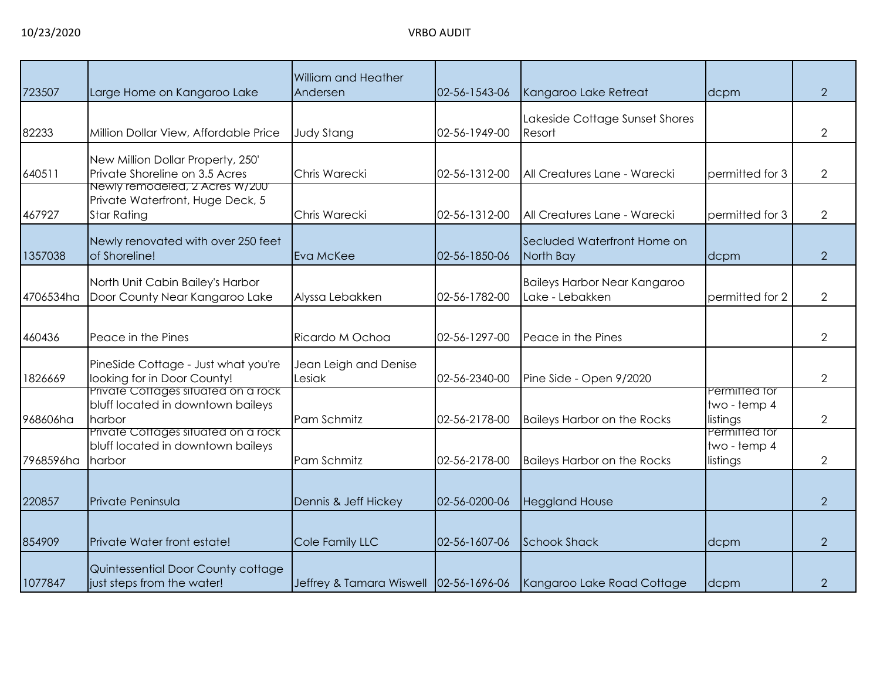10/23/2020 VRBO AUDIT

| | | | | | | |
|---|---|---|---|---|---|---|
| 723507 | Large Home on Kangaroo Lake | William and Heather Andersen | 02-56-1543-06 | Kangaroo Lake Retreat | dcpm | 2 |
| 82233 | Million Dollar View, Affordable Price | Judy Stang | 02-56-1949-00 | Lakeside Cottage Sunset Shores Resort | | 2 |
| 640511 | New Million Dollar Property, 250' Private Shoreline on 3.5 Acres | Chris Warecki | 02-56-1312-00 | All Creatures Lane - Warecki | permitted for 3 | 2 |
| 467927 | Newly remodeled, 2 Acres W/200' Private Waterfront, Huge Deck, 5 Star Rating | Chris Warecki | 02-56-1312-00 | All Creatures Lane - Warecki | permitted for 3 | 2 |
| 1357038 | Newly renovated with over 250 feet of Shoreline! | Eva McKee | 02-56-1850-06 | Secluded Waterfront Home on North Bay | dcpm | 2 |
| 4706534ha | North Unit Cabin Bailey's Harbor Door County Near Kangaroo Lake | Alyssa Lebakken | 02-56-1782-00 | Baileys Harbor Near Kangaroo Lake - Lebakken | permitted for 2 | 2 |
| 460436 | Peace in the Pines | Ricardo M Ochoa | 02-56-1297-00 | Peace in the Pines | | 2 |
| 1826669 | PineSide Cottage - Just what you're looking for in Door County! | Jean Leigh and Denise Lesiak | 02-56-2340-00 | Pine Side - Open 9/2020 | | 2 |
| 968606ha | Private Cottages situated on a rock bluff located in downtown baileys harbor | Pam Schmitz | 02-56-2178-00 | Baileys Harbor on the Rocks | Permitted for two - temp 4 listings | 2 |
| 7968596ha | Private Cottages situated on a rock bluff located in downtown baileys harbor | Pam Schmitz | 02-56-2178-00 | Baileys Harbor on the Rocks | Permitted for two - temp 4 listings | 2 |
| 220857 | Private Peninsula | Dennis & Jeff Hickey | 02-56-0200-06 | Heggland House | | 2 |
| 854909 | Private Water front estate! | Cole Family LLC | 02-56-1607-06 | Schook Shack | dcpm | 2 |
| 1077847 | Quintessential Door County cottage just steps from the water! | Jeffrey & Tamara Wiswell | 02-56-1696-06 | Kangaroo Lake Road Cottage | dcpm | 2 |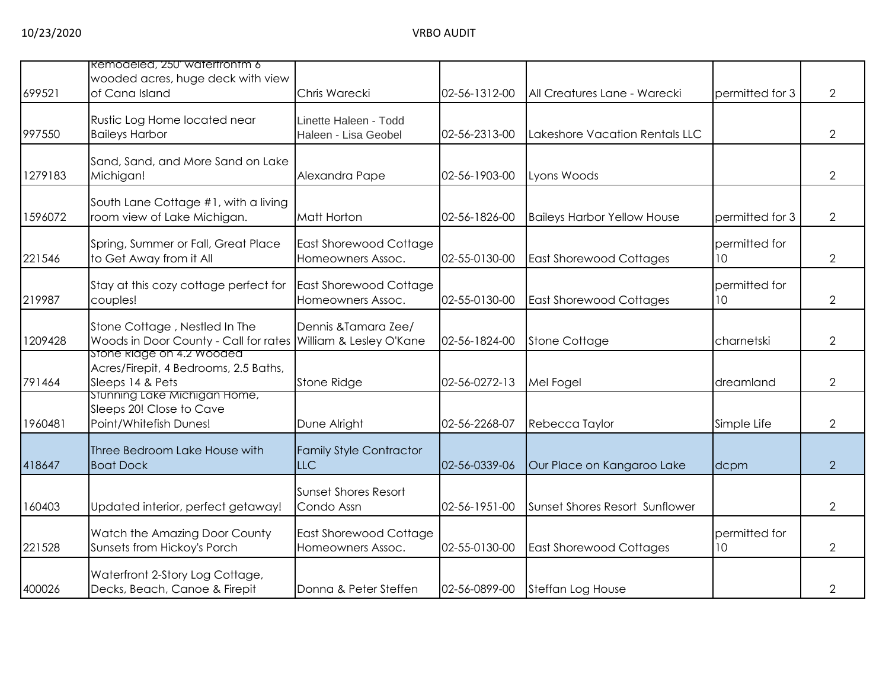| | | | | | | |
|---|---|---|---|---|---|---|
| 699521 | Remodeled, 250' waterfrontm 6 wooded acres, huge deck with view of Cana Island | Chris Warecki | 02-56-1312-00 | All Creatures Lane - Warecki | permitted for 3 | 2 |
| 997550 | Rustic Log Home located near Baileys Harbor | Linette Haleen - Todd Haleen - Lisa Geobel | 02-56-2313-00 | Lakeshore Vacation Rentals LLC | | 2 |
| 1279183 | Sand, Sand, and More Sand on Lake Michigan! | Alexandra Pape | 02-56-1903-00 | Lyons Woods | | 2 |
| 1596072 | South Lane Cottage #1, with a living room view of Lake Michigan. | Matt Horton | 02-56-1826-00 | Baileys Harbor Yellow House | permitted for 3 | 2 |
| 221546 | Spring, Summer or Fall, Great Place to Get Away from it All | East Shorewood Cottage Homeowners Assoc. | 02-55-0130-00 | East Shorewood Cottages | permitted for 10 | 2 |
| 219987 | Stay at this cozy cottage perfect for couples! | East Shorewood Cottage Homeowners Assoc. | 02-55-0130-00 | East Shorewood Cottages | permitted for 10 | 2 |
| 1209428 | Stone Cottage , Nestled In The Woods in Door County - Call for rates | Dennis &Tamara Zee/ William & Lesley O'Kane | 02-56-1824-00 | Stone Cottage | charnetski | 2 |
| 791464 | Stone Ridge on 4.2 Wooded Acres/Firepit, 4 Bedrooms, 2.5 Baths, Sleeps 14 & Pets | Stone Ridge | 02-56-0272-13 | Mel Fogel | dreamland | 2 |
| 1960481 | Stunning Lake Michigan Home, Sleeps 20! Close to Cave Point/Whitefish Dunes! | Dune Alright | 02-56-2268-07 | Rebecca Taylor | Simple Life | 2 |
| 418647 | Three Bedroom Lake House with Boat Dock | Family Style Contractor LLC | 02-56-0339-06 | Our Place on Kangaroo Lake | dcpm | 2 |
| 160403 | Updated interior, perfect getaway! | Sunset Shores Resort Condo Assn | 02-56-1951-00 | Sunset Shores Resort Sunflower | | 2 |
| 221528 | Watch the Amazing Door County Sunsets from Hickoy's Porch | East Shorewood Cottage Homeowners Assoc. | 02-55-0130-00 | East Shorewood Cottages | permitted for 10 | 2 |
| 400026 | Waterfront 2-Story Log Cottage, Decks, Beach, Canoe & Firepit | Donna & Peter Steffen | 02-56-0899-00 | Steffan Log House | | 2 |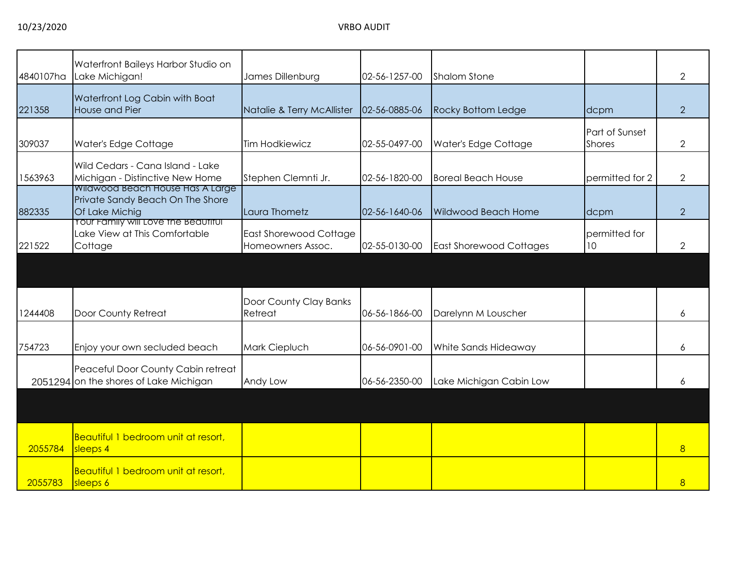| | | | | | | |
|---|---|---|---|---|---|---|
| 4840107ha | Waterfront Baileys Harbor Studio on Lake Michigan! | James Dillenburg | 02-56-1257-00 | Shalom Stone | | 2 |
| 221358 | Waterfront Log Cabin with Boat House and Pier | Natalie & Terry McAllister | 02-56-0885-06 | Rocky Bottom Ledge | dcpm | 2 |
| 309037 | Water's Edge Cottage | Tim Hodkiewicz | 02-55-0497-00 | Water's Edge Cottage | Part of Sunset Shores | 2 |
| 1563963 | Wild Cedars - Cana Island - Lake Michigan - Distinctive New Home | Stephen Clemnti Jr. | 02-56-1820-00 | Boreal Beach House | permitted for 2 | 2 |
| 882335 | Wildwood Beach House Has A Large Private Sandy Beach On The Shore Of Lake Michig | Laura Thometz | 02-56-1640-06 | Wildwood Beach Home | dcpm | 2 |
| 221522 | Your Family will Love the Beautiful Lake View at This Comfortable Cottage | East Shorewood Cottage Homeowners Assoc. | 02-55-0130-00 | East Shorewood Cottages | permitted for 10 | 2 |
| | | | | | | |
| 1244408 | Door County Retreat | Door County Clay Banks Retreat | 06-56-1866-00 | Darelynn M Louscher | | 6 |
| 754723 | Enjoy your own secluded beach | Mark Ciepluch | 06-56-0901-00 | White Sands Hideaway | | 6 |
| 2051294 | Peaceful Door County Cabin retreat on the shores of Lake Michigan | Andy Low | 06-56-2350-00 | Lake Michigan Cabin Low | | 6 |
| | | | | | | |
| 2055784 | Beautiful 1 bedroom unit at resort, sleeps 4 | | | | | 8 |
| 2055783 | Beautiful 1 bedroom unit at resort, sleeps 6 | | | | | 8 |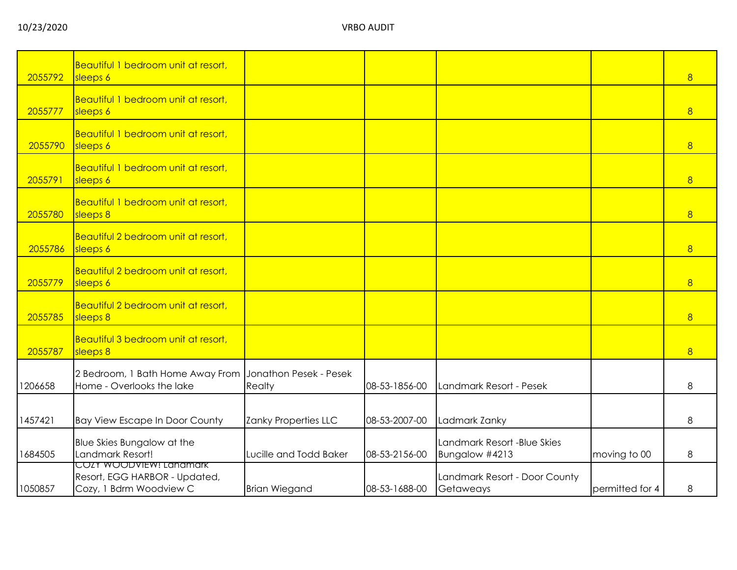| | | | | | | |
|---|---|---|---|---|---|---|
| 2055792 | Beautiful 1 bedroom unit at resort, sleeps 6 | | | | | 8 |
| 2055777 | Beautiful 1 bedroom unit at resort, sleeps 6 | | | | | 8 |
| 2055790 | Beautiful 1 bedroom unit at resort, sleeps 6 | | | | | 8 |
| 2055791 | Beautiful 1 bedroom unit at resort, sleeps 6 | | | | | 8 |
| 2055780 | Beautiful 1 bedroom unit at resort, sleeps 8 | | | | | 8 |
| 2055786 | Beautiful 2 bedroom unit at resort, sleeps 6 | | | | | 8 |
| 2055779 | Beautiful 2 bedroom unit at resort, sleeps 6 | | | | | 8 |
| 2055785 | Beautiful 2 bedroom unit at resort, sleeps 8 | | | | | 8 |
| 2055787 | Beautiful 3 bedroom unit at resort, sleeps 8 | | | | | 8 |
| 1206658 | 2 Bedroom, 1 Bath Home Away From Home - Overlooks the lake | Jonathon Pesek - Pesek Realty | 08-53-1856-00 | Landmark Resort - Pesek | | 8 |
| 1457421 | Bay View Escape In Door County | Zanky Properties LLC | 08-53-2007-00 | Ladmark Zanky | | 8 |
| 1684505 | Blue Skies Bungalow at the Landmark Resort! | Lucille and Todd Baker | 08-53-2156-00 | Landmark Resort -Blue Skies Bungalow #4213 | moving to 00 | 8 |
| 1050857 | COZY WOODVIEW! Landmark Resort, EGG HARBOR - Updated, Cozy, 1 Bdrm Woodview C | Brian Wiegand | 08-53-1688-00 | Landmark Resort - Door County Getaweays | permitted for 4 | 8 |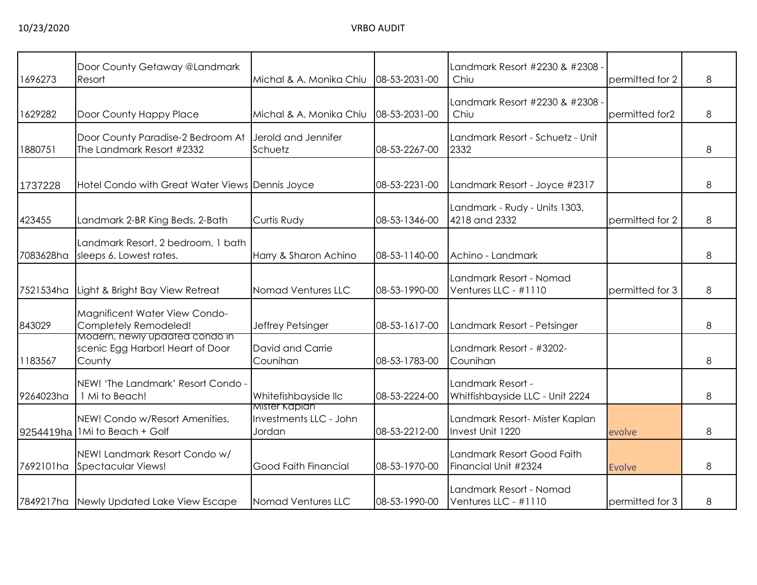| | | | | | | |
|---|---|---|---|---|---|---|
| 1696273 | Door County Getaway @Landmark Resort | Michal & A. Monika Chiu | 08-53-2031-00 | Landmark Resort #2230 & #2308 - Chiu | permitted for 2 | 8 |
| 1629282 | Door County Happy Place | Michal & A. Monika Chiu | 08-53-2031-00 | Landmark Resort #2230 & #2308 - Chiu | permitted for2 | 8 |
| 1880751 | Door County Paradise-2 Bedroom At The Landmark Resort #2332 | Jerold and Jennifer Schuetz | 08-53-2267-00 | Landmark Resort - Schuetz - Unit 2332 | | 8 |
| 1737228 | Hotel Condo with Great Water Views | Dennis Joyce | 08-53-2231-00 | Landmark Resort - Joyce #2317 | | 8 |
| 423455 | Landmark 2-BR King Beds, 2-Bath | Curtis Rudy | 08-53-1346-00 | Landmark - Rudy - Units 1303, 4218 and 2332 | permitted for 2 | 8 |
| 7083628ha | Landmark Resort, 2 bedroom, 1 bath sleeps 6. Lowest rates. | Harry & Sharon Achino | 08-53-1140-00 | Achino - Landmark | | 8 |
| 7521534ha | Light & Bright Bay View Retreat | Nomad Ventures LLC | 08-53-1990-00 | Landmark Resort - Nomad Ventures LLC - #1110 | permitted for 3 | 8 |
| 843029 | Magnificent Water View Condo- Completely Remodeled! | Jeffrey Petsinger | 08-53-1617-00 | Landmark Resort - Petsinger | | 8 |
| 1183567 | Modern, newly updated condo in scenic Egg Harbor! Heart of Door County | David and Carrie Counihan | 08-53-1783-00 | Landmark Resort - #3202- Counihan | | 8 |
| 9264023ha | NEW! 'The Landmark' Resort Condo - 1 Mi to Beach! | Whitefishbayside llc | 08-53-2224-00 | Landmark Resort - Whitfishbayside LLC - Unit 2224 | | 8 |
| 9254419ha | NEW! Condo w/Resort Amenities, 1Mi to Beach + Golf | Mister Kaplan Investments LLC - John Jordan | 08-53-2212-00 | Landmark Resort- Mister Kaplan Invest Unit 1220 | evolve | 8 |
| 7692101ha | NEW! Landmark Resort Condo w/ Spectacular Views! | Good Faith Financial | 08-53-1970-00 | Landmark Resort Good Faith Financial Unit #2324 | Evolve | 8 |
| 7849217ha | Newly Updated Lake View Escape | Nomad Ventures LLC | 08-53-1990-00 | Landmark Resort - Nomad Ventures LLC - #1110 | permitted for 3 | 8 |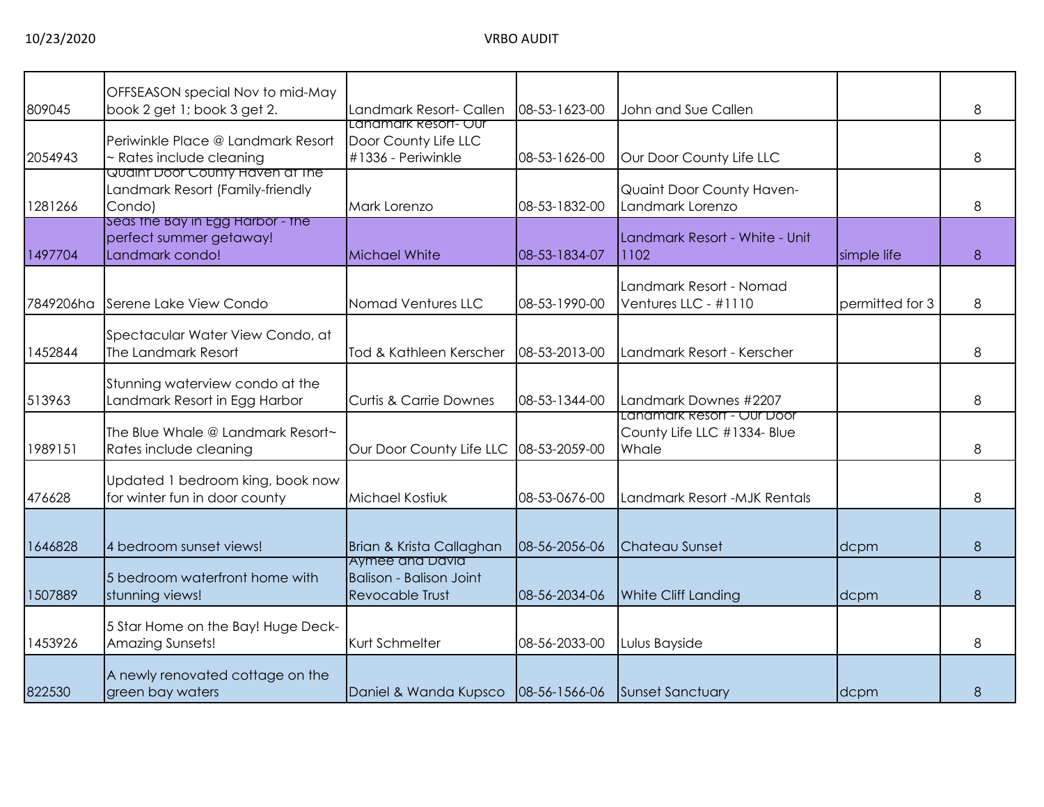| | | | | | | |
|---|---|---|---|---|---|---|
| 809045 | OFFSEASON special Nov to mid-May book 2 get 1; book 3 get 2. | Landmark Resort- Callen | 08-53-1623-00 | John and Sue Callen | | 8 |
| 2054943 | Periwinkle Place @ Landmark Resort ~ Rates include cleaning | Landmark Resort- Our Door County Life LLC #1336 - Periwinkle | 08-53-1626-00 | Our Door County Life LLC | | 8 |
| 1281266 | Quaint Door County Haven at The Landmark Resort (Family-friendly Condo) | Mark Lorenzo | 08-53-1832-00 | Quaint Door County Haven- Landmark Lorenzo | | 8 |
| 1497704 | Seas the Bay in Egg Harbor - the perfect summer getaway! Landmark condo! | Michael White | 08-53-1834-07 | Landmark Resort - White - Unit 1102 | simple life | 8 |
| 7849206ha | Serene Lake View Condo | Nomad Ventures LLC | 08-53-1990-00 | Landmark Resort - Nomad Ventures LLC - #1110 | permitted for 3 | 8 |
| 1452844 | Spectacular Water View Condo, at The Landmark Resort | Tod & Kathleen Kerscher | 08-53-2013-00 | Landmark Resort - Kerscher | | 8 |
| 513963 | Stunning waterview condo at the Landmark Resort in Egg Harbor | Curtis & Carrie Downes | 08-53-1344-00 | Landmark Downes #2207 | | 8 |
| 1989151 | The Blue Whale @ Landmark Resort~ Rates include cleaning | Our Door County Life LLC | 08-53-2059-00 | Landmark Resort - Our Door County Life LLC #1334- Blue Whale | | 8 |
| 476628 | Updated 1 bedroom king, book now for winter fun in door county | Michael Kostiuk | 08-53-0676-00 | Landmark Resort -MJK Rentals | | 8 |
| 1646828 | 4 bedroom sunset views! | Brian & Krista Callaghan | 08-56-2056-06 | Chateau Sunset | dcpm | 8 |
| 1507889 | 5 bedroom waterfront home with stunning views! | Aymee and David Balison - Balison Joint Revocable Trust | 08-56-2034-06 | White Cliff Landing | dcpm | 8 |
| 1453926 | 5 Star Home on the Bay! Huge Deck- Amazing Sunsets! | Kurt Schmelter | 08-56-2033-00 | Lulus Bayside | | 8 |
| 822530 | A newly renovated cottage on the green bay waters | Daniel & Wanda Kupsco | 08-56-1566-06 | Sunset Sanctuary | dcpm | 8 |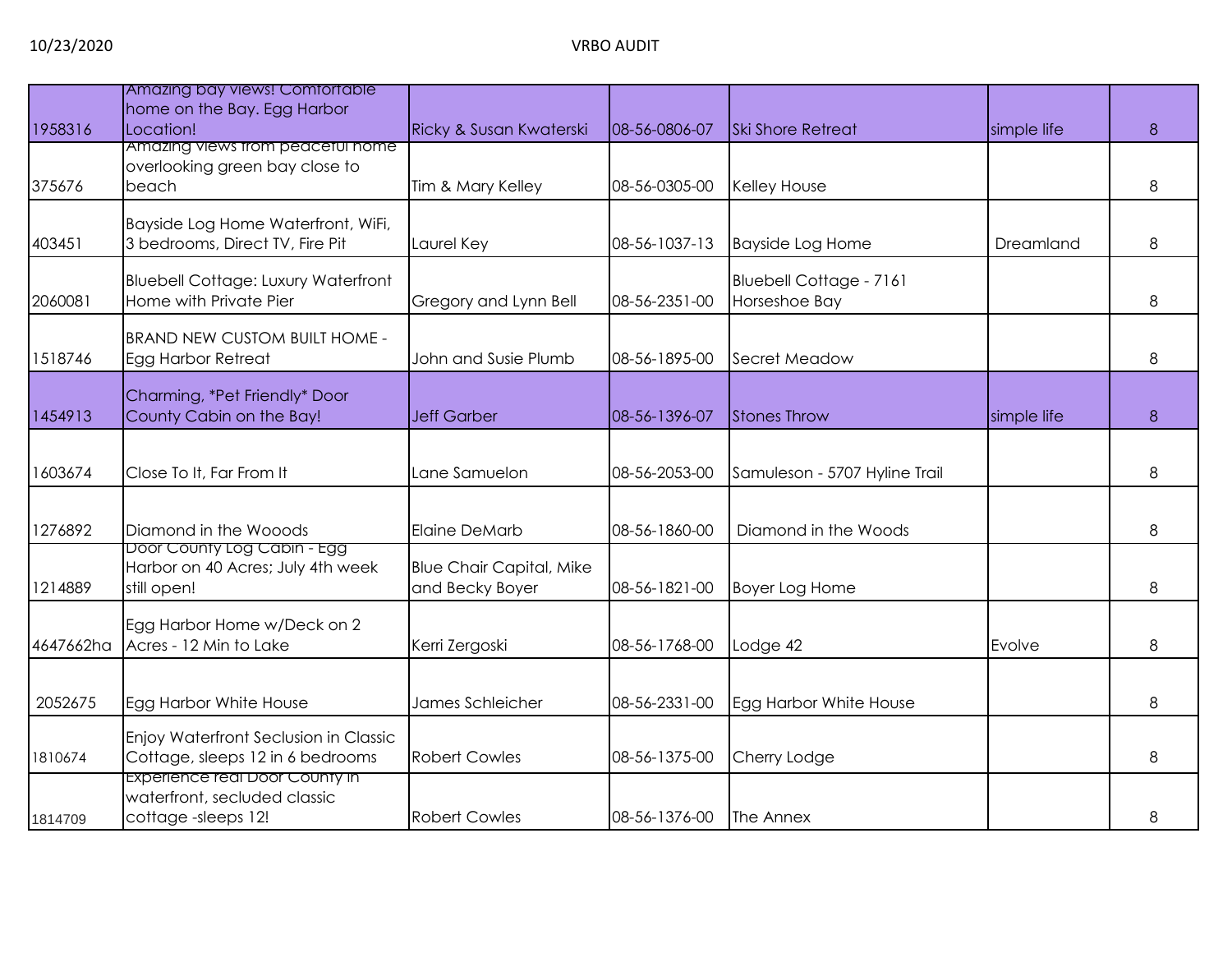| | | | | | | |
|---|---|---|---|---|---|---|
| 1958316 | Amazing bay views! Comfortable home on the Bay. Egg Harbor Location! | Ricky & Susan Kwaterski | 08-56-0806-07 | Ski Shore Retreat | simple life | 8 |
| 375676 | Amazing views from peaceful home overlooking green bay close to beach | Tim & Mary Kelley | 08-56-0305-00 | Kelley House | | 8 |
| 403451 | Bayside Log Home Waterfront, WiFi, 3 bedrooms, Direct TV, Fire Pit | Laurel Key | 08-56-1037-13 | Bayside Log Home | Dreamland | 8 |
| 2060081 | Bluebell Cottage: Luxury Waterfront Home with Private Pier | Gregory and Lynn Bell | 08-56-2351-00 | Bluebell Cottage - 7161 Horseshoe Bay | | 8 |
| 1518746 | BRAND NEW CUSTOM BUILT HOME - Egg Harbor Retreat | John and Susie Plumb | 08-56-1895-00 | Secret Meadow | | 8 |
| 1454913 | Charming, *Pet Friendly* Door County Cabin on the Bay! | Jeff Garber | 08-56-1396-07 | Stones Throw | simple life | 8 |
| 1603674 | Close To It, Far From It | Lane Samuelon | 08-56-2053-00 | Samuleson - 5707 Hyline Trail | | 8 |
| 1276892 | Diamond in the Wooods | Elaine DeMarb | 08-56-1860-00 | Diamond in the Woods | | 8 |
| 1214889 | Door County Log Cabin - Egg Harbor on 40 Acres; July 4th week still open! | Blue Chair Capital, Mike and Becky Boyer | 08-56-1821-00 | Boyer Log Home | | 8 |
| 4647662ha | Egg Harbor Home w/Deck on 2 Acres - 12 Min to Lake | Kerri Zergoski | 08-56-1768-00 | Lodge 42 | Evolve | 8 |
| 2052675 | Egg Harbor White House | James Schleicher | 08-56-2331-00 | Egg Harbor White House | | 8 |
| 1810674 | Enjoy Waterfront Seclusion in Classic Cottage, sleeps 12 in 6 bedrooms | Robert Cowles | 08-56-1375-00 | Cherry Lodge | | 8 |
| 1814709 | Experience real Door County in waterfront, secluded classic cottage -sleeps 12! | Robert Cowles | 08-56-1376-00 | The Annex | | 8 |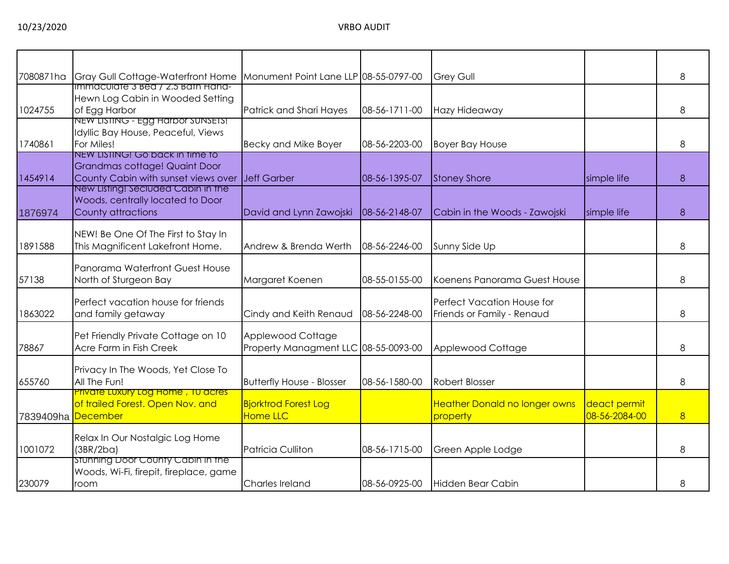| | | | | | | |
|---|---|---|---|---|---|---|
| 7080871ha | Gray Gull Cottage-Waterfront Home | Monument Point Lane LLP | 08-55-0797-00 | Grey Gull | | 8 |
| 1024755 | Immaculate 3 Bed / 2.5 Bath Hand-Hewn Log Cabin in Wooded Setting of Egg Harbor | Patrick and Shari Hayes | 08-56-1711-00 | Hazy Hideaway | | 8 |
| 1740861 | NEW LISTING - Egg Harbor SUNSETS! Idyllic Bay House, Peaceful, Views For Miles! | Becky and Mike Boyer | 08-56-2203-00 | Boyer Bay House | | 8 |
| 1454914 | NEW LISTING! Go back in time to Grandmas cottage! Quaint Door County Cabin with sunset views over | Jeff Garber | 08-56-1395-07 | Stoney Shore | simple life | 8 |
| 1876974 | New Listing! Secluded Cabin in the Woods, centrally located to Door County attractions | David and Lynn Zawojski | 08-56-2148-07 | Cabin in the Woods - Zawojski | simple life | 8 |
| 1891588 | NEW! Be One Of The First to Stay In This Magnificent Lakefront Home. | Andrew & Brenda Werth | 08-56-2246-00 | Sunny Side Up | | 8 |
| 57138 | Panorama Waterfront Guest House North of Sturgeon Bay | Margaret Koenen | 08-55-0155-00 | Koenens Panorama Guest House | | 8 |
| 1863022 | Perfect vacation house for friends and family getaway | Cindy and Keith Renaud | 08-56-2248-00 | Perfect Vacation House for Friends or Family - Renaud | | 8 |
| 78867 | Pet Friendly Private Cottage on 10 Acre Farm in Fish Creek | Applewood Cottage Property Managment LLC | 08-55-0093-00 | Applewood Cottage | | 8 |
| 655760 | Privacy In The Woods, Yet Close To All The Fun! | Butterfly House - Blosser | 08-56-1580-00 | Robert Blosser | | 8 |
| 7839409ha | Private Luxury Log Home , 10 acres of trailed Forest. Open Nov. and December | Bjorktrod Forest Log Home LLC | | Heather Donald no longer owns property | deact permit 08-56-2084-00 | 8 |
| 1001072 | Relax In Our Nostalgic Log Home (3BR/2ba) | Patricia Culliton | 08-56-1715-00 | Green Apple Lodge | | 8 |
| 230079 | Stunning Door County Cabin in the Woods, Wi-Fi, firepit, fireplace, game room | Charles Ireland | 08-56-0925-00 | Hidden Bear Cabin | | 8 |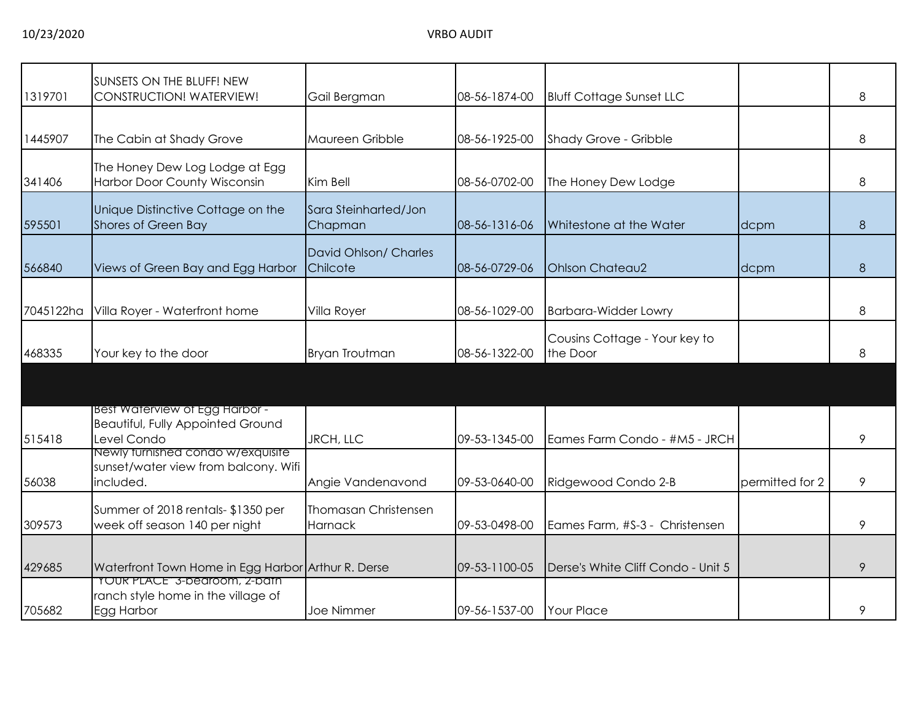| | | | | | | |
|---|---|---|---|---|---|---|
| 1319701 | SUNSETS ON THE BLUFF! NEW CONSTRUCTION! WATERVIEW! | Gail Bergman | 08-56-1874-00 | Bluff Cottage Sunset LLC | | 8 |
| 1445907 | The Cabin at Shady Grove | Maureen Gribble | 08-56-1925-00 | Shady Grove - Gribble | | 8 |
| 341406 | The Honey Dew Log Lodge at Egg Harbor Door County Wisconsin | Kim Bell | 08-56-0702-00 | The Honey Dew Lodge | | 8 |
| 595501 | Unique Distinctive Cottage on the Shores of Green Bay | Sara Steinharted/Jon Chapman | 08-56-1316-06 | Whitestone at the Water | dcpm | 8 |
| 566840 | Views of Green Bay and Egg Harbor | David Ohlson/ Charles Chilcote | 08-56-0729-06 | Ohlson Chateau2 | dcpm | 8 |
| 7045122ha | Villa Royer - Waterfront home | Villa Royer | 08-56-1029-00 | Barbara-Widder Lowry | | 8 |
| 468335 | Your key to the door | Bryan Troutman | 08-56-1322-00 | Cousins Cottage - Your key to the Door | | 8 |
| | | | | | | |
| 515418 | Best Waterview of Egg Harbor - Beautiful, Fully Appointed Ground Level Condo | JRCH, LLC | 09-53-1345-00 | Eames Farm Condo - #M5 - JRCH | | 9 |
| 56038 | Newly furnished condo w/exquisite sunset/water view from balcony. Wifi included. | Angie Vandenavond | 09-53-0640-00 | Ridgewood Condo 2-B | permitted for 2 | 9 |
| 309573 | Summer of 2018 rentals- $1350 per week off season 140 per night | Thomasan Christensen Harnack | 09-53-0498-00 | Eames Farm, #S-3 - Christensen | | 9 |
| 429685 | Waterfront Town Home in Egg Harbor | Arthur R. Derse | 09-53-1100-05 | Derse's White Cliff Condo - Unit 5 | | 9 |
| 705682 | "YOUR PLACE" 3-bedroom, 2-bath ranch style home in the village of Egg Harbor | Joe Nimmer | 09-56-1537-00 | Your Place | | 9 |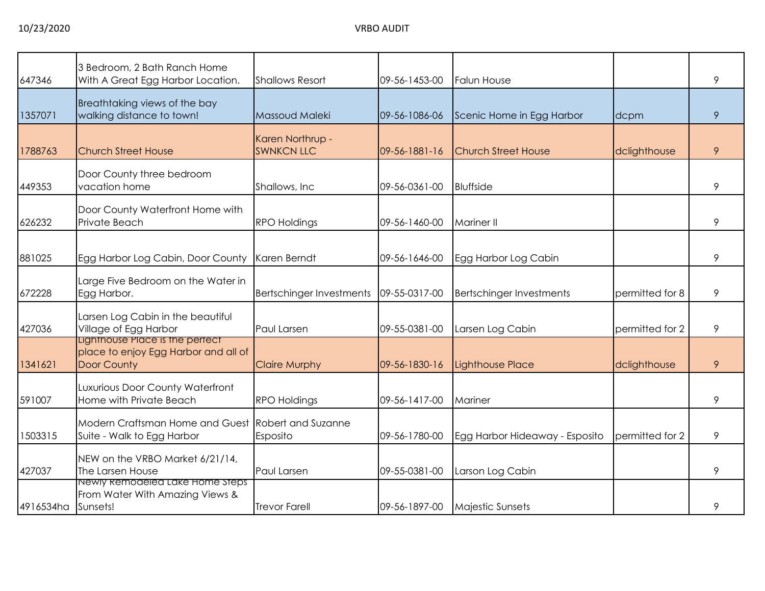| | | | | | | |
|---|---|---|---|---|---|---|
| 647346 | 3 Bedroom, 2 Bath Ranch Home With A Great Egg Harbor Location. | Shallows Resort | 09-56-1453-00 | Falun House | | 9 |
| 1357071 | Breathtaking views of the bay walking distance to town! | Massoud Maleki | 09-56-1086-06 | Scenic Home in Egg Harbor | dcpm | 9 |
| 1788763 | Church Street House | Karen Northrup - SWNKCN LLC | 09-56-1881-16 | Church Street House | dclighthouse | 9 |
| 449353 | Door County three bedroom vacation home | Shallows, Inc | 09-56-0361-00 | Bluffside | | 9 |
| 626232 | Door County Waterfront Home with Private Beach | RPO Holdings | 09-56-1460-00 | Mariner II | | 9 |
| 881025 | Egg Harbor Log Cabin, Door County | Karen Berndt | 09-56-1646-00 | Egg Harbor Log Cabin | | 9 |
| 672228 | Large Five Bedroom on the Water in Egg Harbor. | Bertschinger Investments | 09-55-0317-00 | Bertschinger Investments | permitted for 8 | 9 |
| 427036 | Larsen Log Cabin in the beautiful Village of Egg Harbor | Paul Larsen | 09-55-0381-00 | Larsen Log Cabin | permitted for 2 | 9 |
| 1341621 | Lighthouse Place is the perfect place to enjoy Egg Harbor and all of Door County | Claire Murphy | 09-56-1830-16 | Lighthouse Place | dclighthouse | 9 |
| 591007 | Luxurious Door County Waterfront Home with Private Beach | RPO Holdings | 09-56-1417-00 | Mariner | | 9 |
| 1503315 | Modern Craftsman Home and Guest Suite - Walk to Egg Harbor | Robert and Suzanne Esposito | 09-56-1780-00 | Egg Harbor Hideaway - Esposito | permitted for 2 | 9 |
| 427037 | NEW on the VRBO Market 6/21/14, The Larsen House | Paul Larsen | 09-55-0381-00 | Larson Log Cabin | | 9 |
| 4916534ha | Newly Remodeled Lake Home Steps From Water With Amazing Views & Sunsets! | Trevor Farell | 09-56-1897-00 | Majestic Sunsets | | 9 |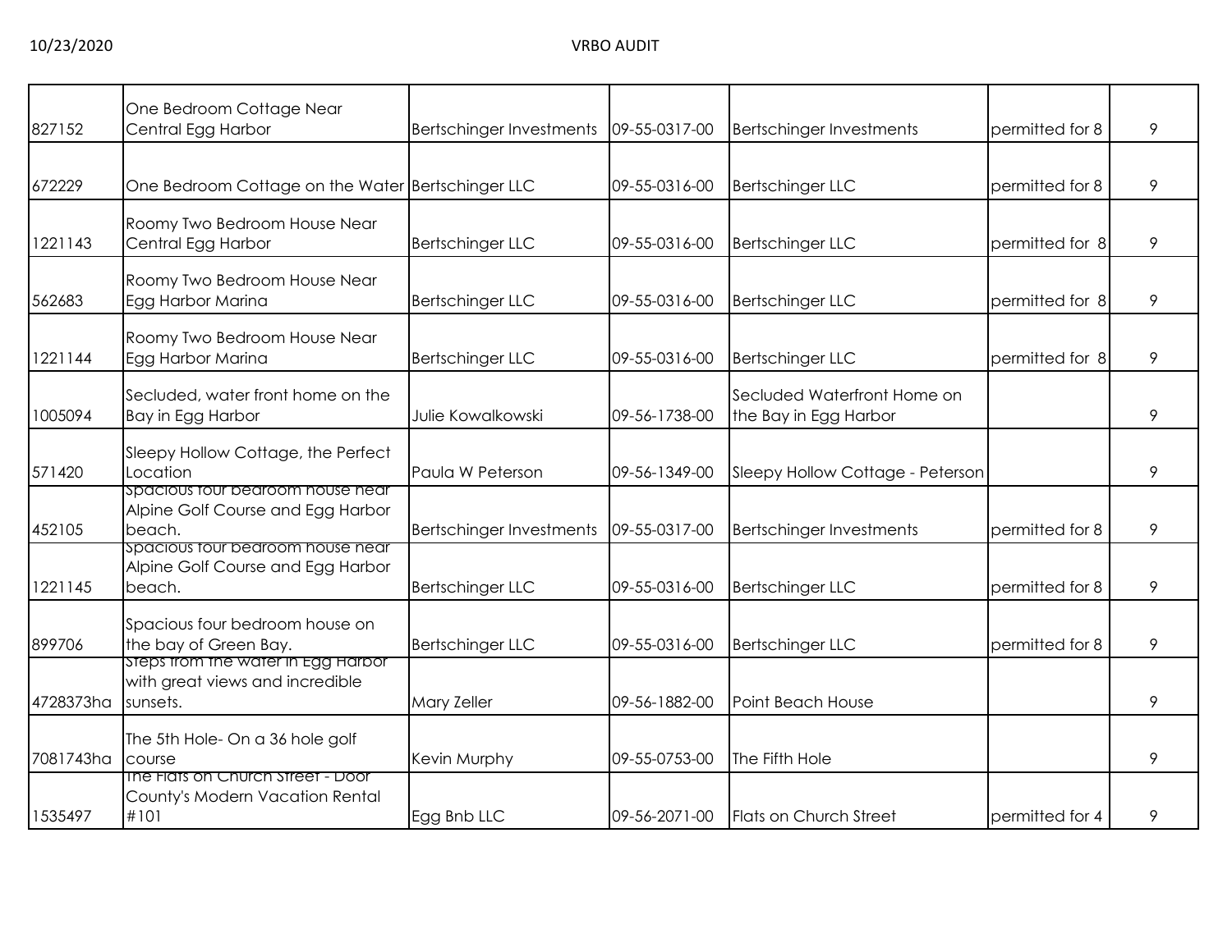| | | | | | | |
|---|---|---|---|---|---|---|
| 827152 | One Bedroom Cottage Near Central Egg Harbor | Bertschinger Investments | 09-55-0317-00 | Bertschinger Investments | permitted for 8 | 9 |
| 672229 | One Bedroom Cottage on the Water | Bertschinger LLC | 09-55-0316-00 | Bertschinger LLC | permitted for 8 | 9 |
| 1221143 | Roomy Two Bedroom House Near Central Egg Harbor | Bertschinger LLC | 09-55-0316-00 | Bertschinger LLC | permitted for 8 | 9 |
| 562683 | Roomy Two Bedroom House Near Egg Harbor Marina | Bertschinger LLC | 09-55-0316-00 | Bertschinger LLC | permitted for 8 | 9 |
| 1221144 | Roomy Two Bedroom House Near Egg Harbor Marina | Bertschinger LLC | 09-55-0316-00 | Bertschinger LLC | permitted for 8 | 9 |
| 1005094 | Secluded, water front home on the Bay in Egg Harbor | Julie Kowalkowski | 09-56-1738-00 | Secluded Waterfront Home on the Bay in Egg Harbor | | 9 |
| 571420 | Sleepy Hollow Cottage, the Perfect Location | Paula W Peterson | 09-56-1349-00 | Sleepy Hollow Cottage - Peterson | | 9 |
| 452105 | Spacious four bedroom house near Alpine Golf Course and Egg Harbor beach. | Bertschinger Investments | 09-55-0317-00 | Bertschinger Investments | permitted for 8 | 9 |
| 1221145 | Spacious four bedroom house near Alpine Golf Course and Egg Harbor beach. | Bertschinger LLC | 09-55-0316-00 | Bertschinger LLC | permitted for 8 | 9 |
| 899706 | Spacious four bedroom house on the bay of Green Bay. | Bertschinger LLC | 09-55-0316-00 | Bertschinger LLC | permitted for 8 | 9 |
| 4728373ha | Steps from the water in Egg Harbor with great views and incredible sunsets. | Mary Zeller | 09-56-1882-00 | Point Beach House | | 9 |
| 7081743ha | The 5th Hole- On a 36 hole golf course | Kevin Murphy | 09-55-0753-00 | The Fifth Hole | | 9 |
| 1535497 | The Flats on Church Street - Door County's Modern Vacation Rental #101 | Egg Bnb LLC | 09-56-2071-00 | Flats on Church Street | permitted for 4 | 9 |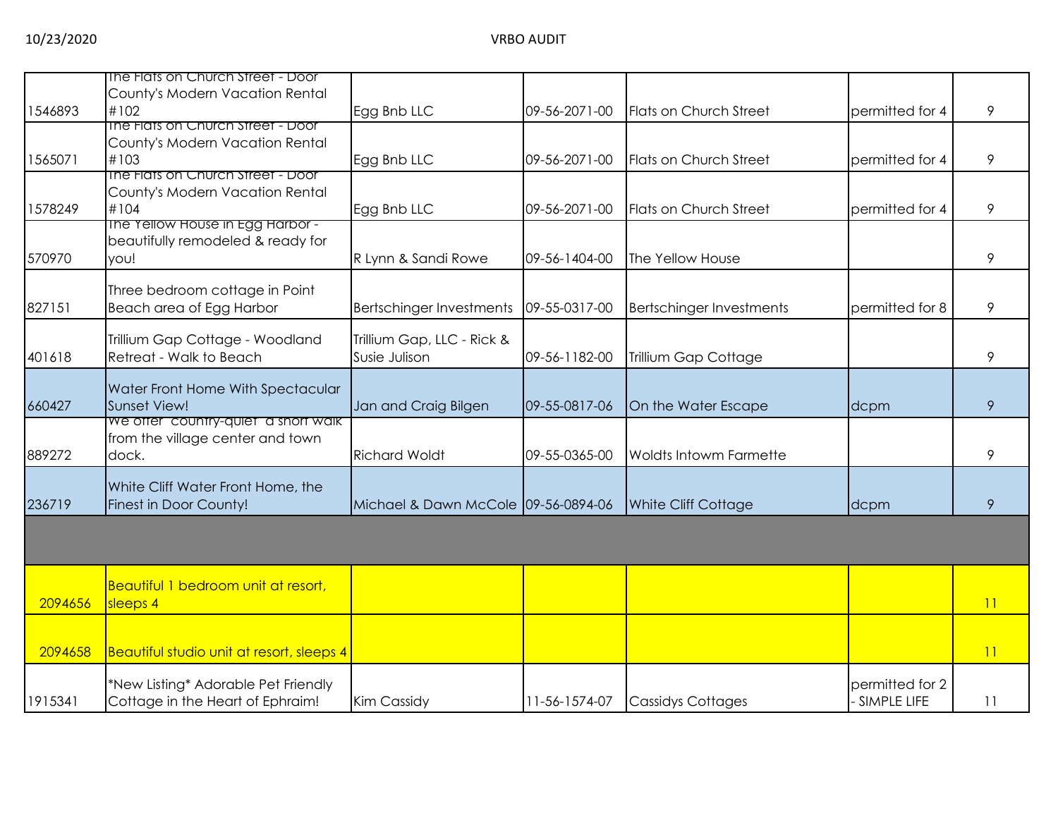| | | | | | | |
|---|---|---|---|---|---|---|
| 1546893 | The Flats on Church Street - Door County's Modern Vacation Rental #102 | Egg Bnb LLC | 09-56-2071-00 | Flats on Church Street | permitted for 4 | 9 |
| 1565071 | The Flats on Church Street - Door County's Modern Vacation Rental #103 | Egg Bnb LLC | 09-56-2071-00 | Flats on Church Street | permitted for 4 | 9 |
| 1578249 | The Flats on Church Street - Door County's Modern Vacation Rental #104 | Egg Bnb LLC | 09-56-2071-00 | Flats on Church Street | permitted for 4 | 9 |
| 570970 | The Yellow House in Egg Harbor - beautifully remodeled & ready for you! | R Lynn & Sandi Rowe | 09-56-1404-00 | The Yellow House | | 9 |
| 827151 | Three bedroom cottage in Point Beach area of Egg Harbor | Bertschinger Investments | 09-55-0317-00 | Bertschinger Investments | permitted for 8 | 9 |
| 401618 | Trillium Gap Cottage - Woodland Retreat - Walk to Beach | Trillium Gap, LLC - Rick & Susie Julison | 09-56-1182-00 | Trillium Gap Cottage | | 9 |
| 660427 | Water Front Home With Spectacular Sunset View! | Jan and Craig Bilgen | 09-55-0817-06 | On the Water Escape | dcpm | 9 |
| 889272 | We offer "country-quiet" a short walk from the village center and town dock. | Richard Woldt | 09-55-0365-00 | Woldts Intowm Farmette | | 9 |
| 236719 | White Cliff Water Front Home, the Finest in Door County! | Michael & Dawn McCole | 09-56-0894-06 | White Cliff Cottage | dcpm | 9 |
| | | | | | | |
| 2094656 | Beautiful 1 bedroom unit at resort, sleeps 4 | | | | | 11 |
| 2094658 | Beautiful studio unit at resort, sleeps 4 | | | | | 11 |
| 1915341 | *New Listing* Adorable Pet Friendly Cottage in the Heart of Ephraim! | Kim Cassidy | 11-56-1574-07 | Cassidys Cottages | permitted for 2 - SIMPLE LIFE | 11 |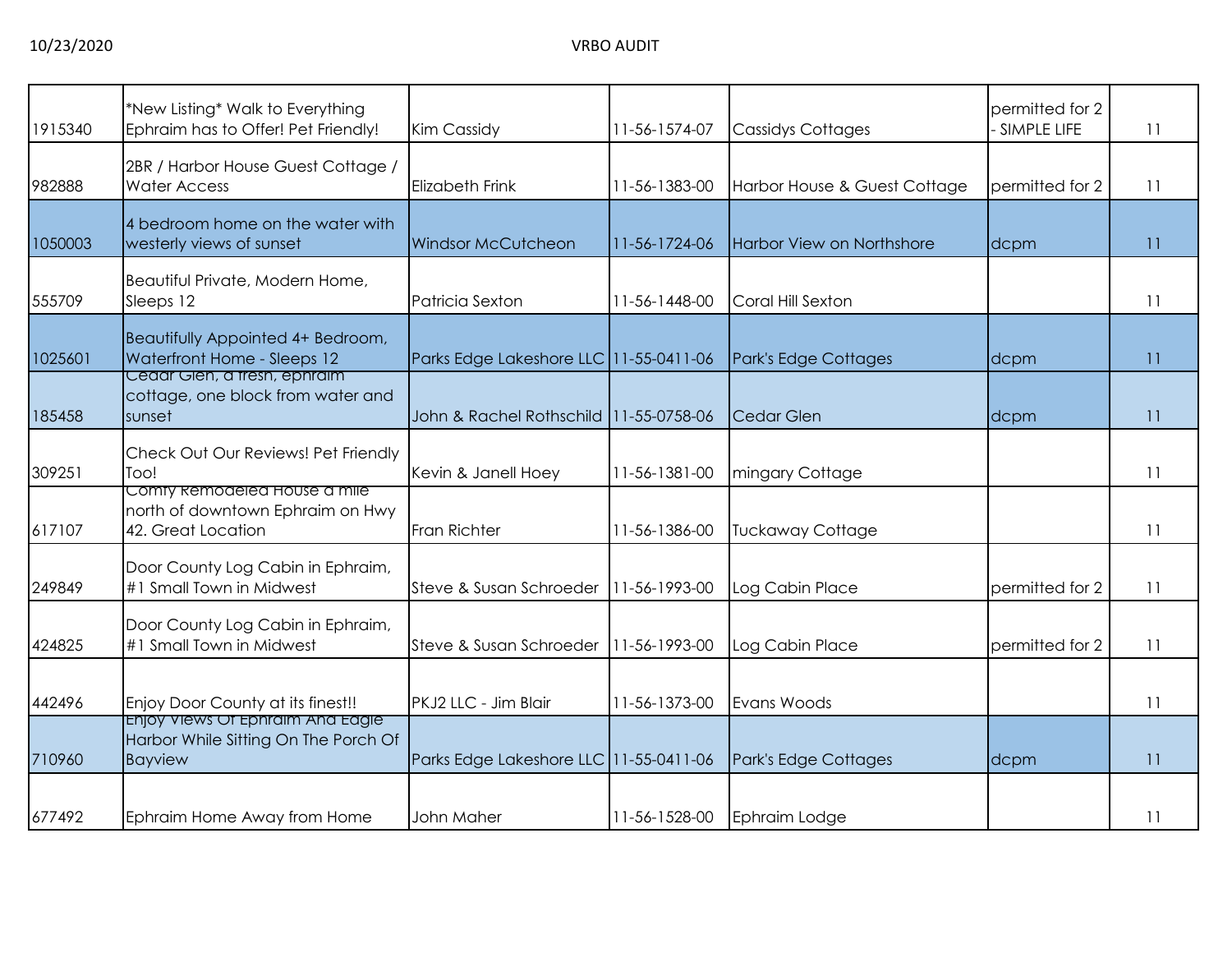| | | | | | | |
|---|---|---|---|---|---|---|
| 1915340 | *New Listing* Walk to Everything Ephraim has to Offer! Pet Friendly! | Kim Cassidy | 11-56-1574-07 | Cassidys Cottages | permitted for 2 - SIMPLE LIFE | 11 |
| 982888 | 2BR / Harbor House Guest Cottage / Water Access | Elizabeth Frink | 11-56-1383-00 | Harbor House & Guest Cottage | permitted for 2 | 11 |
| 1050003 | 4 bedroom home on the water with westerly views of sunset | Windsor McCutcheon | 11-56-1724-06 | Harbor View on Northshore | dcpm | 11 |
| 555709 | Beautiful Private, Modern Home, Sleeps 12 | Patricia Sexton | 11-56-1448-00 | Coral Hill Sexton | | 11 |
| 1025601 | Beautifully Appointed 4+ Bedroom, Waterfront Home - Sleeps 12 | Parks Edge Lakeshore LLC | 11-55-0411-06 | Park's Edge Cottages | dcpm | 11 |
| 185458 | Cedar Glen, a fresh, ephraim cottage, one block from water and sunset | John & Rachel Rothschild | 11-55-0758-06 | Cedar Glen | dcpm | 11 |
| 309251 | Check Out Our Reviews! Pet Friendly Too! | Kevin & Janell Hoey | 11-56-1381-00 | mingary Cottage | | 11 |
| 617107 | Comfy Remodeled House a mile north of downtown Ephraim on Hwy 42. Great Location | Fran Richter | 11-56-1386-00 | Tuckaway Cottage | | 11 |
| 249849 | Door County Log Cabin in Ephraim, #1 Small Town in Midwest | Steve & Susan Schroeder | 11-56-1993-00 | Log Cabin Place | permitted for 2 | 11 |
| 424825 | Door County Log Cabin in Ephraim, #1 Small Town in Midwest | Steve & Susan Schroeder | 11-56-1993-00 | Log Cabin Place | permitted for 2 | 11 |
| 442496 | Enjoy Door County at its finest!! | PKJ2 LLC - Jim Blair | 11-56-1373-00 | Evans Woods | | 11 |
| 710960 | Enjoy Views Of Ephraim And Eagle Harbor While Sitting On The Porch Of Bayview | Parks Edge Lakeshore LLC | 11-55-0411-06 | Park's Edge Cottages | dcpm | 11 |
| 677492 | Ephraim Home Away from Home | John Maher | 11-56-1528-00 | Ephraim Lodge | | 11 |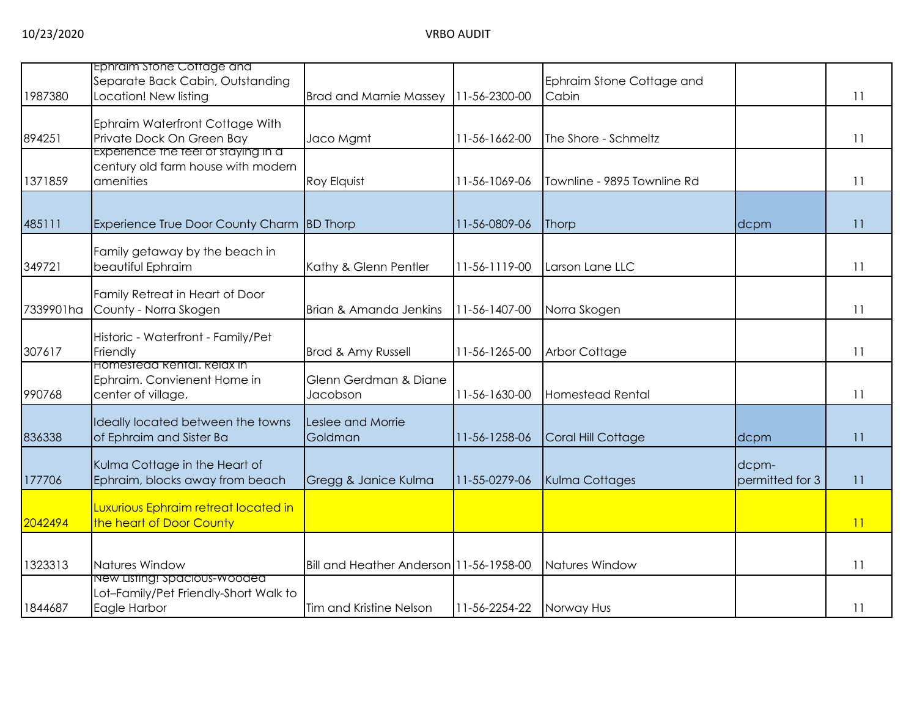| | | | | | | |
|---|---|---|---|---|---|---|
| 1987380 | Ephraim Stone Cottage and Separate Back Cabin, Outstanding Location! New listing | Brad and Marnie Massey | 11-56-2300-00 | Ephraim Stone Cottage and Cabin | | 11 |
| 894251 | Ephraim Waterfront Cottage With Private Dock On Green Bay | Jaco Mgmt | 11-56-1662-00 | The Shore - Schmeltz | | 11 |
| 1371859 | Experience the feel of staying in a century old farm house with modern amenities | Roy Elquist | 11-56-1069-06 | Townline - 9895 Townline Rd | | 11 |
| 485111 | Experience True Door County Charm | BD Thorp | 11-56-0809-06 | Thorp | dcpm | 11 |
| 349721 | Family getaway by the beach in beautiful Ephraim | Kathy & Glenn Pentler | 11-56-1119-00 | Larson Lane LLC | | 11 |
| 7339901ha | Family Retreat in Heart of Door County - Norra Skogen | Brian & Amanda Jenkins | 11-56-1407-00 | Norra Skogen | | 11 |
| 307617 | Historic - Waterfront - Family/Pet Friendly | Brad & Amy Russell | 11-56-1265-00 | Arbor Cottage | | 11 |
| 990768 | Homestead Rental. Relax in Ephraim. Convienent Home in center of village. | Glenn Gerdman & Diane Jacobson | 11-56-1630-00 | Homestead Rental | | 11 |
| 836338 | Ideally located between the towns of Ephraim and Sister Ba | Leslee and Morrie Goldman | 11-56-1258-06 | Coral Hill Cottage | dcpm | 11 |
| 177706 | Kulma Cottage in the Heart of Ephraim, blocks away from beach | Gregg & Janice Kulma | 11-55-0279-06 | Kulma Cottages | dcpm-permitted for 3 | 11 |
| 2042494 | Luxurious Ephraim retreat located in the heart of Door County | | | | | 11 |
| 1323313 | Natures Window | Bill and Heather Anderson | 11-56-1958-00 | Natures Window | | 11 |
| 1844687 | New Listing! Spacious-Wooded Lot–Family/Pet Friendly-Short Walk to Eagle Harbor | Tim and Kristine Nelson | 11-56-2254-22 | Norway Hus | | 11 |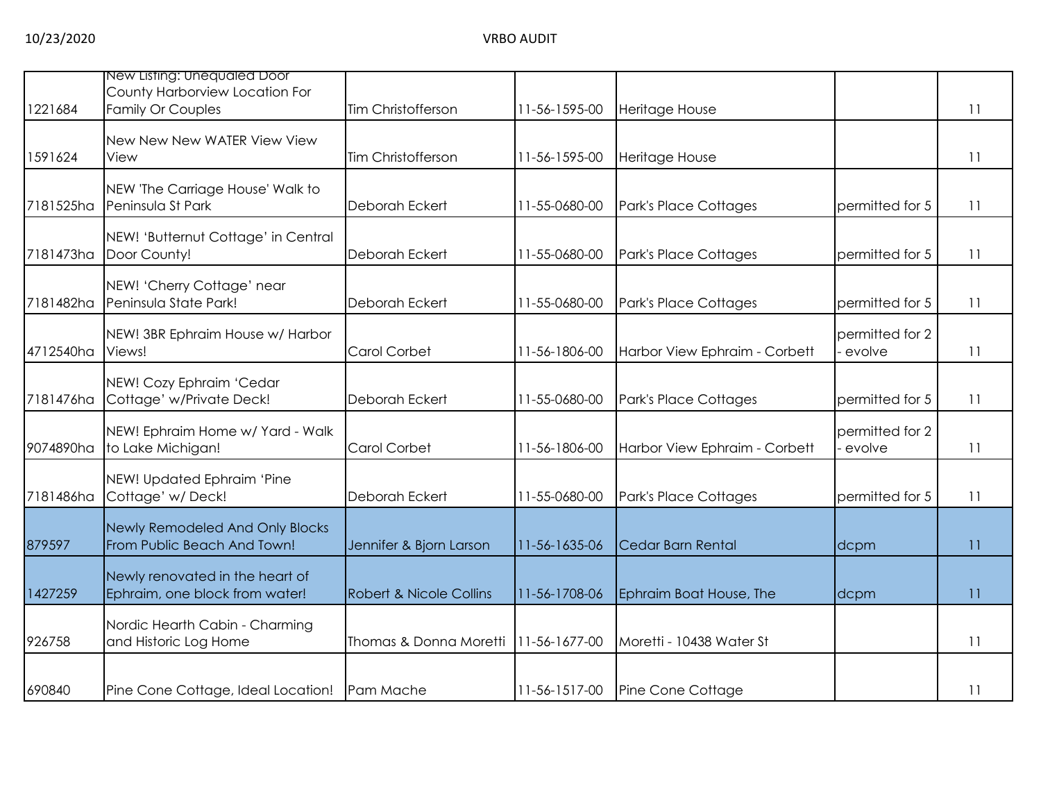| | | | | | | |
|---|---|---|---|---|---|---|
| 1221684 | New Listing: Unequaled Door County Harborview Location For Family Or Couples | Tim Christofferson | 11-56-1595-00 | Heritage House | | 11 |
| 1591624 | New New New WATER View View View | Tim Christofferson | 11-56-1595-00 | Heritage House | | 11 |
| 7181525ha | NEW 'The Carriage House' Walk to Peninsula St Park | Deborah Eckert | 11-55-0680-00 | Park's Place Cottages | permitted for 5 | 11 |
| 7181473ha | NEW! 'Butternut Cottage' in Central Door County! | Deborah Eckert | 11-55-0680-00 | Park's Place Cottages | permitted for 5 | 11 |
| 7181482ha | NEW! 'Cherry Cottage' near Peninsula State Park! | Deborah Eckert | 11-55-0680-00 | Park's Place Cottages | permitted for 5 | 11 |
| 4712540ha | NEW! 3BR Ephraim House w/ Harbor Views! | Carol Corbet | 11-56-1806-00 | Harbor View Ephraim - Corbett | permitted for 2 - evolve | 11 |
| 7181476ha | NEW! Cozy Ephraim 'Cedar Cottage' w/Private Deck! | Deborah Eckert | 11-55-0680-00 | Park's Place Cottages | permitted for 5 | 11 |
| 9074890ha | NEW! Ephraim Home w/ Yard - Walk to Lake Michigan! | Carol Corbet | 11-56-1806-00 | Harbor View Ephraim - Corbett | permitted for 2 - evolve | 11 |
| 7181486ha | NEW! Updated Ephraim 'Pine Cottage' w/ Deck! | Deborah Eckert | 11-55-0680-00 | Park's Place Cottages | permitted for 5 | 11 |
| 879597 | Newly Remodeled And Only Blocks From Public Beach And Town! | Jennifer & Bjorn Larson | 11-56-1635-06 | Cedar Barn Rental | dcpm | 11 |
| 1427259 | Newly renovated in the heart of Ephraim, one block from water! | Robert & Nicole Collins | 11-56-1708-06 | Ephraim Boat House, The | dcpm | 11 |
| 926758 | Nordic Hearth Cabin - Charming and Historic Log Home | Thomas & Donna Moretti | 11-56-1677-00 | Moretti - 10438 Water St | | 11 |
| 690840 | Pine Cone Cottage, Ideal Location! | Pam Mache | 11-56-1517-00 | Pine Cone Cottage | | 11 |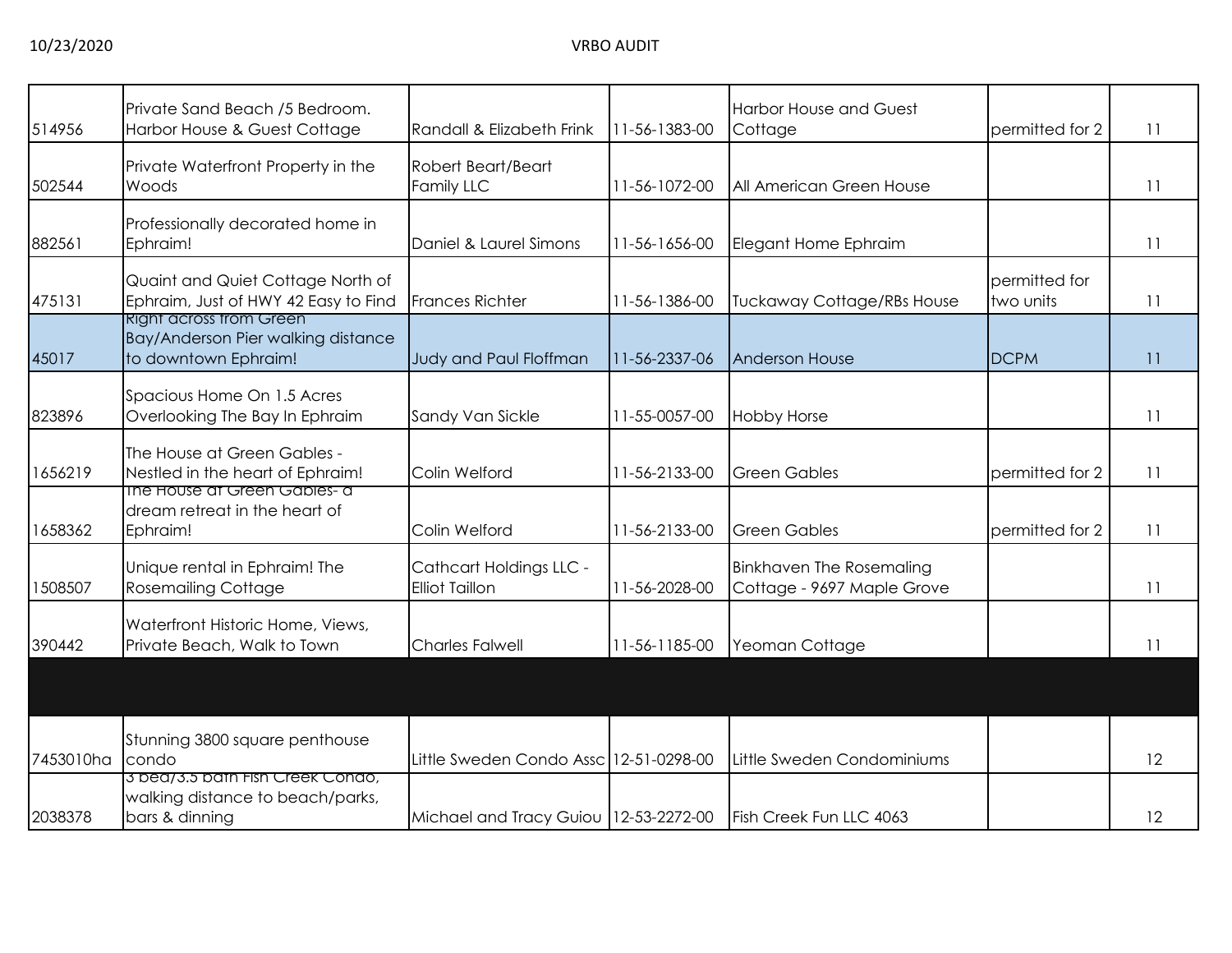| | | | | | | |
|---|---|---|---|---|---|---|
| 514956 | Private Sand Beach /5 Bedroom. Harbor House & Guest Cottage | Randall & Elizabeth Frink | 11-56-1383-00 | Harbor House and Guest Cottage | permitted for 2 | 11 |
| 502544 | Private Waterfront Property in the Woods | Robert Beart/Beart Family LLC | 11-56-1072-00 | All American Green House | | 11 |
| 882561 | Professionally decorated home in Ephraim! | Daniel & Laurel Simons | 11-56-1656-00 | Elegant Home Ephraim | | 11 |
| 475131 | Quaint and Quiet Cottage North of Ephraim, Just of HWY 42 Easy to Find | Frances Richter | 11-56-1386-00 | Tuckaway Cottage/RBs House | permitted for two units | 11 |
| 45017 | Right across from Green Bay/Anderson Pier walking distance to downtown Ephraim! | Judy and Paul Floffman | 11-56-2337-06 | Anderson House | DCPM | 11 |
| 823896 | Spacious Home On 1.5 Acres Overlooking The Bay In Ephraim | Sandy Van Sickle | 11-55-0057-00 | Hobby Horse | | 11 |
| 1656219 | The House at Green Gables - Nestled in the heart of Ephraim! | Colin Welford | 11-56-2133-00 | Green Gables | permitted for 2 | 11 |
| 1658362 | The House at Green Gables- a dream retreat in the heart of Ephraim! | Colin Welford | 11-56-2133-00 | Green Gables | permitted for 2 | 11 |
| 1508507 | Unique rental in Ephraim! The Rosemailing Cottage | Cathcart Holdings LLC - Elliot Taillon | 11-56-2028-00 | Binkhaven The Rosemaling Cottage - 9697 Maple Grove | | 11 |
| 390442 | Waterfront Historic Home, Views, Private Beach, Walk to Town | Charles Falwell | 11-56-1185-00 | Yeoman Cottage | | 11 |
| | | | | | | |
| 7453010ha | Stunning 3800 square penthouse condo | Little Sweden Condo Assc | 12-51-0298-00 | Little Sweden Condominiums | | 12 |
| 2038378 | 3 bed/3.5 bath Fish Creek Condo, walking distance to beach/parks, bars & dinning | Michael and Tracy Guiou | 12-53-2272-00 | Fish Creek Fun LLC 4063 | | 12 |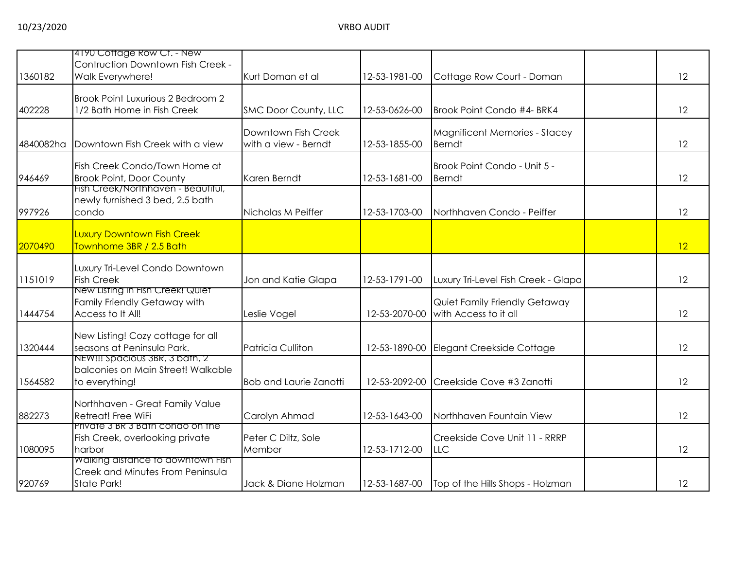| | | | | | | |
|---|---|---|---|---|---|---|
| 1360182 | 4190 Cottage Row Ct. - New Contruction Downtown Fish Creek - Walk Everywhere! | Kurt Doman et al | 12-53-1981-00 | Cottage Row Court - Doman | | 12 |
| 402228 | Brook Point Luxurious 2 Bedroom 2 1/2 Bath Home in Fish Creek | SMC Door County, LLC | 12-53-0626-00 | Brook Point Condo #4- BRK4 | | 12 |
| 4840082ha | Downtown Fish Creek with a view | Downtown Fish Creek with a view - Berndt | 12-53-1855-00 | Magnificent Memories - Stacey Berndt | | 12 |
| 946469 | Fish Creek Condo/Town Home at Brook Point, Door County | Karen Berndt | 12-53-1681-00 | Brook Point Condo - Unit 5 - Berndt | | 12 |
| 997926 | Fish Creek/Northhaven - Beautiful, newly furnished 3 bed, 2.5 bath condo | Nicholas M Peiffer | 12-53-1703-00 | Northhaven Condo - Peiffer | | 12 |
| 2070490 | Luxury Downtown Fish Creek Townhome 3BR / 2.5 Bath | | | | | 12 |
| 1151019 | Luxury Tri-Level Condo Downtown Fish Creek | Jon and Katie Glapa | 12-53-1791-00 | Luxury Tri-Level Fish Creek - Glapa | | 12 |
| 1444754 | New Listing in Fish Creek! Quiet Family Friendly Getaway with Access to It All! | Leslie Vogel | 12-53-2070-00 | Quiet Family Friendly Getaway with Access to it all | | 12 |
| 1320444 | New Listing! Cozy cottage for all seasons at Peninsula Park. | Patricia Culliton | 12-53-1890-00 | Elegant Creekside Cottage | | 12 |
| 1564582 | NEW!!! Spacious 3BR, 3 bath, 2 balconies on Main Street! Walkable to everything! | Bob and Laurie Zanotti | 12-53-2092-00 | Creekside Cove #3 Zanotti | | 12 |
| 882273 | Northhaven - Great Family Value Retreat! Free WiFi | Carolyn Ahmad | 12-53-1643-00 | Northhaven Fountain View | | 12 |
| 1080095 | Private 3 BR 3 Bath condo on the Fish Creek, overlooking private harbor | Peter C Diltz, Sole Member | 12-53-1712-00 | Creekside Cove Unit 11 - RRRP LLC | | 12 |
| 920769 | Walking distance to downtown Fish Creek and Minutes From Peninsula State Park! | Jack & Diane Holzman | 12-53-1687-00 | Top of the Hills Shops - Holzman | | 12 |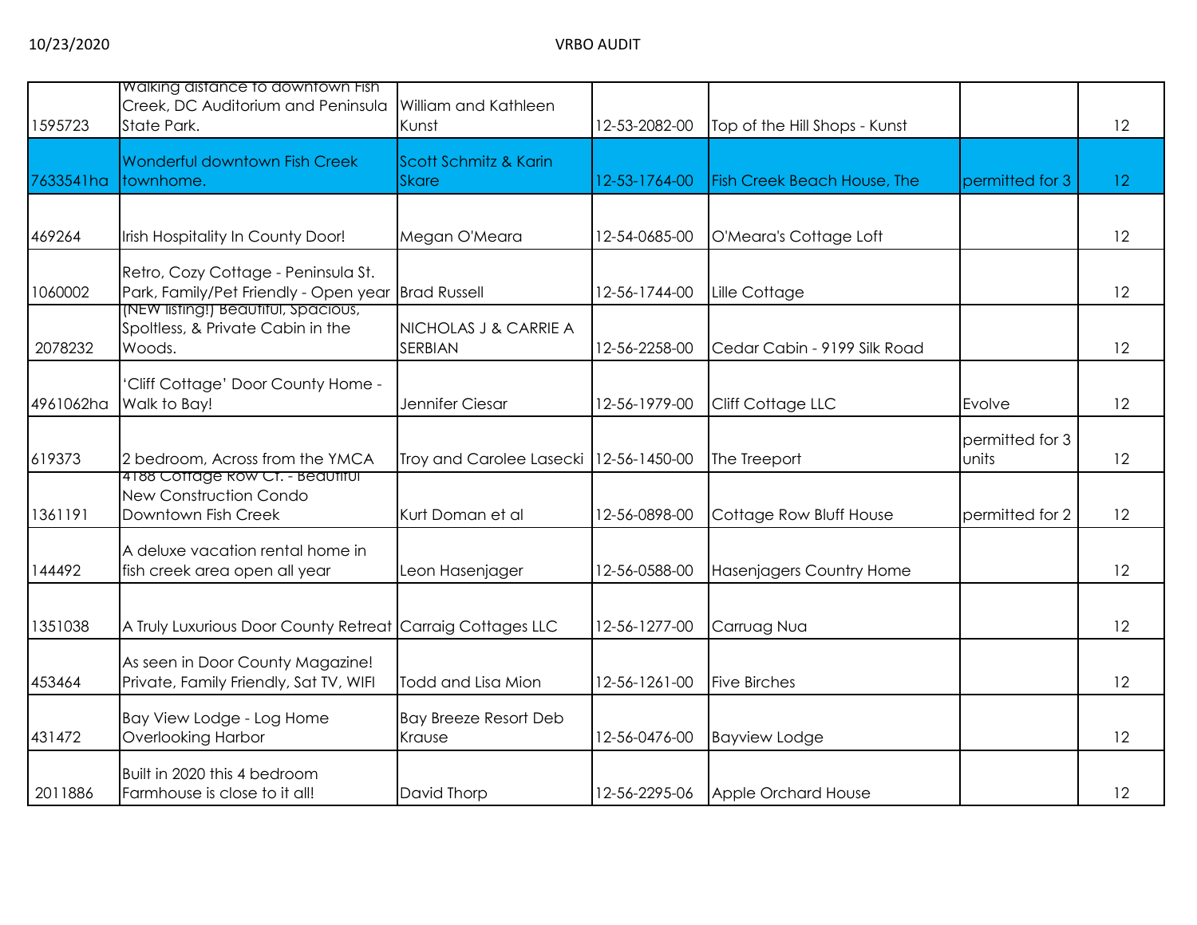| | | | | | | |
|---|---|---|---|---|---|---|
| 1595723 | Walking distance to downtown Fish Creek, DC Auditorium and Peninsula State Park. | William and Kathleen Kunst | 12-53-2082-00 | Top of the Hill Shops - Kunst | | 12 |
| 7633541ha | Wonderful downtown Fish Creek townhome. | Scott Schmitz & Karin Skare | 12-53-1764-00 | Fish Creek Beach House, The | permitted for 3 | 12 |
| 469264 | Irish Hospitality In County Door! | Megan O'Meara | 12-54-0685-00 | O'Meara's Cottage Loft | | 12 |
| 1060002 | Retro, Cozy Cottage - Peninsula St. Park, Family/Pet Friendly - Open year | Brad Russell | 12-56-1744-00 | Lille Cottage | | 12 |
| 2078232 | (NEW listing!) Beautiful, Spacious, Spoltless, & Private Cabin in the Woods. | NICHOLAS J & CARRIE A SERBIAN | 12-56-2258-00 | Cedar Cabin - 9199 Silk Road | | 12 |
| 4961062ha | 'Cliff Cottage' Door County Home - Walk to Bay! | Jennifer Ciesar | 12-56-1979-00 | Cliff Cottage LLC | Evolve | 12 |
| 619373 | 2 bedroom, Across from the YMCA | Troy and Carolee Lasecki | 12-56-1450-00 | The Treeport | permitted for 3 units | 12 |
| 1361191 | 4188 Cottage Row Ct. - Beautiful New Construction Condo Downtown Fish Creek | Kurt Doman et al | 12-56-0898-00 | Cottage Row Bluff House | permitted for 2 | 12 |
| 144492 | A deluxe vacation rental home in fish creek area open all year | Leon Hasenjager | 12-56-0588-00 | Hasenjagers Country Home | | 12 |
| 1351038 | A Truly Luxurious Door County Retreat | Carraig Cottages LLC | 12-56-1277-00 | Carruag Nua | | 12 |
| 453464 | As seen in Door County Magazine! Private, Family Friendly, Sat TV, WIFI | Todd and Lisa Mion | 12-56-1261-00 | Five Birches | | 12 |
| 431472 | Bay View Lodge - Log Home Overlooking Harbor | Bay Breeze Resort Deb Krause | 12-56-0476-00 | Bayview Lodge | | 12 |
| 2011886 | Built in 2020 this 4 bedroom Farmhouse is close to it all! | David Thorp | 12-56-2295-06 | Apple Orchard House | | 12 |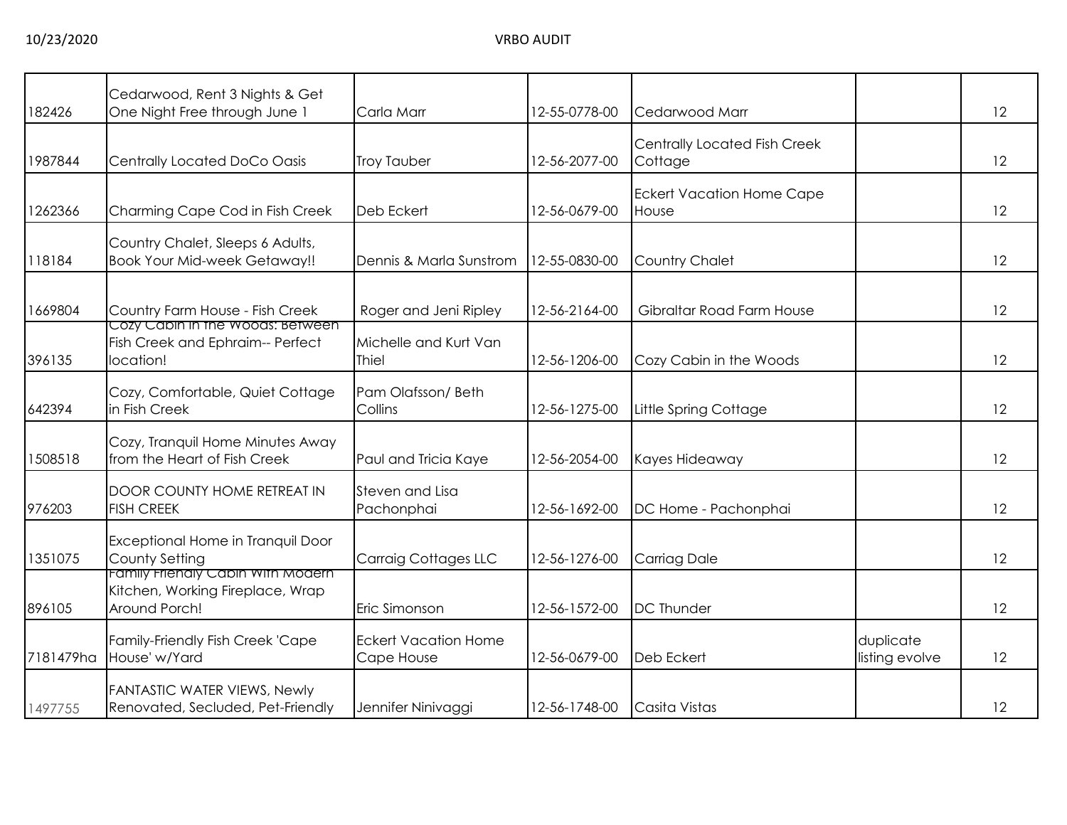| | | | | | | |
|---|---|---|---|---|---|---|
| 182426 | Cedarwood, Rent 3 Nights & Get One Night Free through June 1 | Carla Marr | 12-55-0778-00 | Cedarwood Marr | | 12 |
| 1987844 | Centrally Located DoCo Oasis | Troy Tauber | 12-56-2077-00 | Centrally Located Fish Creek Cottage | | 12 |
| 1262366 | Charming Cape Cod in Fish Creek | Deb Eckert | 12-56-0679-00 | Eckert Vacation Home Cape House | | 12 |
| 118184 | Country Chalet, Sleeps 6 Adults, Book Your Mid-week Getaway!! | Dennis & Marla Sunstrom | 12-55-0830-00 | Country Chalet | | 12 |
| 1669804 | Country Farm House - Fish Creek | Roger and Jeni Ripley | 12-56-2164-00 | Gibraltar Road Farm House | | 12 |
| 396135 | Cozy Cabin in the Woods: Between Fish Creek and Ephraim-- Perfect location! | Michelle and Kurt Van Thiel | 12-56-1206-00 | Cozy Cabin in the Woods | | 12 |
| 642394 | Cozy, Comfortable, Quiet Cottage in Fish Creek | Pam Olafsson/ Beth Collins | 12-56-1275-00 | Little Spring Cottage | | 12 |
| 1508518 | Cozy, Tranquil Home Minutes Away from the Heart of Fish Creek | Paul and Tricia Kaye | 12-56-2054-00 | Kayes Hideaway | | 12 |
| 976203 | DOOR COUNTY HOME RETREAT IN FISH CREEK | Steven and Lisa Pachonphai | 12-56-1692-00 | DC Home - Pachonphai | | 12 |
| 1351075 | Exceptional Home in Tranquil Door County Setting | Carraig Cottages LLC | 12-56-1276-00 | Carriag Dale | | 12 |
| 896105 | Family Friendly Cabin With Modern Kitchen, Working Fireplace, Wrap Around Porch! | Eric Simonson | 12-56-1572-00 | DC Thunder | | 12 |
| 7181479ha | Family-Friendly Fish Creek 'Cape House' w/Yard | Eckert Vacation Home Cape House | 12-56-0679-00 | Deb Eckert | duplicate listing evolve | 12 |
| 1497755 | FANTASTIC WATER VIEWS, Newly Renovated, Secluded, Pet-Friendly | Jennifer Ninivaggi | 12-56-1748-00 | Casita Vistas | | 12 |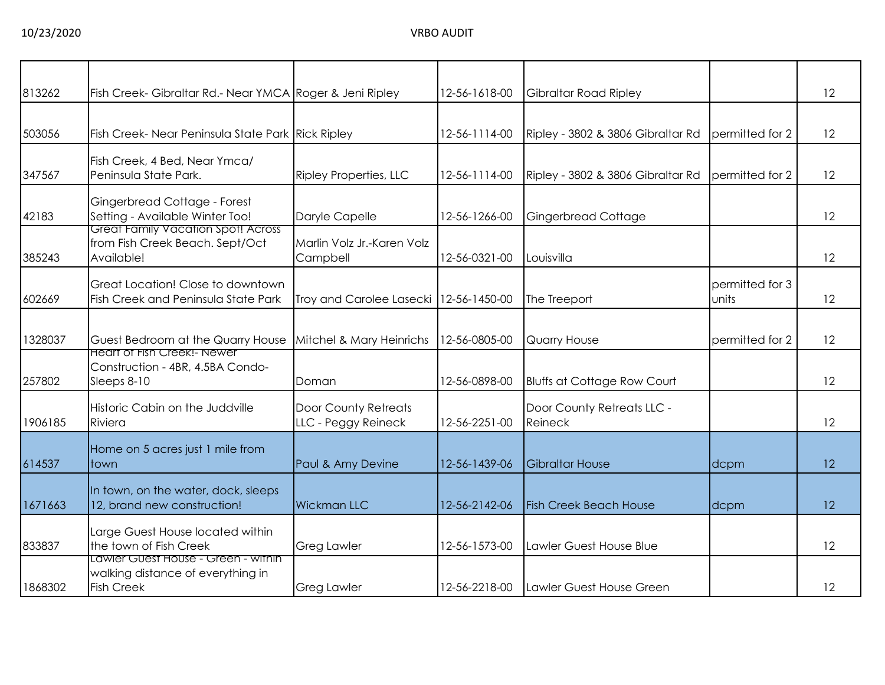| | | | | | | |
|---|---|---|---|---|---|---|
| 813262 | Fish Creek- Gibraltar Rd.- Near YMCA | Roger & Jeni Ripley | 12-56-1618-00 | Gibraltar Road Ripley | | 12 |
| 503056 | Fish Creek- Near Peninsula State Park | Rick Ripley | 12-56-1114-00 | Ripley - 3802 & 3806 Gibraltar Rd | permitted for 2 | 12 |
| 347567 | Fish Creek, 4 Bed, Near Ymca/ Peninsula State Park. | Ripley Properties, LLC | 12-56-1114-00 | Ripley - 3802 & 3806 Gibraltar Rd | permitted for 2 | 12 |
| 42183 | Gingerbread Cottage - Forest Setting - Available Winter Too! | Daryle Capelle | 12-56-1266-00 | Gingerbread Cottage | | 12 |
| 385243 | Great Family Vacation Spot! Across from Fish Creek Beach. Sept/Oct Available! | Marlin Volz Jr.-Karen Volz Campbell | 12-56-0321-00 | Louisvilla | | 12 |
| 602669 | Great Location! Close to downtown Fish Creek and Peninsula State Park | Troy and Carolee Lasecki | 12-56-1450-00 | The Treeport | permitted for 3 units | 12 |
| 1328037 | Guest Bedroom at the Quarry House | Mitchel & Mary Heinrichs | 12-56-0805-00 | Quarry House | permitted for 2 | 12 |
| 257802 | Heart of Fish Creek!- Newer Construction - 4BR, 4.5BA Condo- Sleeps 8-10 | Doman | 12-56-0898-00 | Bluffs at Cottage Row Court | | 12 |
| 1906185 | Historic Cabin on the Juddville Riviera | Door County Retreats LLC - Peggy Reineck | 12-56-2251-00 | Door County Retreats LLC - Reineck | | 12 |
| 614537 | Home on 5 acres just 1 mile from town | Paul & Amy Devine | 12-56-1439-06 | Gibraltar House | dcpm | 12 |
| 1671663 | In town, on the water, dock, sleeps 12, brand new construction! | Wickman LLC | 12-56-2142-06 | Fish Creek Beach House | dcpm | 12 |
| 833837 | Large Guest House located within the town of Fish Creek | Greg Lawler | 12-56-1573-00 | Lawler Guest House Blue | | 12 |
| 1868302 | Lawler Guest House - Green - within walking distance of everything in Fish Creek | Greg Lawler | 12-56-2218-00 | Lawler Guest House Green | | 12 |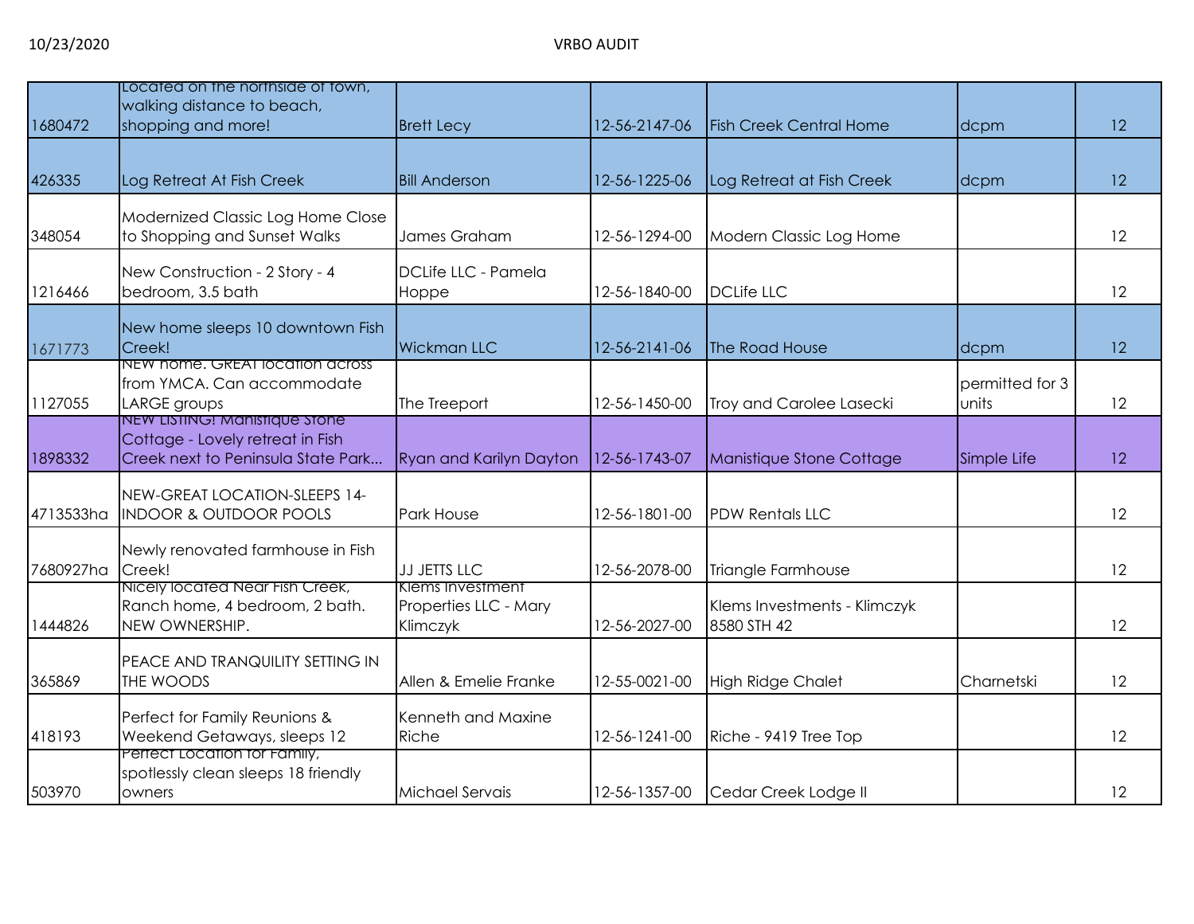| | | | | | | |
|---|---|---|---|---|---|---|
| 1680472 | Located on the northside of town, walking distance to beach, shopping and more! | Brett Lecy | 12-56-2147-06 | Fish Creek Central Home | dcpm | 12 |
| 426335 | Log Retreat At Fish Creek | Bill Anderson | 12-56-1225-06 | Log Retreat at Fish Creek | dcpm | 12 |
| 348054 | Modernized Classic Log Home Close to Shopping and Sunset Walks | James Graham | 12-56-1294-00 | Modern Classic Log Home | | 12 |
| 1216466 | New Construction - 2 Story - 4 bedroom, 3.5 bath | DCLife LLC - Pamela Hoppe | 12-56-1840-00 | DCLife LLC | | 12 |
| 1671773 | New home sleeps 10 downtown Fish Creek! | Wickman LLC | 12-56-2141-06 | The Road House | dcpm | 12 |
| 1127055 | NEW home. GREAT location across from YMCA. Can accommodate LARGE groups | The Treeport | 12-56-1450-00 | Troy and Carolee Lasecki | permitted for 3 units | 12 |
| 1898332 | NEW LISTING! Manistique Stone Cottage - Lovely retreat in Fish Creek next to Peninsula State Park... | Ryan and Karilyn Dayton | 12-56-1743-07 | Manistique Stone Cottage | Simple Life | 12 |
| 4713533ha | NEW-GREAT LOCATION-SLEEPS 14-INDOOR & OUTDOOR POOLS | Park House | 12-56-1801-00 | PDW Rentals LLC | | 12 |
| 7680927ha | Newly renovated farmhouse in Fish Creek! | JJ JETTS LLC | 12-56-2078-00 | Triangle Farmhouse | | 12 |
| 1444826 | Nicely located Near Fish Creek, Ranch home, 4 bedroom, 2 bath. NEW OWNERSHIP. | Klems Investment Properties LLC - Mary Klimczyk | 12-56-2027-00 | Klems Investments - Klimczyk 8580 STH 42 | | 12 |
| 365869 | PEACE AND TRANQUILITY SETTING IN THE WOODS | Allen & Emelie Franke | 12-55-0021-00 | High Ridge Chalet | Charnetski | 12 |
| 418193 | Perfect for Family Reunions & Weekend Getaways, sleeps 12 | Kenneth and Maxine Riche | 12-56-1241-00 | Riche - 9419 Tree Top | | 12 |
| 503970 | Perfect Location for Family, spotlessly clean sleeps 18 friendly owners | Michael Servais | 12-56-1357-00 | Cedar Creek Lodge II | | 12 |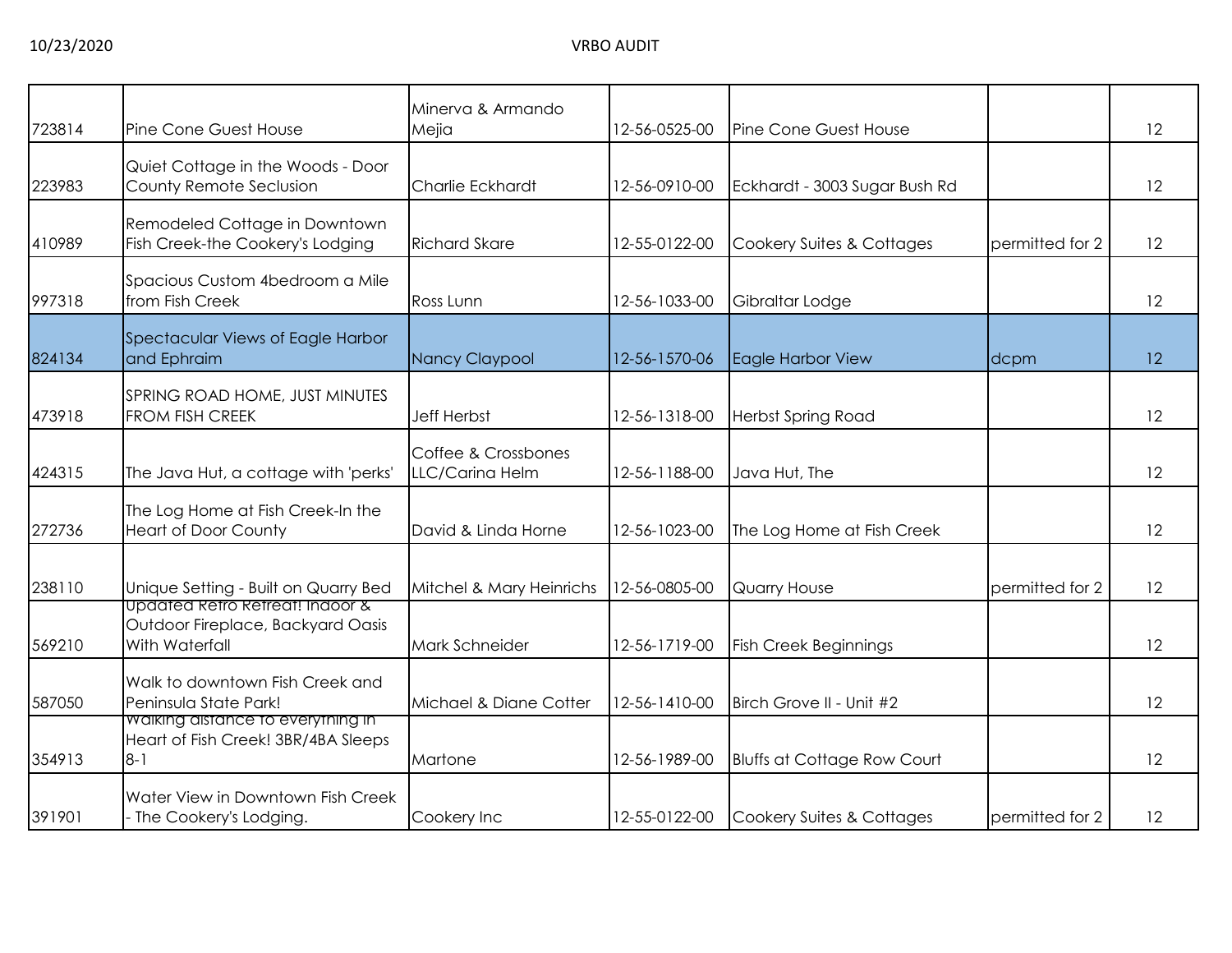| | | | | | | |
|---|---|---|---|---|---|---|
| 723814 | Pine Cone Guest House | Minerva & Armando Mejia | 12-56-0525-00 | Pine Cone Guest House | | 12 |
| 223983 | Quiet Cottage in the Woods - Door County Remote Seclusion | Charlie Eckhardt | 12-56-0910-00 | Eckhardt - 3003 Sugar Bush Rd | | 12 |
| 410989 | Remodeled Cottage in Downtown Fish Creek-the Cookery's Lodging | Richard Skare | 12-55-0122-00 | Cookery Suites & Cottages | permitted for 2 | 12 |
| 997318 | Spacious Custom 4bedroom a Mile from Fish Creek | Ross Lunn | 12-56-1033-00 | Gibraltar Lodge | | 12 |
| 824134 | Spectacular Views of Eagle Harbor and Ephraim | Nancy Claypool | 12-56-1570-06 | Eagle Harbor View | dcpm | 12 |
| 473918 | SPRING ROAD HOME, JUST MINUTES FROM FISH CREEK | Jeff Herbst | 12-56-1318-00 | Herbst Spring Road | | 12 |
| 424315 | The Java Hut, a cottage with 'perks' | Coffee & Crossbones LLC/Carina Helm | 12-56-1188-00 | Java Hut, The | | 12 |
| 272736 | The Log Home at Fish Creek-In the Heart of Door County | David & Linda Horne | 12-56-1023-00 | The Log Home at Fish Creek | | 12 |
| 238110 | Unique Setting - Built on Quarry Bed | Mitchel & Mary Heinrichs | 12-56-0805-00 | Quarry House | permitted for 2 | 12 |
| 569210 | Updated Retro Retreat! Indoor & Outdoor Fireplace, Backyard Oasis With Waterfall | Mark Schneider | 12-56-1719-00 | Fish Creek Beginnings | | 12 |
| 587050 | Walk to downtown Fish Creek and Peninsula State Park! | Michael & Diane Cotter | 12-56-1410-00 | Birch Grove II - Unit #2 | | 12 |
| 354913 | Walking distance to everything in Heart of Fish Creek! 3BR/4BA Sleeps 8-1 | Martone | 12-56-1989-00 | Bluffs at Cottage Row Court | | 12 |
| 391901 | Water View in Downtown Fish Creek - The Cookery's Lodging. | Cookery Inc | 12-55-0122-00 | Cookery Suites & Cottages | permitted for 2 | 12 |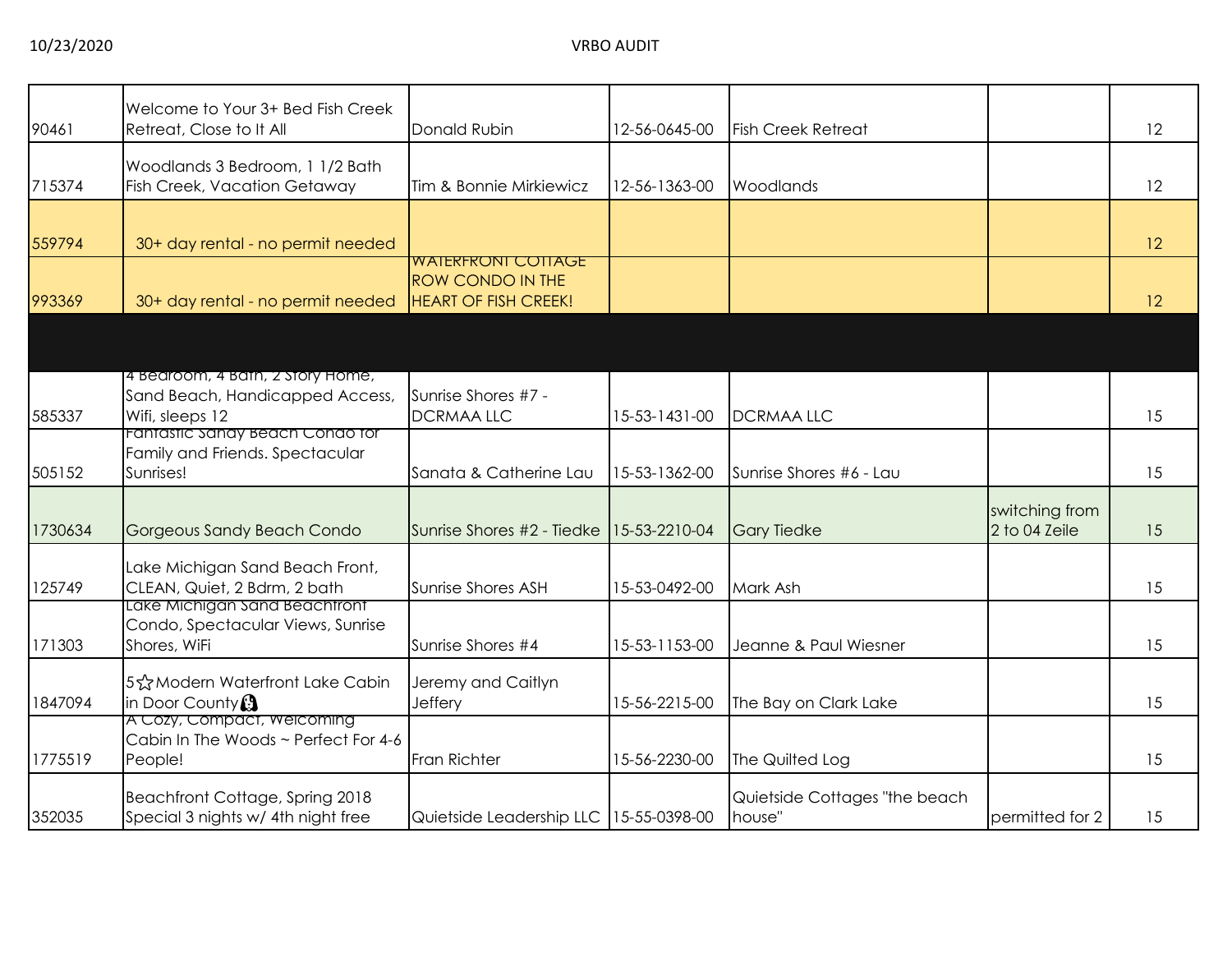| | | | | | | |
|---|---|---|---|---|---|---|
| 90461 | Welcome to Your 3+ Bed Fish Creek Retreat, Close to It All | Donald Rubin | 12-56-0645-00 | Fish Creek Retreat | | 12 |
| 715374 | Woodlands 3 Bedroom, 1 1/2 Bath Fish Creek, Vacation Getaway | Tim & Bonnie Mirkiewicz | 12-56-1363-00 | Woodlands | | 12 |
| 559794 | 30+ day rental - no permit needed | | | | | 12 |
| 993369 | 30+ day rental - no permit needed | WATERFRONT COTTAGE ROW CONDO IN THE HEART OF FISH CREEK! | | | | 12 |
| | | | | | | |
| 585337 | 4 Bedroom, 4 Bath, 2 Story Home, Sand Beach, Handicapped Access, Wifi, sleeps 12 | Sunrise Shores #7 - DCRMAA LLC | 15-53-1431-00 | DCRMAA LLC | | 15 |
| 505152 | Fantastic Sandy Beach Condo for Family and Friends. Spectacular Sunrises! | Sanata & Catherine Lau | 15-53-1362-00 | Sunrise Shores #6 - Lau | | 15 |
| 1730634 | Gorgeous Sandy Beach Condo | Sunrise Shores #2 - Tiedke | 15-53-2210-04 | Gary Tiedke | switching from 2 to 04 Zeile | 15 |
| 125749 | Lake Michigan Sand Beach Front, CLEAN, Quiet, 2 Bdrm, 2 bath | Sunrise Shores ASH | 15-53-0492-00 | Mark Ash | | 15 |
| 171303 | Lake Michigan Sand Beachfront Condo, Spectacular Views, Sunrise Shores, WiFi | Sunrise Shores #4 | 15-53-1153-00 | Jeanne & Paul Wiesner | | 15 |
| 1847094 | 5☆Modern Waterfront Lake Cabin in Door County | Jeremy and Caitlyn Jeffery | 15-56-2215-00 | The Bay on Clark Lake | | 15 |
| 1775519 | A Cozy, Compact, Welcoming Cabin In The Woods ~ Perfect For 4-6 People! | Fran Richter | 15-56-2230-00 | The Quilted Log | | 15 |
| 352035 | Beachfront Cottage, Spring 2018 Special 3 nights w/ 4th night free | Quietside Leadership LLC | 15-55-0398-00 | Quietside Cottages "the beach house" | permitted for 2 | 15 |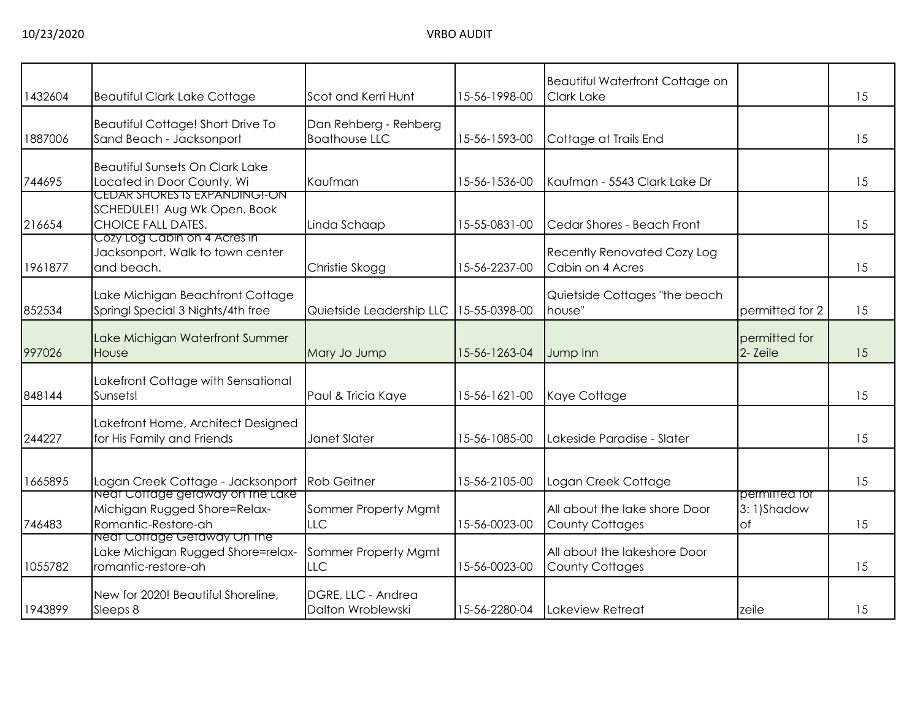| | | | | | | |
|---|---|---|---|---|---|---|
| 1432604 | Beautiful Clark Lake Cottage | Scot and Kerri Hunt | 15-56-1998-00 | Beautiful Waterfront Cottage on Clark Lake | | 15 |
| 1887006 | Beautiful Cottage! Short Drive To Sand Beach - Jacksonport | Dan Rehberg - Rehberg Boathouse LLC | 15-56-1593-00 | Cottage at Trails End | | 15 |
| 744695 | Beautiful Sunsets On Clark Lake Located in Door County, Wi | Kaufman | 15-56-1536-00 | Kaufman - 5543 Clark Lake Dr | | 15 |
| 216654 | CEDAR SHORES IS EXPANDING!-ON SCHEDULE!1 Aug Wk Open. Book CHOICE FALL DATES. | Linda Schaap | 15-55-0831-00 | Cedar Shores - Beach Front | | 15 |
| 1961877 | Cozy Log Cabin on 4 Acres in Jacksonport. Walk to town center and beach. | Christie Skogg | 15-56-2237-00 | Recently Renovated Cozy Log Cabin on 4 Acres | | 15 |
| 852534 | Lake Michigan Beachfront Cottage Springl Special 3 Nights/4th free | Quietside Leadership LLC | 15-55-0398-00 | Quietside Cottages "the beach house" | permitted for 2 | 15 |
| 997026 | Lake Michigan Waterfront Summer House | Mary Jo Jump | 15-56-1263-04 | Jump Inn | permitted for 2- Zeile | 15 |
| 848144 | Lakefront Cottage with Sensational Sunsets! | Paul & Tricia Kaye | 15-56-1621-00 | Kaye Cottage | | 15 |
| 244227 | Lakefront Home, Architect Designed for His Family and Friends | Janet Slater | 15-56-1085-00 | Lakeside Paradise - Slater | | 15 |
| 1665895 | Logan Creek Cottage - Jacksonport | Rob Geitner | 15-56-2105-00 | Logan Creek Cottage | | 15 |
| 746483 | Neat Cottage getaway on the Lake Michigan Rugged Shore=Relax-Romantic-Restore-ah | Sommer Property Mgmt LLC | 15-56-0023-00 | All about the lake shore Door County Cottages | permitted for 3: 1)Shadow of | 15 |
| 1055782 | Neat Cottage Getaway On The Lake Michigan Rugged Shore=relax-romantic-restore-ah | Sommer Property Mgmt LLC | 15-56-0023-00 | All about the lakeshore Door County Cottages | | 15 |
| 1943899 | New for 2020! Beautiful Shoreline, Sleeps 8 | DGRE, LLC - Andrea Dalton Wroblewski | 15-56-2280-04 | Lakeview Retreat | zeile | 15 |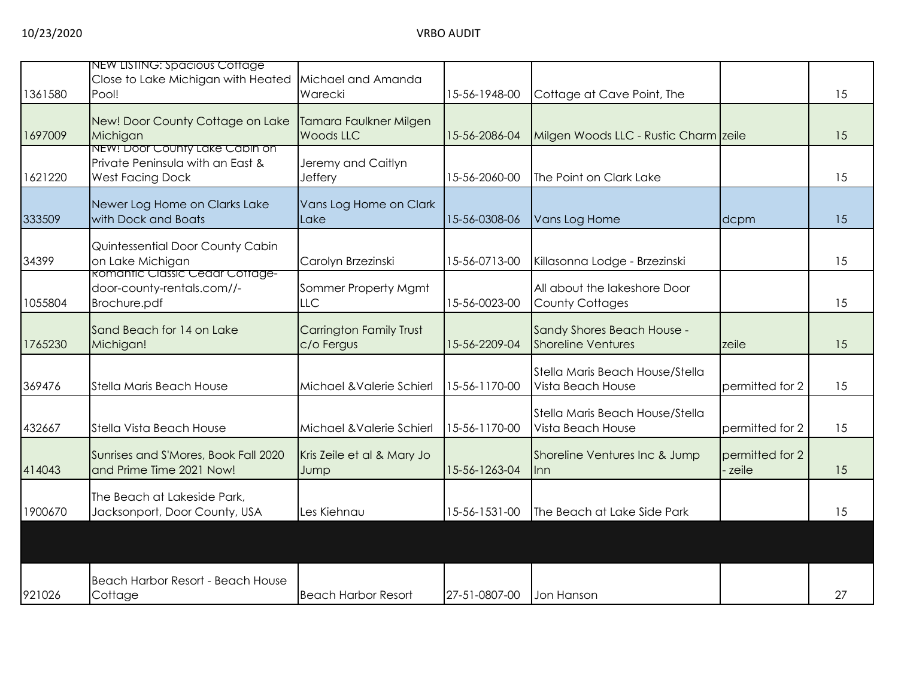| | | | | | | |
|---|---|---|---|---|---|---|
| 1361580 | NEW LISTING: Spacious Cottage Close to Lake Michigan with Heated Pool! | Michael and Amanda Warecki | 15-56-1948-00 | Cottage at Cave Point, The | | 15 |
| 1697009 | New! Door County Cottage on Lake Michigan | Tamara Faulkner Milgen Woods LLC | 15-56-2086-04 | Milgen Woods LLC - Rustic Charm | zeile | 15 |
| 1621220 | NEW! Door County Lake Cabin on Private Peninsula with an East & West Facing Dock | Jeremy and Caitlyn Jeffery | 15-56-2060-00 | The Point on Clark Lake | | 15 |
| 333509 | Newer Log Home on Clarks Lake with Dock and Boats | Vans Log Home on Clark Lake | 15-56-0308-06 | Vans Log Home | dcpm | 15 |
| 34399 | Quintessential Door County Cabin on Lake Michigan | Carolyn Brzezinski | 15-56-0713-00 | Killasonna Lodge - Brzezinski | | 15 |
| 1055804 | Romantic Classic Cedar Cottage-door-county-rentals.com//-Brochure.pdf | Sommer Property Mgmt LLC | 15-56-0023-00 | All about the lakeshore Door County Cottages | | 15 |
| 1765230 | Sand Beach for 14 on Lake Michigan! | Carrington Family Trust c/o Fergus | 15-56-2209-04 | Sandy Shores Beach House - Shoreline Ventures | zeile | 15 |
| 369476 | Stella Maris Beach House | Michael &Valerie Schierl | 15-56-1170-00 | Stella Maris Beach House/Stella Vista Beach House | permitted for 2 | 15 |
| 432667 | Stella Vista Beach House | Michael &Valerie Schierl | 15-56-1170-00 | Stella Maris Beach House/Stella Vista Beach House | permitted for 2 | 15 |
| 414043 | Sunrises and S'Mores, Book Fall 2020 and Prime Time 2021 Now! | Kris Zeile et al & Mary Jo Jump | 15-56-1263-04 | Shoreline Ventures Inc & Jump Inn | permitted for 2 - zeile | 15 |
| 1900670 | The Beach at Lakeside Park, Jacksonport, Door County, USA | Les Kiehnau | 15-56-1531-00 | The Beach at Lake Side Park | | 15 |
| | | | | | | |
| 921026 | Beach Harbor Resort - Beach House Cottage | Beach Harbor Resort | 27-51-0807-00 | Jon Hanson | | 27 |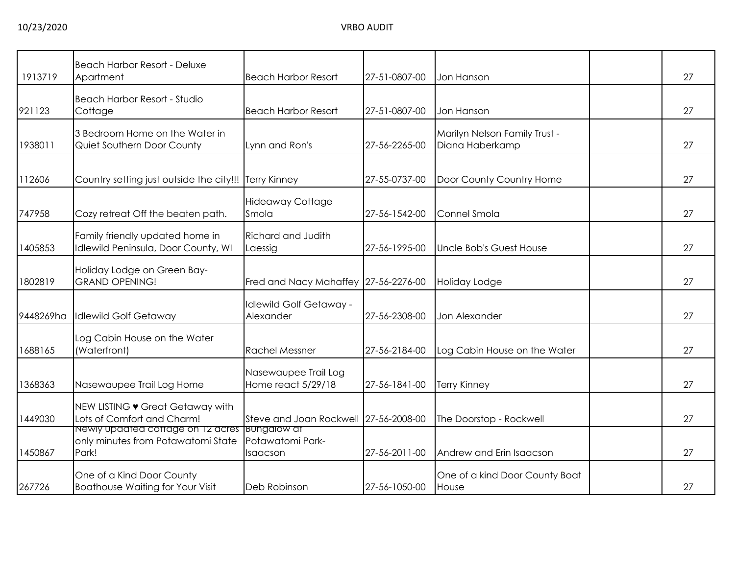| | | | | | | |
|---|---|---|---|---|---|---|
| 1913719 | Beach Harbor Resort - Deluxe Apartment | Beach Harbor Resort | 27-51-0807-00 | Jon Hanson | | 27 |
| 921123 | Beach Harbor Resort - Studio Cottage | Beach Harbor Resort | 27-51-0807-00 | Jon Hanson | | 27 |
| 1938011 | 3 Bedroom Home on the Water in Quiet Southern Door County | Lynn and Ron's | 27-56-2265-00 | Marilyn Nelson Family Trust - Diana Haberkamp | | 27 |
| 112606 | Country setting just outside the city!!! | Terry Kinney | 27-55-0737-00 | Door County Country Home | | 27 |
| 747958 | Cozy retreat Off the beaten path. | Hideaway Cottage Smola | 27-56-1542-00 | Connel Smola | | 27 |
| 1405853 | Family friendly updated home in Idlewild Peninsula, Door County, WI | Richard and Judith Laessig | 27-56-1995-00 | Uncle Bob's Guest House | | 27 |
| 1802819 | Holiday Lodge on Green Bay-GRAND OPENING! | Fred and Nacy Mahaffey | 27-56-2276-00 | Holiday Lodge | | 27 |
| 9448269ha | Idlewild Golf Getaway | Idlewild Golf Getaway - Alexander | 27-56-2308-00 | Jon Alexander | | 27 |
| 1688165 | Log Cabin House on the Water (Waterfront) | Rachel Messner | 27-56-2184-00 | Log Cabin House on the Water | | 27 |
| 1368363 | Nasewaupee Trail Log Home | Nasewaupee Trail Log Home react 5/29/18 | 27-56-1841-00 | Terry Kinney | | 27 |
| 1449030 | NEW LISTING ♥ Great Getaway with Lots of Comfort and Charm! | Steve and Joan Rockwell | 27-56-2008-00 | The Doorstop - Rockwell | | 27 |
| 1450867 | Newly updated cottage on 12 acres only minutes from Potawatomi State Park! | Bungalow at Potawatomi Park-Isaacson | 27-56-2011-00 | Andrew and Erin Isaacson | | 27 |
| 267726 | One of a Kind Door County Boathouse Waiting for Your Visit | Deb Robinson | 27-56-1050-00 | One of a kind Door County Boat House | | 27 |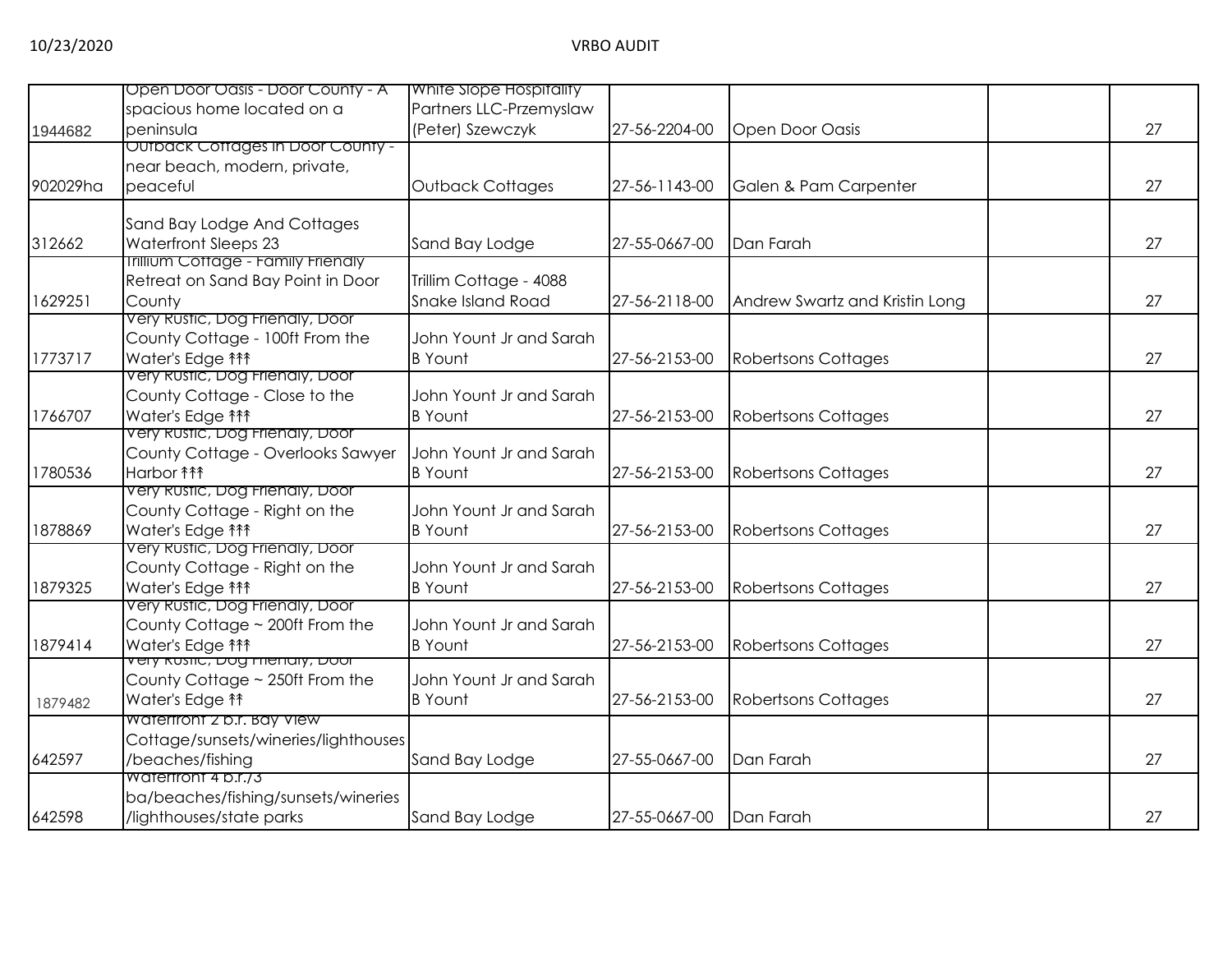| | | | | | | |
|---|---|---|---|---|---|---|
| 1944682 | Open Door Oasis - Door County - A spacious home located on a peninsula | White Slope Hospitality Partners LLC-Przemyslaw (Peter) Szewczyk | 27-56-2204-00 | Open Door Oasis | | 27 |
| 902029ha | Outback Cottages in Door County - near beach, modern, private, peaceful | Outback Cottages | 27-56-1143-00 | Galen & Pam Carpenter | | 27 |
| 312662 | Sand Bay Lodge And Cottages Waterfront Sleeps 23 | Sand Bay Lodge | 27-55-0667-00 | Dan Farah | | 27 |
| 1629251 | Trillium Cottage - Family Friendly Retreat on Sand Bay Point in Door County | Trillim Cottage - 4088 Snake Island Road | 27-56-2118-00 | Andrew Swartz and Kristin Long | | 27 |
| 1773717 | Very Rustic, Dog Friendly, Door County Cottage - 100ft From the Water's Edge ↟↟↟ | John Yount Jr and Sarah B Yount | 27-56-2153-00 | Robertsons Cottages | | 27 |
| 1766707 | Very Rustic, Dog Friendly, Door County Cottage - Close to the Water's Edge ↟↟↟ | John Yount Jr and Sarah B Yount | 27-56-2153-00 | Robertsons Cottages | | 27 |
| 1780536 | Very Rustic, Dog Friendly, Door County Cottage - Overlooks Sawyer Harbor ↟↟↟ | John Yount Jr and Sarah B Yount | 27-56-2153-00 | Robertsons Cottages | | 27 |
| 1878869 | Very Rustic, Dog Friendly, Door County Cottage - Right on the Water's Edge ↟↟↟ | John Yount Jr and Sarah B Yount | 27-56-2153-00 | Robertsons Cottages | | 27 |
| 1879325 | Very Rustic, Dog Friendly, Door County Cottage - Right on the Water's Edge ↟↟↟ | John Yount Jr and Sarah B Yount | 27-56-2153-00 | Robertsons Cottages | | 27 |
| 1879414 | Very Rustic, Dog Friendly, Door County Cottage ~ 200ft From the Water's Edge ↟↟↟ | John Yount Jr and Sarah B Yount | 27-56-2153-00 | Robertsons Cottages | | 27 |
| 1879482 | Very Rustic, Dog Friendly, Door County Cottage ~ 250ft From the Water's Edge ↟↟ | John Yount Jr and Sarah B Yount | 27-56-2153-00 | Robertsons Cottages | | 27 |
| 642597 | Waterfront 2 b.r. Bay View Cottage/sunsets/wineries/lighthouses/beaches/fishing | Sand Bay Lodge | 27-55-0667-00 | Dan Farah | | 27 |
| 642598 | Waterfront 4 b.r./3 ba/beaches/fishing/sunsets/wineries/lighthouses/state parks | Sand Bay Lodge | 27-55-0667-00 | Dan Farah | | 27 |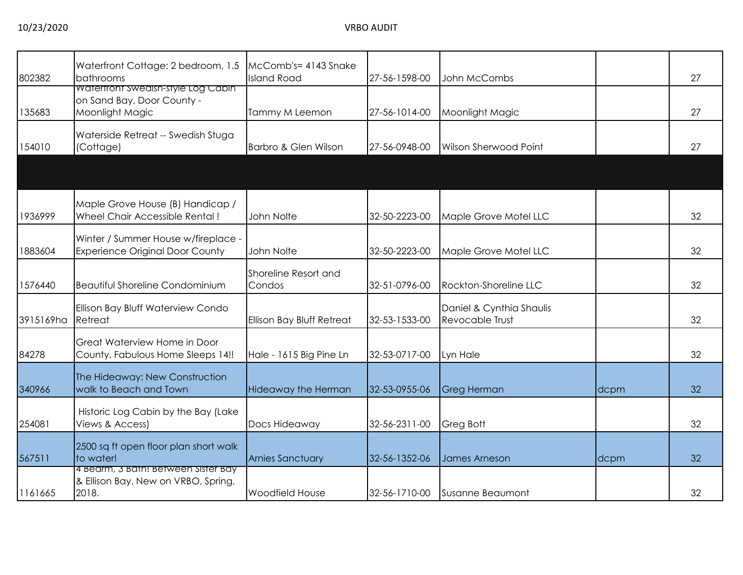| | | | | | | |
|---|---|---|---|---|---|---|
| 802382 | Waterfront Cottage: 2 bedroom, 1.5 bathrooms | McComb's= 4143 Snake Island Road | 27-56-1598-00 | John McCombs | | 27 |
| 135683 | Waterfront Swedish-style Log Cabin on Sand Bay, Door County - Moonlight Magic | Tammy M Leemon | 27-56-1014-00 | Moonlight Magic | | 27 |
| 154010 | Waterside Retreat -- Swedish Stuga (Cottage) | Barbro & Glen Wilson | 27-56-0948-00 | Wilson Sherwood Point | | 27 |
| | | | | | | |
| 1936999 | Maple Grove House (B) Handicap / Wheel Chair Accessible Rental ! | John Nolte | 32-50-2223-00 | Maple Grove Motel LLC | | 32 |
| 1883604 | Winter / Summer House w/fireplace - Experience Original Door County | John Nolte | 32-50-2223-00 | Maple Grove Motel LLC | | 32 |
| 1576440 | Beautiful Shoreline Condominium | Shoreline Resort and Condos | 32-51-0796-00 | Rockton-Shoreline LLC | | 32 |
| 3915169ha | Ellison Bay Bluff Waterview Condo Retreat | Ellison Bay Bluff Retreat | 32-53-1533-00 | Daniel & Cynthia Shaulis Revocable Trust | | 32 |
| 84278 | Great Waterview Home in Door County. Fabulous Home Sleeps 14!! | Hale - 1615 Big Pine Ln | 32-53-0717-00 | Lyn Hale | | 32 |
| 340966 | The Hideaway: New Construction walk to Beach and Town | Hideaway the Herman | 32-53-0955-06 | Greg Herman | dcpm | 32 |
| 254081 | Historic Log Cabin by the Bay (Lake Views & Access) | Docs Hideaway | 32-56-2311-00 | Greg Bott | | 32 |
| 567511 | 2500 sq ft open floor plan short walk to water! | Arnies Sanctuary | 32-56-1352-06 | James Arneson | dcpm | 32 |
| 1161665 | 4 Bedrm, 3 Bath! Between Sister Bay & Ellison Bay. New on VRBO, Spring, 2018. | Woodfield House | 32-56-1710-00 | Susanne Beaumont | | 32 |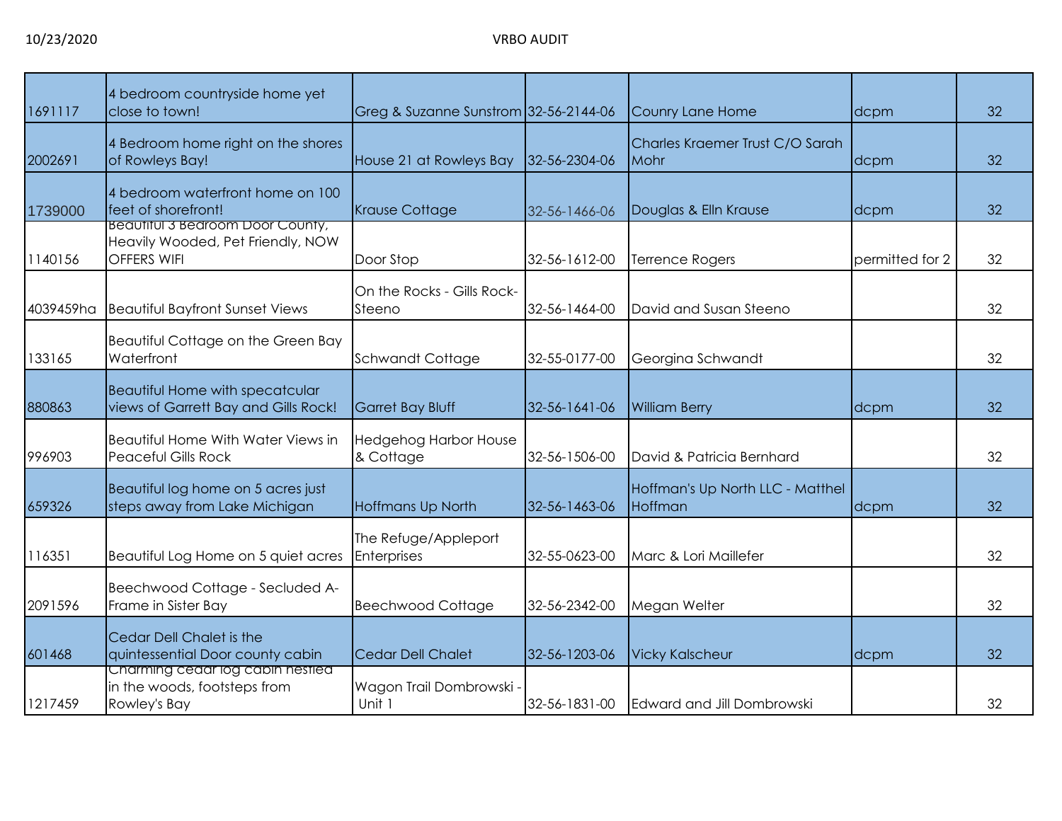| | | | | | | |
|---|---|---|---|---|---|---|
| 1691117 | 4 bedroom countryside home yet close to town! | Greg & Suzanne Sunstrom | 32-56-2144-06 | Couny Lane Home | dcpm | 32 |
| 2002691 | 4 Bedroom home right on the shores of Rowleys Bay! | House 21 at Rowleys Bay | 32-56-2304-06 | Charles Kraemer Trust C/O Sarah Mohr | dcpm | 32 |
| 1739000 | 4 bedroom waterfront home on 100 feet of shorefront! | Krause Cottage | 32-56-1466-06 | Douglas & Elln Krause | dcpm | 32 |
| 1140156 | Beautiful 3 Bedroom Door County, Heavily Wooded, Pet Friendly, NOW OFFERS WIFI | Door Stop | 32-56-1612-00 | Terrence Rogers | permitted for 2 | 32 |
| 4039459ha | Beautiful Bayfront Sunset Views | On the Rocks - Gills Rock-Steeno | 32-56-1464-00 | David and Susan Steeno | | 32 |
| 133165 | Beautiful Cottage on the Green Bay Waterfront | Schwandt Cottage | 32-55-0177-00 | Georgina Schwandt | | 32 |
| 880863 | Beautiful Home with specatcular views of Garrett Bay and Gills Rock! | Garret Bay Bluff | 32-56-1641-06 | William Berry | dcpm | 32 |
| 996903 | Beautiful Home With Water Views in Peaceful Gills Rock | Hedgehog Harbor House & Cottage | 32-56-1506-00 | David & Patricia Bernhard | | 32 |
| 659326 | Beautiful log home on 5 acres just steps away from Lake Michigan | Hoffmans Up North | 32-56-1463-06 | Hoffman's Up North LLC - Matthel Hoffman | dcpm | 32 |
| 116351 | Beautiful Log Home on 5 quiet acres | The Refuge/Appleport Enterprises | 32-55-0623-00 | Marc & Lori Maillefer | | 32 |
| 2091596 | Beechwood Cottage - Secluded A-Frame in Sister Bay | Beechwood Cottage | 32-56-2342-00 | Megan Welter | | 32 |
| 601468 | Cedar Dell Chalet is the quintessential Door county cabin | Cedar Dell Chalet | 32-56-1203-06 | Vicky Kalscheur | dcpm | 32 |
| 1217459 | Charming cedar log cabin nestled in the woods, footsteps from Rowley's Bay | Wagon Trail Dombrowski - Unit 1 | 32-56-1831-00 | Edward and Jill Dombrowski | | 32 |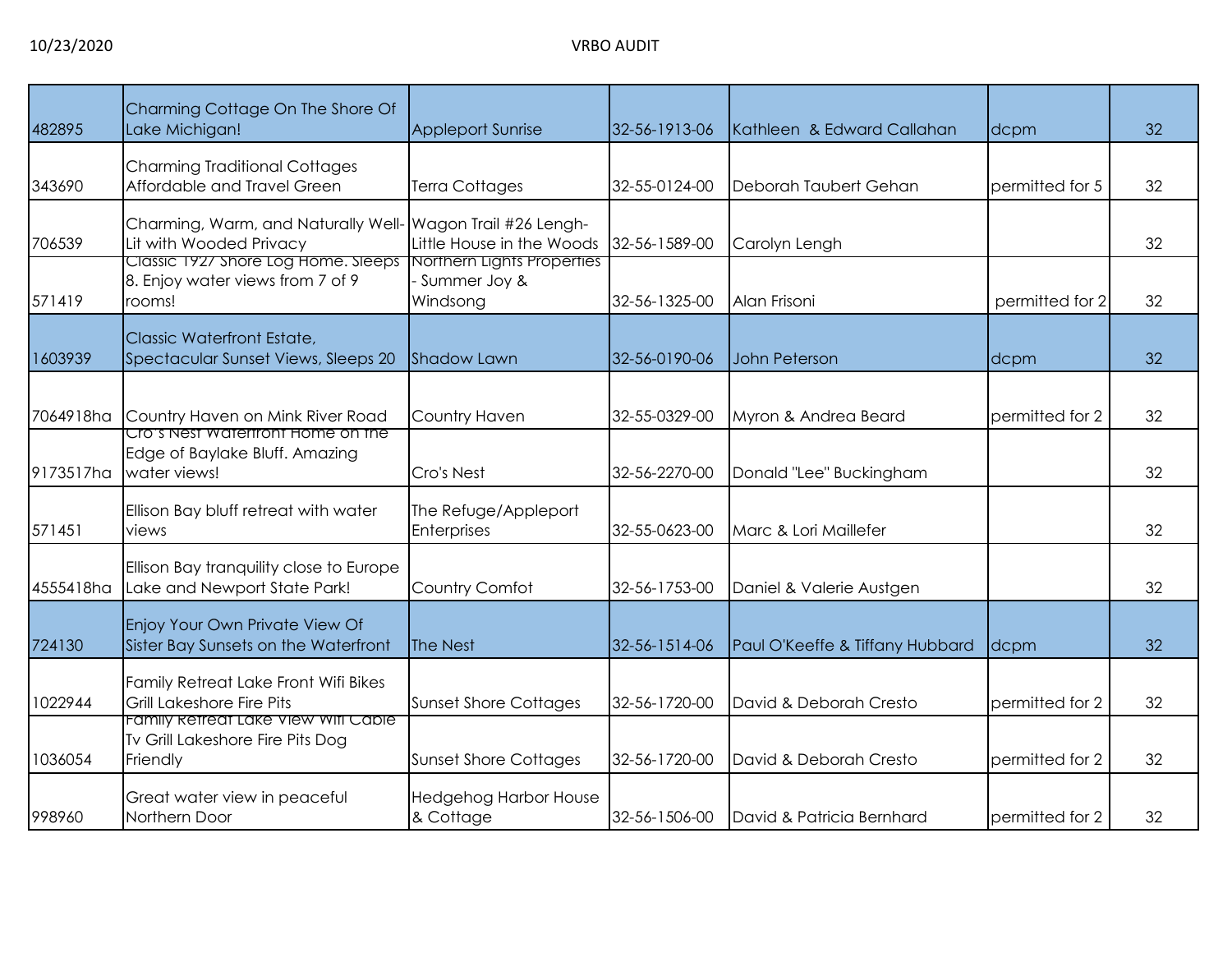| | | | | | | |
|---|---|---|---|---|---|---|
| 482895 | Charming Cottage On The Shore Of Lake Michigan! | Appleport Sunrise | 32-56-1913-06 | Kathleen & Edward Callahan | dcpm | 32 |
| 343690 | Charming Traditional Cottages Affordable and Travel Green | Terra Cottages | 32-55-0124-00 | Deborah Taubert Gehan | permitted for 5 | 32 |
| 706539 | Charming, Warm, and Naturally Well-Lit with Wooded Privacy | Wagon Trail #26 Lengh-Little House in the Woods | 32-56-1589-00 | Carolyn Lengh | | 32 |
| 571419 | Classic 1927 Shore Log Home. Sleeps 8. Enjoy water views from 7 of 9 rooms! | Northern Lights Properties - Summer Joy & Windsong | 32-56-1325-00 | Alan Frisoni | permitted for 2 | 32 |
| 1603939 | Classic Waterfront Estate, Spectacular Sunset Views, Sleeps 20 | Shadow Lawn | 32-56-0190-06 | John Peterson | dcpm | 32 |
| 7064918ha | Country Haven on Mink River Road | Country Haven | 32-55-0329-00 | Myron & Andrea Beard | permitted for 2 | 32 |
| 9173517ha | Cro's Nest Waterfront Home on the Edge of Baylake Bluff. Amazing water views! | Cro's Nest | 32-56-2270-00 | Donald "Lee" Buckingham | | 32 |
| 571451 | Ellison Bay bluff retreat with water views | The Refuge/Appleport Enterprises | 32-55-0623-00 | Marc & Lori Maillefer | | 32 |
| 4555418ha | Ellison Bay tranquility close to Europe Lake and Newport State Park! | Country Comfot | 32-56-1753-00 | Daniel & Valerie Austgen | | 32 |
| 724130 | Enjoy Your Own Private View Of Sister Bay Sunsets on the Waterfront | The Nest | 32-56-1514-06 | Paul O'Keeffe & Tiffany Hubbard | dcpm | 32 |
| 1022944 | Family Retreat Lake Front Wifi Bikes Grill Lakeshore Fire Pits | Sunset Shore Cottages | 32-56-1720-00 | David & Deborah Cresto | permitted for 2 | 32 |
| 1036054 | Family Retreat Lake View Wifi Cable Tv Grill Lakeshore Fire Pits Dog Friendly | Sunset Shore Cottages | 32-56-1720-00 | David & Deborah Cresto | permitted for 2 | 32 |
| 998960 | Great water view in peaceful Northern Door | Hedgehog Harbor House & Cottage | 32-56-1506-00 | David & Patricia Bernhard | permitted for 2 | 32 |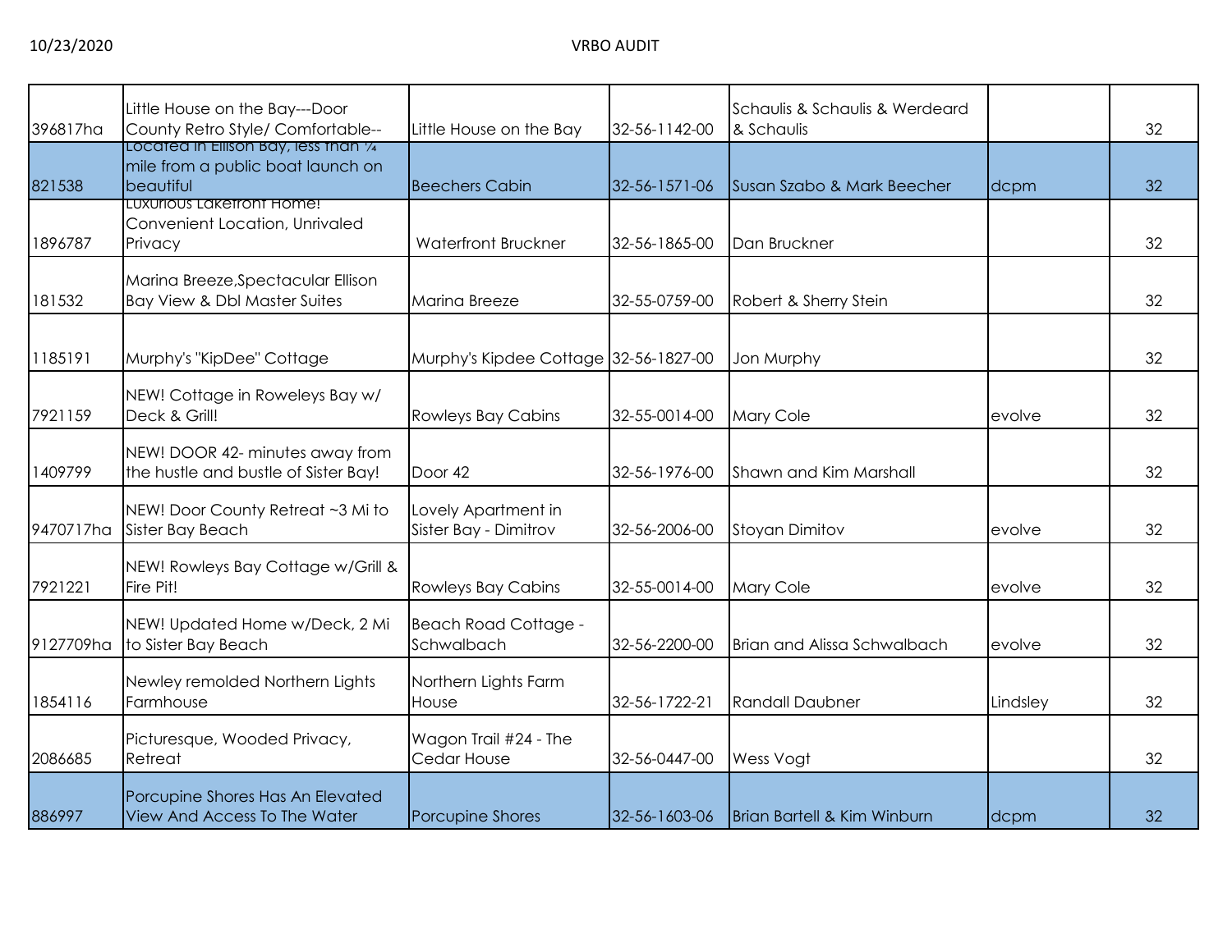| | | | | | | |
|---|---|---|---|---|---|---|
| 396817ha | Little House on the Bay---Door County Retro Style/ Comfortable-- | Little House on the Bay | 32-56-1142-00 | Schaulis & Schaulis & Werdeard & Schaulis | | 32 |
| 821538 | Located in Ellison Bay, less than ¼ mile from a public boat launch on beautiful | Beechers Cabin | 32-56-1571-06 | Susan Szabo & Mark Beecher | dcpm | 32 |
| 1896787 | Luxurious Lakefront Home! Convenient Location, Unrivaled Privacy | Waterfront Bruckner | 32-56-1865-00 | Dan Bruckner | | 32 |
| 181532 | Marina Breeze,Spectacular Ellison Bay View & Dbl Master Suites | Marina Breeze | 32-55-0759-00 | Robert & Sherry Stein | | 32 |
| 1185191 | Murphy's "KipDee" Cottage | Murphy's Kipdee Cottage | 32-56-1827-00 | Jon Murphy | | 32 |
| 7921159 | NEW! Cottage in Roweleys Bay w/ Deck & Grill! | Rowleys Bay Cabins | 32-55-0014-00 | Mary Cole | evolve | 32 |
| 1409799 | NEW! DOOR 42- minutes away from the hustle and bustle of Sister Bay! | Door 42 | 32-56-1976-00 | Shawn and Kim Marshall | | 32 |
| 9470717ha | NEW! Door County Retreat ~3 Mi to Sister Bay Beach | Lovely Apartment in Sister Bay - Dimitrov | 32-56-2006-00 | Stoyan Dimitov | evolve | 32 |
| 7921221 | NEW! Rowleys Bay Cottage w/Grill & Fire Pit! | Rowleys Bay Cabins | 32-55-0014-00 | Mary Cole | evolve | 32 |
| 9127709ha | NEW! Updated Home w/Deck, 2 Mi to Sister Bay Beach | Beach Road Cottage - Schwalbach | 32-56-2200-00 | Brian and Alissa Schwalbach | evolve | 32 |
| 1854116 | Newley remolded Northern Lights Farmhouse | Northern Lights Farm House | 32-56-1722-21 | Randall Daubner | Lindsley | 32 |
| 2086685 | Picturesque, Wooded Privacy, Retreat | Wagon Trail #24 - The Cedar House | 32-56-0447-00 | Wess Vogt | | 32 |
| 886997 | Porcupine Shores Has An Elevated View And Access To The Water | Porcupine Shores | 32-56-1603-06 | Brian Bartell & Kim Winburn | dcpm | 32 |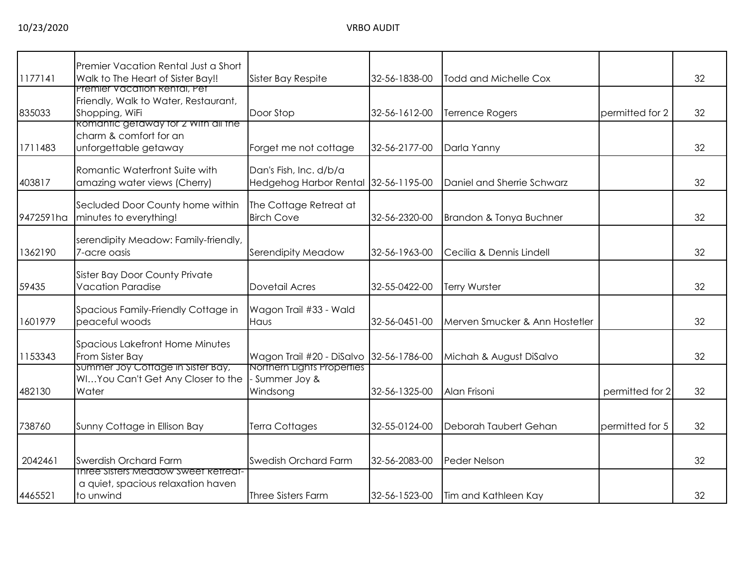| | | | | | | |
|---|---|---|---|---|---|---|
| 1177141 | Premier Vacation Rental Just a Short Walk to The Heart of Sister Bay!! | Sister Bay Respite | 32-56-1838-00 | Todd and Michelle Cox | | 32 |
| 835033 | Premier Vacation Rental, Pet Friendly, Walk to Water, Restaurant, Shopping, WiFi | Door Stop | 32-56-1612-00 | Terrence Rogers | permitted for 2 | 32 |
| 1711483 | Romantic getaway for 2 with all the charm & comfort for an unforgettable getaway | Forget me not cottage | 32-56-2177-00 | Darla Yanny | | 32 |
| 403817 | Romantic Waterfront Suite with amazing water views (Cherry) | Dan's Fish, Inc. d/b/a Hedgehog Harbor Rental | 32-56-1195-00 | Daniel and Sherrie Schwarz | | 32 |
| 9472591ha | Secluded Door County home within minutes to everything! | The Cottage Retreat at Birch Cove | 32-56-2320-00 | Brandon & Tonya Buchner | | 32 |
| 1362190 | serendipity Meadow: Family-friendly, 7-acre oasis | Serendipity Meadow | 32-56-1963-00 | Cecilia & Dennis Lindell | | 32 |
| 59435 | Sister Bay Door County Private Vacation Paradise | Dovetail Acres | 32-55-0422-00 | Terry Wurster | | 32 |
| 1601979 | Spacious Family-Friendly Cottage in peaceful woods | Wagon Trail #33 - Wald Haus | 32-56-0451-00 | Merven Smucker & Ann Hostetler | | 32 |
| 1153343 | Spacious Lakefront Home Minutes From Sister Bay | Wagon Trail #20 - DiSalvo | 32-56-1786-00 | Michah & August DiSalvo | | 32 |
| 482130 | Summer Joy Cottage in Sister Bay, WI…You Can't Get Any Closer to the Water | Northern Lights Properties - Summer Joy & Windsong | 32-56-1325-00 | Alan Frisoni | permitted for 2 | 32 |
| 738760 | Sunny Cottage in Ellison Bay | Terra Cottages | 32-55-0124-00 | Deborah Taubert Gehan | permitted for 5 | 32 |
| 2042461 | Swerdish Orchard Farm | Swedish Orchard Farm | 32-56-2083-00 | Peder Nelson | | 32 |
| 4465521 | Three Sisters Meadow Sweet Retreat- a quiet, spacious relaxation haven to unwind | Three Sisters Farm | 32-56-1523-00 | Tim and Kathleen Kay | | 32 |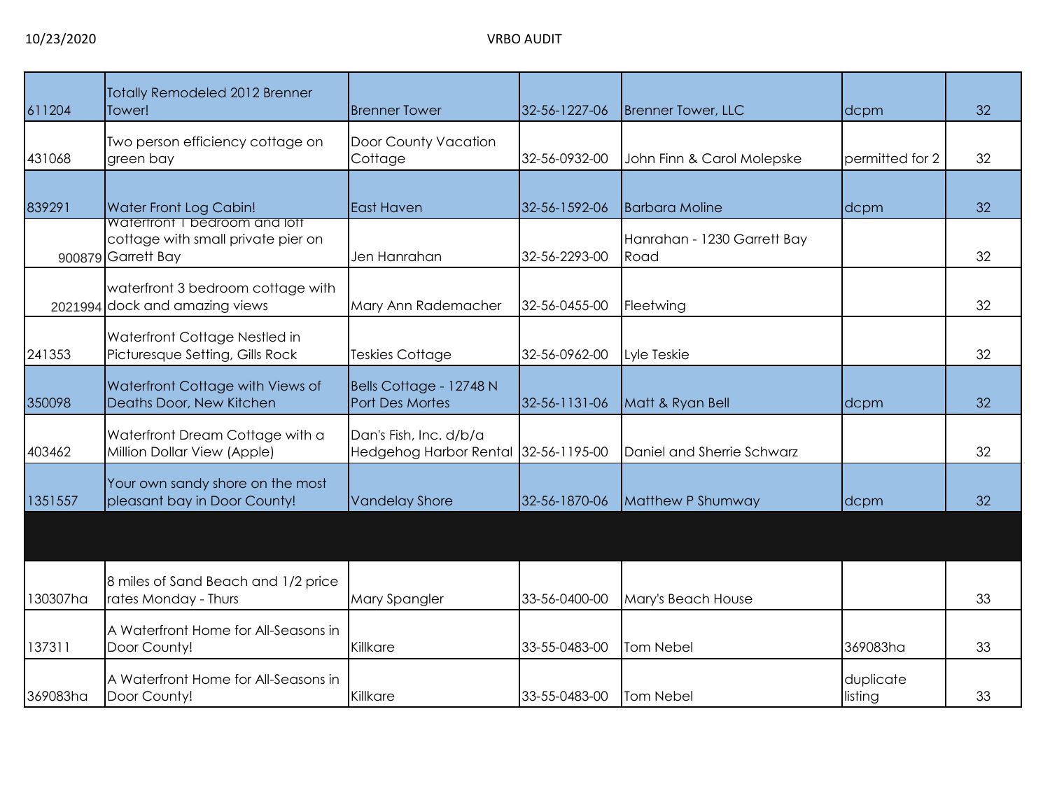| | | | | | | |
|---|---|---|---|---|---|---|
| 611204 | Totally Remodeled 2012 Brenner Tower! | Brenner Tower | 32-56-1227-06 | Brenner Tower, LLC | dcpm | 32 |
| 431068 | Two person efficiency cottage on green bay | Door County Vacation Cottage | 32-56-0932-00 | John Finn & Carol Molepske | permitted for 2 | 32 |
| 839291 | Water Front Log Cabin! | East Haven | 32-56-1592-06 | Barbara Moline | dcpm | 32 |
| 900879 | Waterfront 1 bedroom and loft cottage with small private pier on Garrett Bay | Jen Hanrahan | 32-56-2293-00 | Hanrahan - 1230 Garrett Bay Road | | 32 |
| 2021994 | waterfront 3 bedroom cottage with dock and amazing views | Mary Ann Rademacher | 32-56-0455-00 | Fleetwing | | 32 |
| 241353 | Waterfront Cottage Nestled in Picturesque Setting, Gills Rock | Teskies Cottage | 32-56-0962-00 | Lyle Teskie | | 32 |
| 350098 | Waterfront Cottage with Views of Deaths Door, New Kitchen | Bells Cottage - 12748 N Port Des Mortes | 32-56-1131-06 | Matt & Ryan Bell | dcpm | 32 |
| 403462 | Waterfront Dream Cottage with a Million Dollar View (Apple) | Dan's Fish, Inc. d/b/a Hedgehog Harbor Rental | 32-56-1195-00 | Daniel and Sherrie Schwarz | | 32 |
| 1351557 | Your own sandy shore on the most pleasant bay in Door County! | Vandelay Shore | 32-56-1870-06 | Matthew P Shumway | dcpm | 32 |
| | | | | | | |
| 130307ha | 8 miles of Sand Beach and 1/2 price rates Monday - Thurs | Mary Spangler | 33-56-0400-00 | Mary's Beach House | | 33 |
| 137311 | A Waterfront Home for All-Seasons in Door County! | Killkare | 33-55-0483-00 | Tom Nebel | 369083ha | 33 |
| 369083ha | A Waterfront Home for All-Seasons in Door County! | Killkare | 33-55-0483-00 | Tom Nebel | duplicate listing | 33 |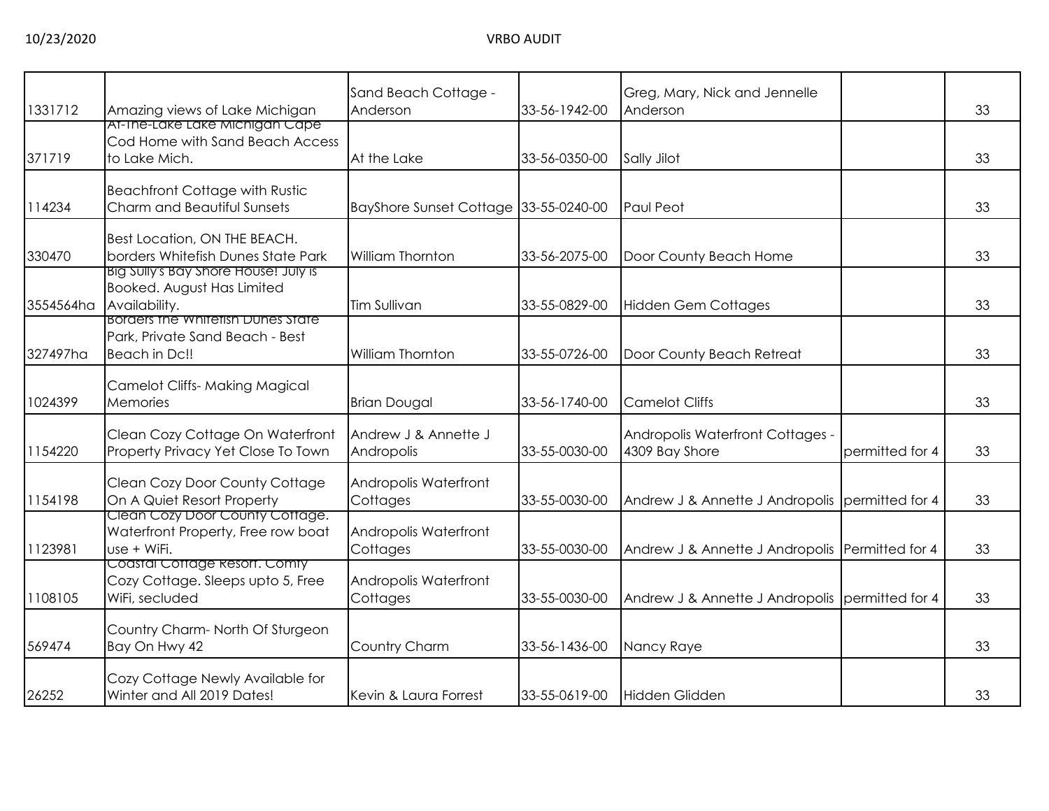| | | | | | | |
|---|---|---|---|---|---|---|
| 1331712 | Amazing views of Lake Michigan | Sand Beach Cottage - Anderson | 33-56-1942-00 | Greg, Mary, Nick and Jennelle Anderson | | 33 |
| 371719 | At-The-Lake Lake Michigan Cape Cod Home with Sand Beach Access to Lake Mich. | At the Lake | 33-56-0350-00 | Sally Jilot | | 33 |
| 114234 | Beachfront Cottage with Rustic Charm and Beautiful Sunsets | BayShore Sunset Cottage | 33-55-0240-00 | Paul Peot | | 33 |
| 330470 | Best Location, ON THE BEACH. borders Whitefish Dunes State Park | William Thornton | 33-56-2075-00 | Door County Beach Home | | 33 |
| 3554564ha | Big Sully's Bay Shore House! July is Booked. August Has Limited Availability. | Tim Sullivan | 33-55-0829-00 | Hidden Gem Cottages | | 33 |
| 327497ha | Borders the Whitefish Dunes State Park, Private Sand Beach - Best Beach in Dc!! | William Thornton | 33-55-0726-00 | Door County Beach Retreat | | 33 |
| 1024399 | Camelot Cliffs- Making Magical Memories | Brian Dougal | 33-56-1740-00 | Camelot Cliffs | | 33 |
| 1154220 | Clean Cozy Cottage On Waterfront Property Privacy Yet Close To Town | Andrew J & Annette J Andropolis | 33-55-0030-00 | Andropolis Waterfront Cottages - 4309 Bay Shore | permitted for 4 | 33 |
| 1154198 | Clean Cozy Door County Cottage On A Quiet Resort Property | Andropolis Waterfront Cottages | 33-55-0030-00 | Andrew J & Annette J Andropolis | permitted for 4 | 33 |
| 1123981 | Clean Cozy Door County Cottage. Waterfront Property, Free row boat use + WiFi. | Andropolis Waterfront Cottages | 33-55-0030-00 | Andrew J & Annette J Andropolis | Permitted for 4 | 33 |
| 1108105 | Coastal Cottage Resort. Comfy Cozy Cottage. Sleeps upto 5, Free WiFi, secluded | Andropolis Waterfront Cottages | 33-55-0030-00 | Andrew J & Annette J Andropolis | permitted for 4 | 33 |
| 569474 | Country Charm- North Of Sturgeon Bay On Hwy 42 | Country Charm | 33-56-1436-00 | Nancy Raye | | 33 |
| 26252 | Cozy Cottage Newly Available for Winter and All 2019 Dates! | Kevin & Laura Forrest | 33-55-0619-00 | Hidden Glidden | | 33 |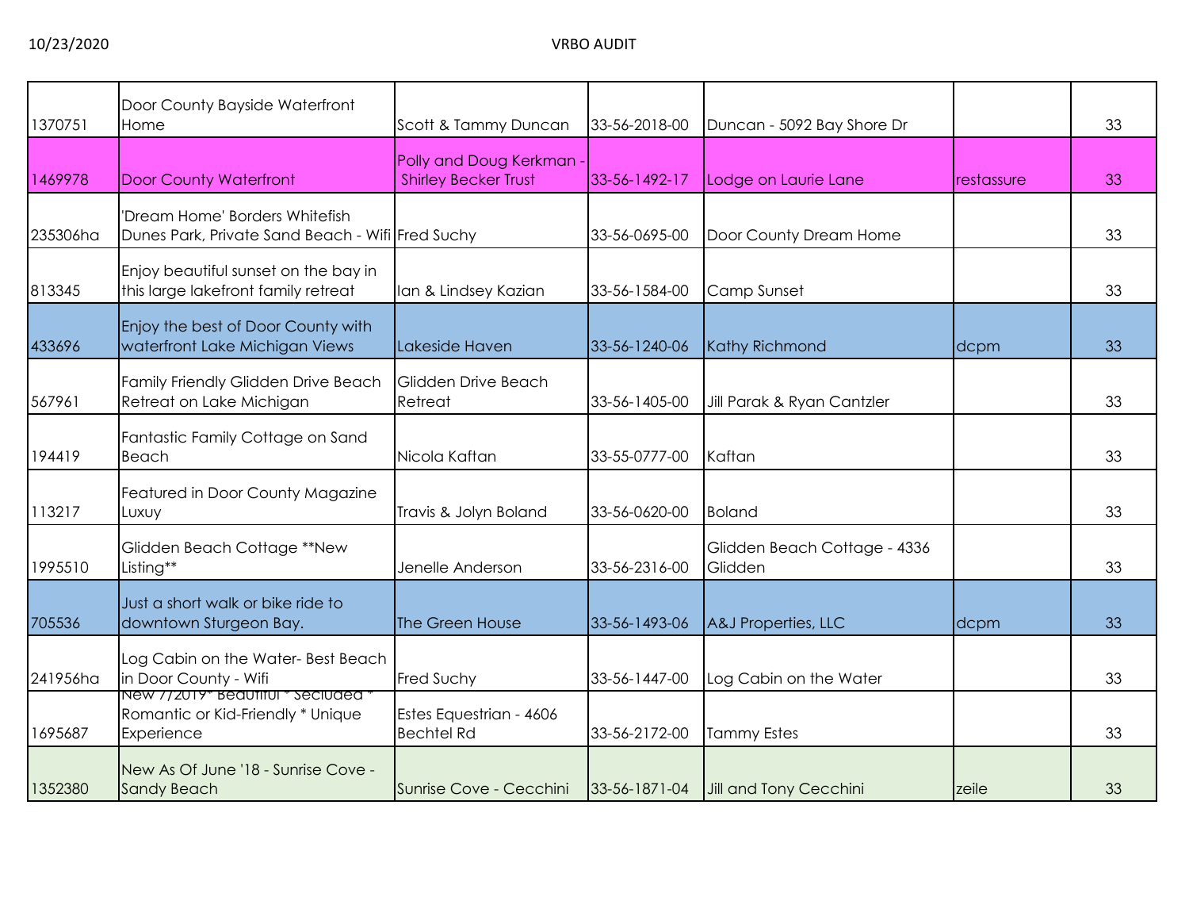| | | | | | | |
|---|---|---|---|---|---|---|
| 1370751 | Door County Bayside Waterfront Home | Scott & Tammy Duncan | 33-56-2018-00 | Duncan - 5092 Bay Shore Dr | | 33 |
| 1469978 | Door County Waterfront | Polly and Doug Kerkman - Shirley Becker Trust | 33-56-1492-17 | Lodge on Laurie Lane | restassure | 33 |
| 235306ha | 'Dream Home' Borders Whitefish Dunes Park, Private Sand Beach - Wifi | Fred Suchy | 33-56-0695-00 | Door County Dream Home | | 33 |
| 813345 | Enjoy beautiful sunset on the bay in this large lakefront family retreat | Ian & Lindsey Kazian | 33-56-1584-00 | Camp Sunset | | 33 |
| 433696 | Enjoy the best of Door County with waterfront Lake Michigan Views | Lakeside Haven | 33-56-1240-06 | Kathy Richmond | dcpm | 33 |
| 567961 | Family Friendly Glidden Drive Beach Retreat on Lake Michigan | Glidden Drive Beach Retreat | 33-56-1405-00 | Jill Parak & Ryan Cantzler | | 33 |
| 194419 | Fantastic Family Cottage on Sand Beach | Nicola Kaftan | 33-55-0777-00 | Kaftan | | 33 |
| 113217 | Featured in Door County Magazine Luxuy | Travis & Jolyn Boland | 33-56-0620-00 | Boland | | 33 |
| 1995510 | Glidden Beach Cottage **New Listing** | Jenelle Anderson | 33-56-2316-00 | Glidden Beach Cottage - 4336 Glidden | | 33 |
| 705536 | Just a short walk or bike ride to downtown Sturgeon Bay. | The Green House | 33-56-1493-06 | A&J Properties, LLC | dcpm | 33 |
| 241956ha | Log Cabin on the Water- Best Beach in Door County - Wifi | Fred Suchy | 33-56-1447-00 | Log Cabin on the Water | | 33 |
| 1695687 | New 7/2019* Beautiful * Secluded * Romantic or Kid-Friendly * Unique Experience | Estes Equestrian - 4606 Bechtel Rd | 33-56-2172-00 | Tammy Estes | | 33 |
| 1352380 | New As Of June '18 - Sunrise Cove - Sandy Beach | Sunrise Cove - Cecchini | 33-56-1871-04 | Jill and Tony Cecchini | zeile | 33 |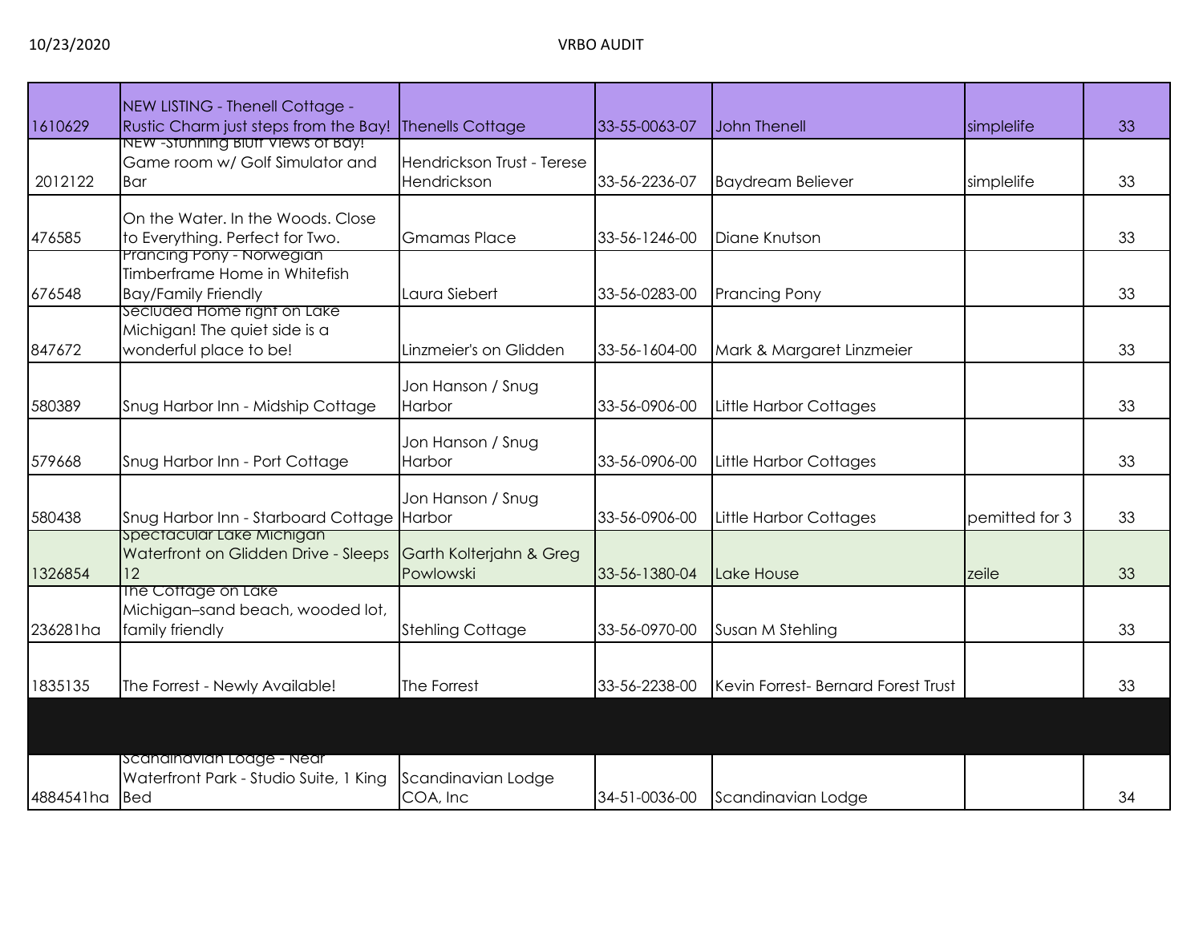| | | | | | | |
|---|---|---|---|---|---|---|
| 1610629 | NEW LISTING - Thenell Cottage - Rustic Charm just steps from the Bay! | Thenells Cottage | 33-55-0063-07 | John Thenell | simplelife | 33 |
| 2012122 | NEW -Stunning Bluff Views of Bay! Game room w/ Golf Simulator and Bar | Hendrickson Trust - Terese Hendrickson | 33-56-2236-07 | Baydream Believer | simplelife | 33 |
| 476585 | On the Water. In the Woods. Close to Everything. Perfect for Two. | Gmamas Place | 33-56-1246-00 | Diane Knutson | | 33 |
| 676548 | Prancing Pony - Norwegian Timberframe Home in Whitefish Bay/Family Friendly | Laura Siebert | 33-56-0283-00 | Prancing Pony | | 33 |
| 847672 | Secluded Home right on Lake Michigan! The quiet side is a wonderful place to be! | Linzmeier's on Glidden | 33-56-1604-00 | Mark & Margaret Linzmeier | | 33 |
| 580389 | Snug Harbor Inn - Midship Cottage | Jon Hanson / Snug Harbor | 33-56-0906-00 | Little Harbor Cottages | | 33 |
| 579668 | Snug Harbor Inn - Port Cottage | Jon Hanson / Snug Harbor | 33-56-0906-00 | Little Harbor Cottages | | 33 |
| 580438 | Snug Harbor Inn - Starboard Cottage | Jon Hanson / Snug Harbor | 33-56-0906-00 | Little Harbor Cottages | pemitted for 3 | 33 |
| 1326854 | Spectacular Lake Michigan Waterfront on Glidden Drive - Sleeps 12 | Garth Kolterjahn & Greg Powlowski | 33-56-1380-04 | Lake House | zeile | 33 |
| 236281ha | The Cottage on Lake Michigan–sand beach, wooded lot, family friendly | Stehling Cottage | 33-56-0970-00 | Susan M Stehling | | 33 |
| 1835135 | The Forrest - Newly Available! | The Forrest | 33-56-2238-00 | Kevin Forrest- Bernard Forest Trust | | 33 |
| | | | | | | |
| 4884541ha | Scandinavian Lodge - Near Waterfront Park - Studio Suite, 1 King Bed | Scandinavian Lodge COA, Inc | 34-51-0036-00 | Scandinavian Lodge | | 34 |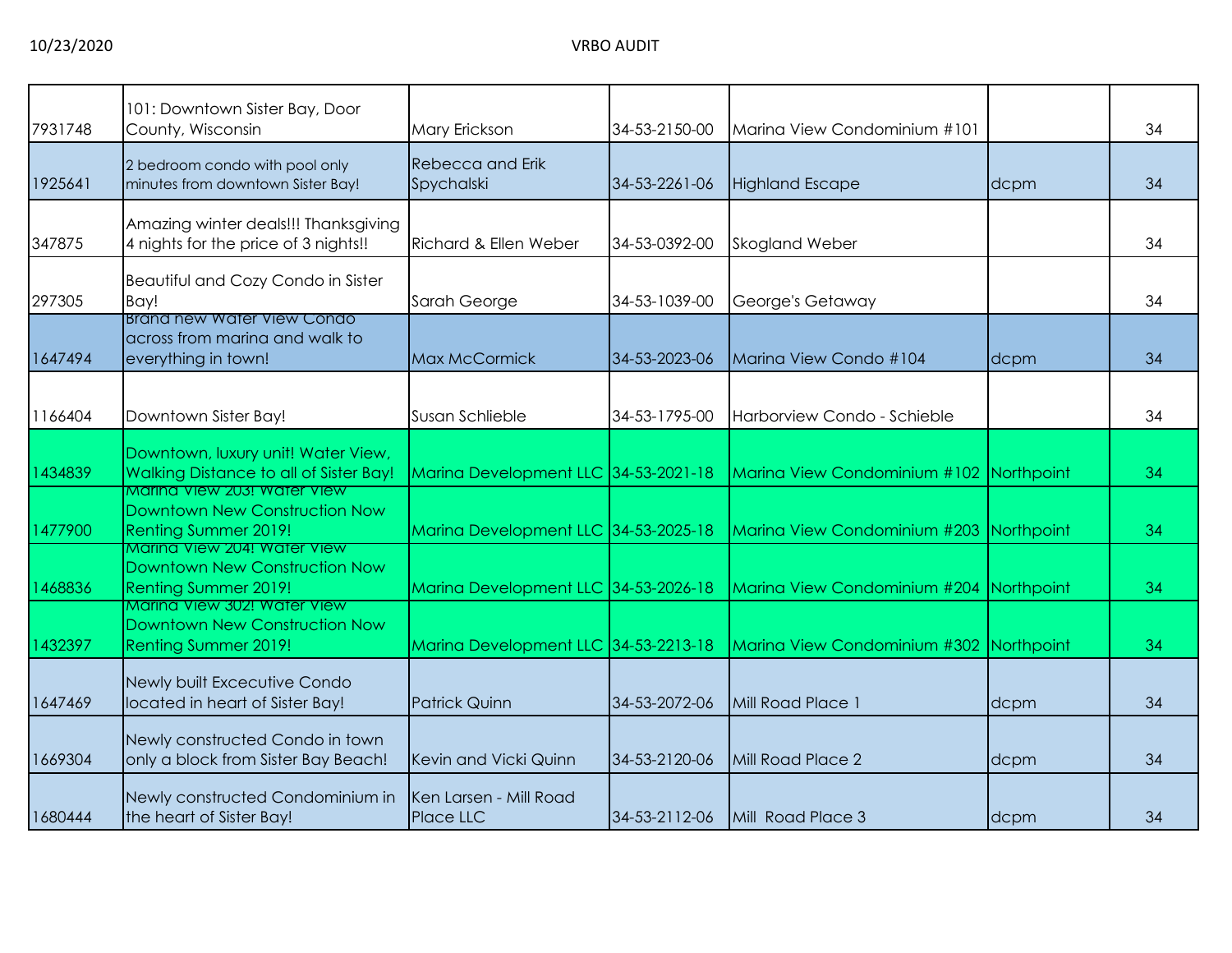| | | | | | | |
|---|---|---|---|---|---|---|
| 7931748 | 101: Downtown Sister Bay, Door County, Wisconsin | Mary Erickson | 34-53-2150-00 | Marina View Condominium #101 | | 34 |
| 1925641 | 2 bedroom condo with pool only minutes from downtown Sister Bay! | Rebecca and Erik Spychalski | 34-53-2261-06 | Highland Escape | dcpm | 34 |
| 347875 | Amazing winter deals!!! Thanksgiving 4 nights for the price of 3 nights!! | Richard & Ellen Weber | 34-53-0392-00 | Skogland Weber | | 34 |
| 297305 | Beautiful and Cozy Condo in Sister Bay! | Sarah George | 34-53-1039-00 | George's Getaway | | 34 |
| 1647494 | Brand new Water View Condo across from marina and walk to everything in town! | Max McCormick | 34-53-2023-06 | Marina View Condo #104 | dcpm | 34 |
| 1166404 | Downtown Sister Bay! | Susan Schlieble | 34-53-1795-00 | Harborview Condo - Schieble | | 34 |
| 1434839 | Downtown, luxury unit! Water View, Walking Distance to all of Sister Bay! | Marina Development LLC | 34-53-2021-18 | Marina View Condominium #102 | Northpoint | 34 |
| 1477900 | Marina View 203! Water View Downtown New Construction Now Renting Summer 2019! | Marina Development LLC | 34-53-2025-18 | Marina View Condominium #203 | Northpoint | 34 |
| 1468836 | Marina View 204! Water View Downtown New Construction Now Renting Summer 2019! | Marina Development LLC | 34-53-2026-18 | Marina View Condominium #204 | Northpoint | 34 |
| 1432397 | Marina View 302! Water View Downtown New Construction Now Renting Summer 2019! | Marina Development LLC | 34-53-2213-18 | Marina View Condominium #302 | Northpoint | 34 |
| 1647469 | Newly built Excecutive Condo located in heart of Sister Bay! | Patrick Quinn | 34-53-2072-06 | Mill Road Place 1 | dcpm | 34 |
| 1669304 | Newly constructed Condo in town only a block from Sister Bay Beach! | Kevin and Vicki Quinn | 34-53-2120-06 | Mill Road Place 2 | dcpm | 34 |
| 1680444 | Newly constructed Condominium in the heart of Sister Bay! | Ken Larsen - Mill Road Place LLC | 34-53-2112-06 | Mill Road Place 3 | dcpm | 34 |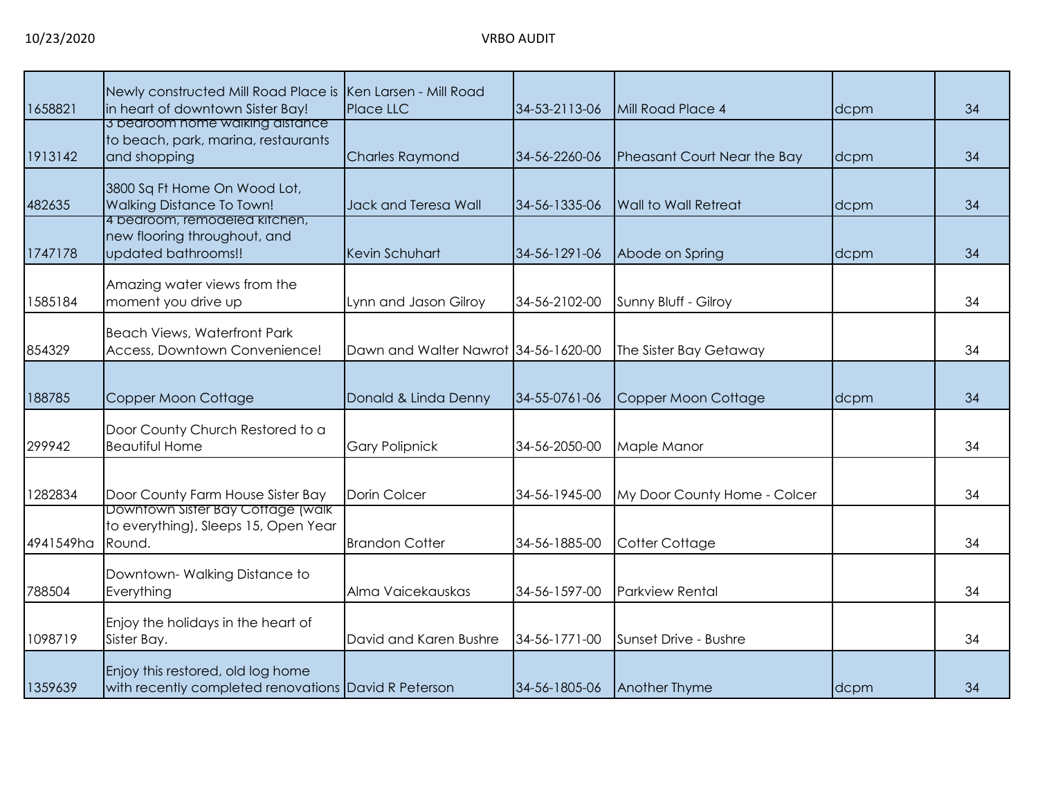| | | | | | | |
|---|---|---|---|---|---|---|
| 1658821 | Newly constructed Mill Road Place is in heart of downtown Sister Bay! | Ken Larsen - Mill Road Place LLC | 34-53-2113-06 | Mill Road Place 4 | dcpm | 34 |
| 1913142 | 3 bedroom home walking distance to beach, park, marina, restaurants and shopping | Charles Raymond | 34-56-2260-06 | Pheasant Court Near the Bay | dcpm | 34 |
| 482635 | 3800 Sq Ft Home On Wood Lot, Walking Distance To Town! | Jack and Teresa Wall | 34-56-1335-06 | Wall to Wall Retreat | dcpm | 34 |
| 1747178 | 4 bedroom, remodeled kitchen, new flooring throughout, and updated bathrooms!! | Kevin Schuhart | 34-56-1291-06 | Abode on Spring | dcpm | 34 |
| 1585184 | Amazing water views from the moment you drive up | Lynn and Jason Gilroy | 34-56-2102-00 | Sunny Bluff - Gilroy | | 34 |
| 854329 | Beach Views, Waterfront Park Access, Downtown Convenience! | Dawn and Walter Nawrot | 34-56-1620-00 | The Sister Bay Getaway | | 34 |
| 188785 | Copper Moon Cottage | Donald & Linda Denny | 34-55-0761-06 | Copper Moon Cottage | dcpm | 34 |
| 299942 | Door County Church Restored to a Beautiful Home | Gary Polipnick | 34-56-2050-00 | Maple Manor | | 34 |
| 1282834 | Door County Farm House Sister Bay | Dorin Colcer | 34-56-1945-00 | My Door County Home - Colcer | | 34 |
| 4941549ha | Downtown Sister Bay Cottage (walk to everything), Sleeps 15, Open Year Round. | Brandon Cotter | 34-56-1885-00 | Cotter Cottage | | 34 |
| 788504 | Downtown- Walking Distance to Everything | Alma Vaicekauskas | 34-56-1597-00 | Parkview Rental | | 34 |
| 1098719 | Enjoy the holidays in the heart of Sister Bay. | David and Karen Bushre | 34-56-1771-00 | Sunset Drive - Bushre | | 34 |
| 1359639 | Enjoy this restored, old log home with recently completed renovations | David R Peterson | 34-56-1805-06 | Another Thyme | dcpm | 34 |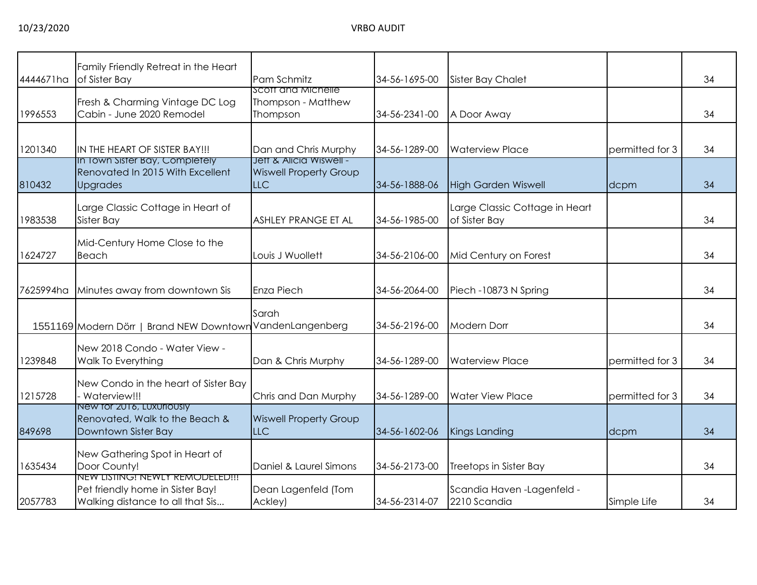| | | | | | | |
|---|---|---|---|---|---|---|
| 4444671ha | Family Friendly Retreat in the Heart of Sister Bay | Pam Schmitz | 34-56-1695-00 | Sister Bay Chalet | | 34 |
| 1996553 | Fresh & Charming Vintage DC Log Cabin - June 2020 Remodel | Scott and Michelle Thompson - Matthew Thompson | 34-56-2341-00 | A Door Away | | 34 |
| 1201340 | IN THE HEART OF SISTER BAY!!! | Dan and Chris Murphy | 34-56-1289-00 | Waterview Place | permitted for 3 | 34 |
| 810432 | In Town Sister Bay, Completely Renovated In 2015 With Excellent Upgrades | Jeff & Alicia Wiswell - Wiswell Property Group LLC | 34-56-1888-06 | High Garden Wiswell | dcpm | 34 |
| 1983538 | Large Classic Cottage in Heart of Sister Bay | ASHLEY PRANGE ET AL | 34-56-1985-00 | Large Classic Cottage in Heart of Sister Bay | | 34 |
| 1624727 | Mid-Century Home Close to the Beach | Louis J Wuollett | 34-56-2106-00 | Mid Century on Forest | | 34 |
| 7625994ha | Minutes away from downtown Sis | Enza Piech | 34-56-2064-00 | Piech -10873 N Spring | | 34 |
| 1551169 | Modern Dörr \| Brand NEW Downtown | Sarah VandenLangenberg | 34-56-2196-00 | Modern Dorr | | 34 |
| 1239848 | New 2018 Condo - Water View - Walk To Everything | Dan & Chris Murphy | 34-56-1289-00 | Waterview Place | permitted for 3 | 34 |
| 1215728 | New Condo in the heart of Sister Bay - Waterview!!! | Chris and Dan Murphy | 34-56-1289-00 | Water View Place | permitted for 3 | 34 |
| 849698 | New for 2016, Luxuriously Renovated, Walk to the Beach & Downtown Sister Bay | Wiswell Property Group LLC | 34-56-1602-06 | Kings Landing | dcpm | 34 |
| 1635434 | New Gathering Spot in Heart of Door County! | Daniel & Laurel Simons | 34-56-2173-00 | Treetops in Sister Bay | | 34 |
| 2057783 | NEW LISTING! NEWLY REMODELED!!! Pet friendly home in Sister Bay! Walking distance to all that Sis... | Dean Lagenfeld (Tom Ackley) | 34-56-2314-07 | Scandia Haven -Lagenfeld - 2210 Scandia | Simple Life | 34 |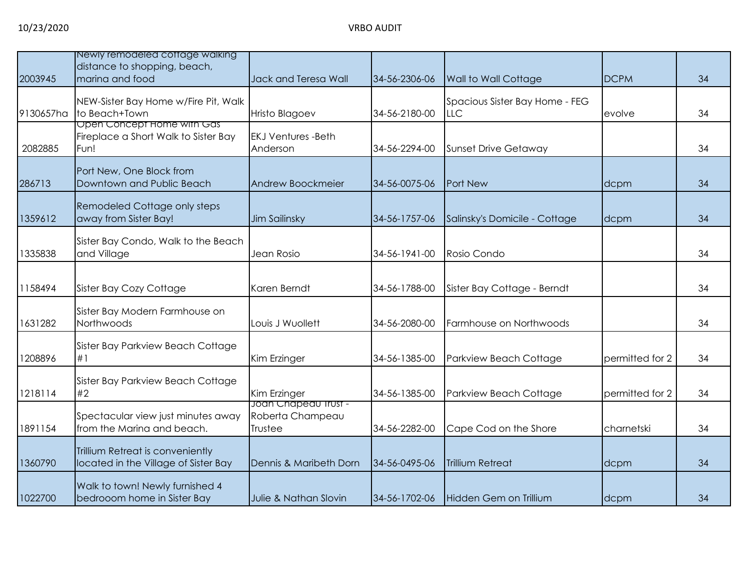| | | | | | | |
|---|---|---|---|---|---|---|
| 2003945 | Newly remodeled cottage walking distance to shopping, beach, marina and food | Jack and Teresa Wall | 34-56-2306-06 | Wall to Wall Cottage | DCPM | 34 |
| 9130657ha | NEW-Sister Bay Home w/Fire Pit, Walk to Beach+Town | Hristo Blagoev | 34-56-2180-00 | Spacious Sister Bay Home - FEG LLC | evolve | 34 |
| 2082885 | Open Concept Home with Gas Fireplace a Short Walk to Sister Bay Fun! | EKJ Ventures -Beth Anderson | 34-56-2294-00 | Sunset Drive Getaway | | 34 |
| 286713 | Port New, One Block from Downtown and Public Beach | Andrew Boockmeier | 34-56-0075-06 | Port New | dcpm | 34 |
| 1359612 | Remodeled Cottage only steps away from Sister Bay! | Jim Sailinsky | 34-56-1757-06 | Salinsky's Domicile - Cottage | dcpm | 34 |
| 1335838 | Sister Bay Condo, Walk to the Beach and Village | Jean Rosio | 34-56-1941-00 | Rosio Condo | | 34 |
| 1158494 | Sister Bay Cozy Cottage | Karen Berndt | 34-56-1788-00 | Sister Bay Cottage - Berndt | | 34 |
| 1631282 | Sister Bay Modern Farmhouse on Northwoods | Louis J Wuollett | 34-56-2080-00 | Farmhouse on Northwoods | | 34 |
| 1208896 | Sister Bay Parkview Beach Cottage #1 | Kim Erzinger | 34-56-1385-00 | Parkview Beach Cottage | permitted for 2 | 34 |
| 1218114 | Sister Bay Parkview Beach Cottage #2 | Kim Erzinger | 34-56-1385-00 | Parkview Beach Cottage | permitted for 2 | 34 |
| 1891154 | Spectacular view just minutes away from the Marina and beach. | Joan Chapeau Trust - Roberta Champeau Trustee | 34-56-2282-00 | Cape Cod on the Shore | charnetski | 34 |
| 1360790 | Trillium Retreat is conveniently located in the Village of Sister Bay | Dennis & Maribeth Dorn | 34-56-0495-06 | Trillium Retreat | dcpm | 34 |
| 1022700 | Walk to town! Newly furnished 4 bedrooom home in Sister Bay | Julie & Nathan Slovin | 34-56-1702-06 | Hidden Gem on Trillium | dcpm | 34 |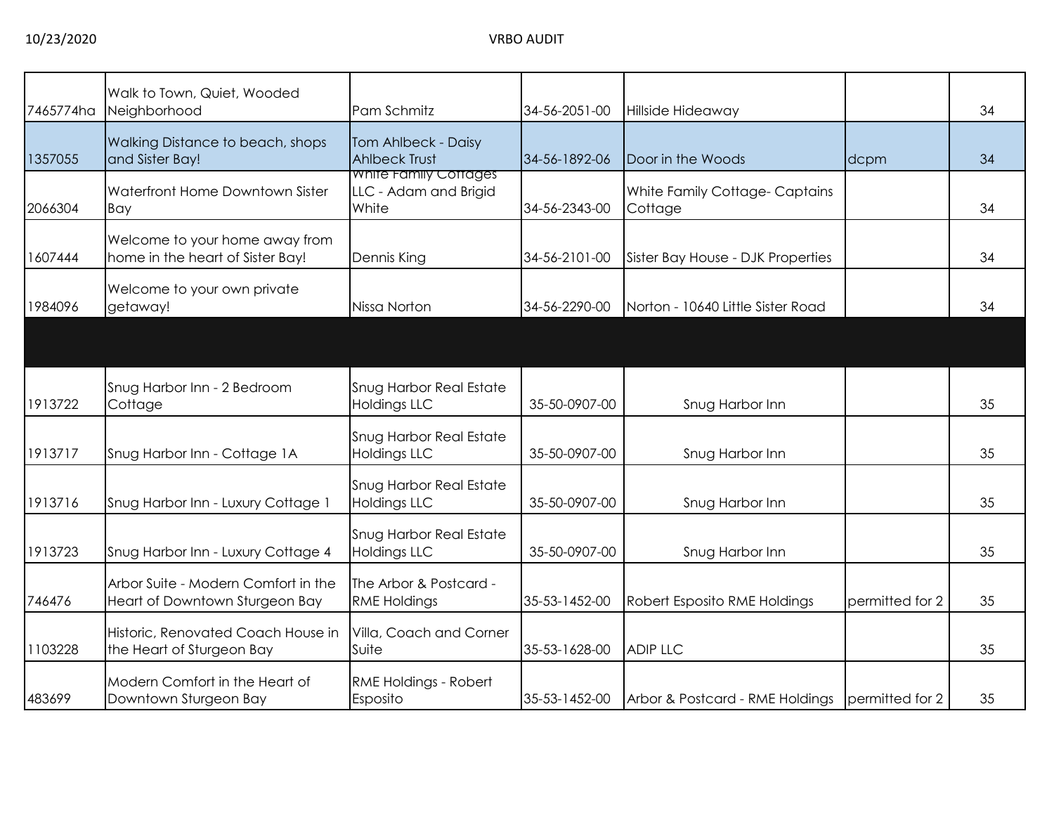| | | | | | | |
|---|---|---|---|---|---|---|
| 7465774ha | Walk to Town, Quiet, Wooded Neighborhood | Pam Schmitz | 34-56-2051-00 | Hillside Hideaway | | 34 |
| 1357055 | Walking Distance to beach, shops and Sister Bay! | Tom Ahlbeck - Daisy Ahlbeck Trust | 34-56-1892-06 | Door in the Woods | dcpm | 34 |
| 2066304 | Waterfront Home Downtown Sister Bay | White Family Cottages LLC - Adam and Brigid White | 34-56-2343-00 | White Family Cottage- Captains Cottage | | 34 |
| 1607444 | Welcome to your home away from home in the heart of Sister Bay! | Dennis King | 34-56-2101-00 | Sister Bay House - DJK Properties | | 34 |
| 1984096 | Welcome to your own private getaway! | Nissa Norton | 34-56-2290-00 | Norton - 10640 Little Sister Road | | 34 |
| | | | | | | |
| 1913722 | Snug Harbor Inn - 2 Bedroom Cottage | Snug Harbor Real Estate Holdings LLC | 35-50-0907-00 | Snug Harbor Inn | | 35 |
| 1913717 | Snug Harbor Inn - Cottage 1A | Snug Harbor Real Estate Holdings LLC | 35-50-0907-00 | Snug Harbor Inn | | 35 |
| 1913716 | Snug Harbor Inn - Luxury Cottage 1 | Snug Harbor Real Estate Holdings LLC | 35-50-0907-00 | Snug Harbor Inn | | 35 |
| 1913723 | Snug Harbor Inn - Luxury Cottage 4 | Snug Harbor Real Estate Holdings LLC | 35-50-0907-00 | Snug Harbor Inn | | 35 |
| 746476 | Arbor Suite - Modern Comfort in the Heart of Downtown Sturgeon Bay | The Arbor & Postcard - RME Holdings | 35-53-1452-00 | Robert Esposito RME Holdings | permitted for 2 | 35 |
| 1103228 | Historic, Renovated Coach House in the Heart of Sturgeon Bay | Villa, Coach and Corner Suite | 35-53-1628-00 | ADIP LLC | | 35 |
| 483699 | Modern Comfort in the Heart of Downtown Sturgeon Bay | RME Holdings - Robert Esposito | 35-53-1452-00 | Arbor & Postcard - RME Holdings | permitted for 2 | 35 |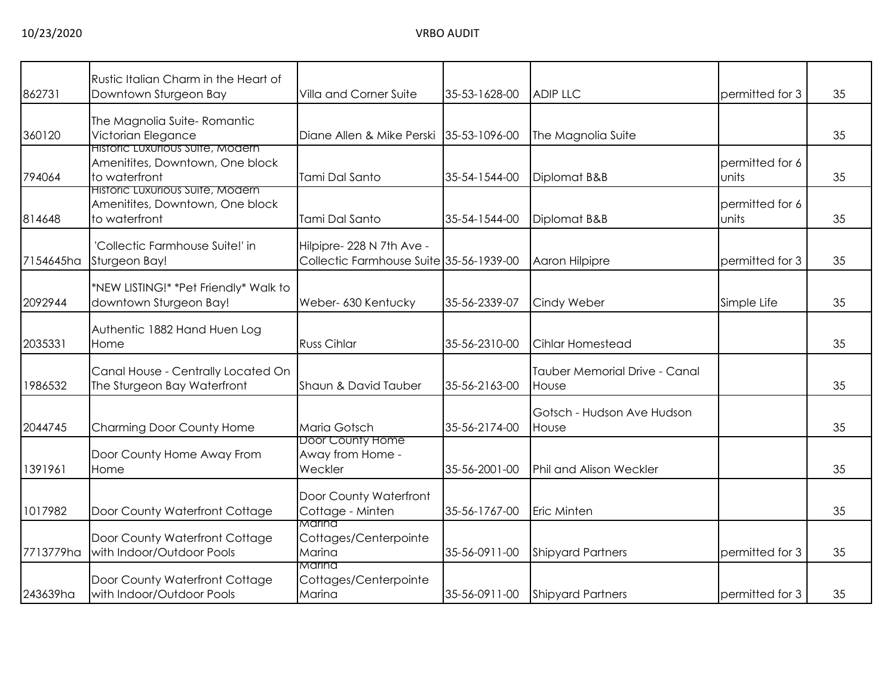| | | | | | | |
|---|---|---|---|---|---|---|
| 862731 | Rustic Italian Charm in the Heart of Downtown Sturgeon Bay | Villa and Corner Suite | 35-53-1628-00 | ADIP LLC | permitted for 3 | 35 |
| 360120 | The Magnolia Suite- Romantic Victorian Elegance | Diane Allen & Mike Perski | 35-53-1096-00 | The Magnolia Suite | | 35 |
| 794064 | Historic Luxurious Suite, Modern Amenitites, Downtown, One block to waterfront | Tami Dal Santo | 35-54-1544-00 | Diplomat B&B | permitted for 6 units | 35 |
| 814648 | Historic Luxurious Suite, Modern Amenitites, Downtown, One block to waterfront | Tami Dal Santo | 35-54-1544-00 | Diplomat B&B | permitted for 6 units | 35 |
| 7154645ha | 'Collectic Farmhouse Suite!' in Sturgeon Bay! | Hilpipre- 228 N 7th Ave - Collectic Farmhouse Suite | 35-56-1939-00 | Aaron Hilpipre | permitted for 3 | 35 |
| 2092944 | *NEW LISTING!* *Pet Friendly* Walk to downtown Sturgeon Bay! | Weber- 630 Kentucky | 35-56-2339-07 | Cindy Weber | Simple Life | 35 |
| 2035331 | Authentic 1882 Hand Huen Log Home | Russ Cihlar | 35-56-2310-00 | Cihlar Homestead | | 35 |
| 1986532 | Canal House - Centrally Located On The Sturgeon Bay Waterfront | Shaun & David Tauber | 35-56-2163-00 | Tauber Memorial Drive - Canal House | | 35 |
| 2044745 | Charming Door County Home | Maria Gotsch | 35-56-2174-00 | Gotsch - Hudson Ave Hudson House | | 35 |
| 1391961 | Door County Home Away From Home | Door County Home Away from Home - Weckler | 35-56-2001-00 | Phil and Alison Weckler | | 35 |
| 1017982 | Door County Waterfront Cottage | Door County Waterfront Cottage - Minten | 35-56-1767-00 | Eric Minten | | 35 |
| 7713779ha | Door County Waterfront Cottage with Indoor/Outdoor Pools | Marina Cottages/Centerpointe Marina | 35-56-0911-00 | Shipyard Partners | permitted for 3 | 35 |
| 243639ha | Door County Waterfront Cottage with Indoor/Outdoor Pools | Marina Cottages/Centerpointe Marina | 35-56-0911-00 | Shipyard Partners | permitted for 3 | 35 |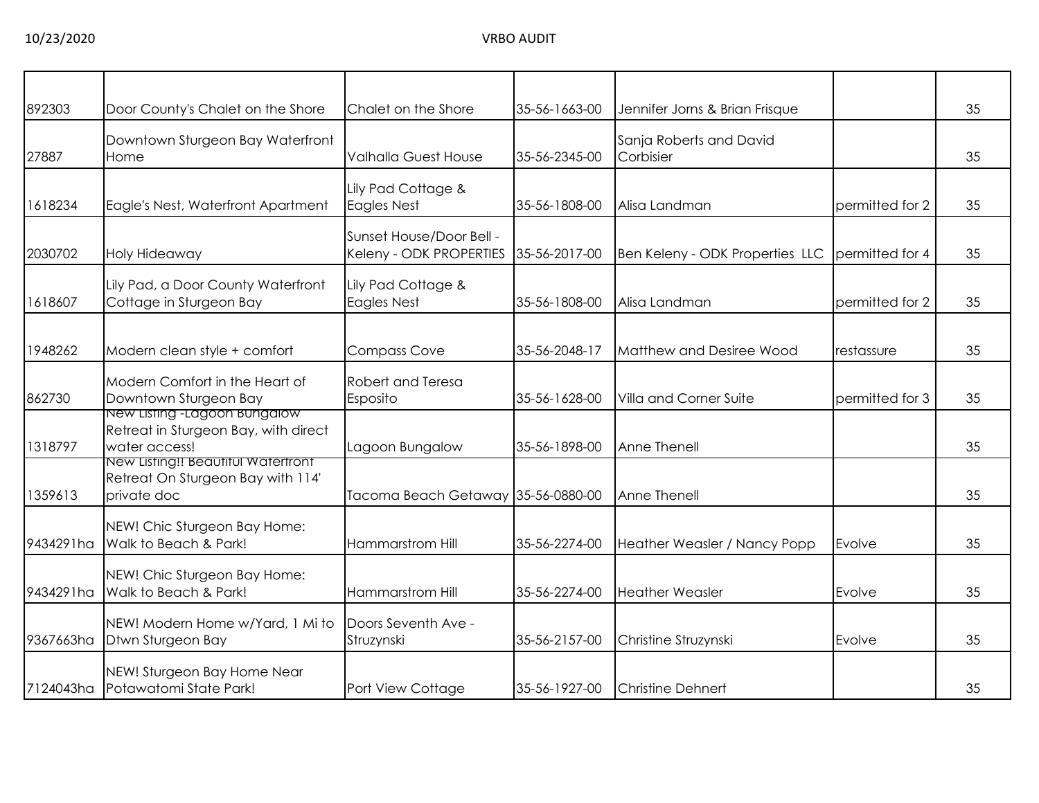| | | | | | | |
|---|---|---|---|---|---|---|
| 892303 | Door County's Chalet on the Shore | Chalet on the Shore | 35-56-1663-00 | Jennifer Jorns & Brian Frisque | | 35 |
| 27887 | Downtown Sturgeon Bay Waterfront Home | Valhalla Guest House | 35-56-2345-00 | Sanja Roberts and David Corbisier | | 35 |
| 1618234 | Eagle's Nest, Waterfront Apartment | Lily Pad Cottage & Eagles Nest | 35-56-1808-00 | Alisa Landman | permitted for 2 | 35 |
| 2030702 | Holy Hideaway | Sunset House/Door Bell - Keleny - ODK PROPERTIES | 35-56-2017-00 | Ben Keleny - ODK Properties LLC | permitted for 4 | 35 |
| 1618607 | Lily Pad, a Door County Waterfront Cottage in Sturgeon Bay | Lily Pad Cottage & Eagles Nest | 35-56-1808-00 | Alisa Landman | permitted for 2 | 35 |
| 1948262 | Modern clean style + comfort | Compass Cove | 35-56-2048-17 | Matthew and Desiree Wood | restassure | 35 |
| 862730 | Modern Comfort in the Heart of Downtown Sturgeon Bay | Robert and Teresa Esposito | 35-56-1628-00 | Villa and Corner Suite | permitted for 3 | 35 |
| 1318797 | New Listing -Lagoon Bungalow Retreat in Sturgeon Bay, with direct water access! | Lagoon Bungalow | 35-56-1898-00 | Anne Thenell | | 35 |
| 1359613 | New Listing!! Beautiful Waterfront Retreat On Sturgeon Bay with 114' private doc | Tacoma Beach Getaway | 35-56-0880-00 | Anne Thenell | | 35 |
| 9434291ha | NEW! Chic Sturgeon Bay Home: Walk to Beach & Park! | Hammarstrom Hill | 35-56-2274-00 | Heather Weasler / Nancy Popp | Evolve | 35 |
| 9434291ha | NEW! Chic Sturgeon Bay Home: Walk to Beach & Park! | Hammarstrom Hill | 35-56-2274-00 | Heather Weasler | Evolve | 35 |
| 9367663ha | NEW! Modern Home w/Yard, 1 Mi to Dtwn Sturgeon Bay | Doors Seventh Ave - Struzynski | 35-56-2157-00 | Christine Struzynski | Evolve | 35 |
| 7124043ha | NEW! Sturgeon Bay Home Near Potawatomi State Park! | Port View Cottage | 35-56-1927-00 | Christine Dehnert | | 35 |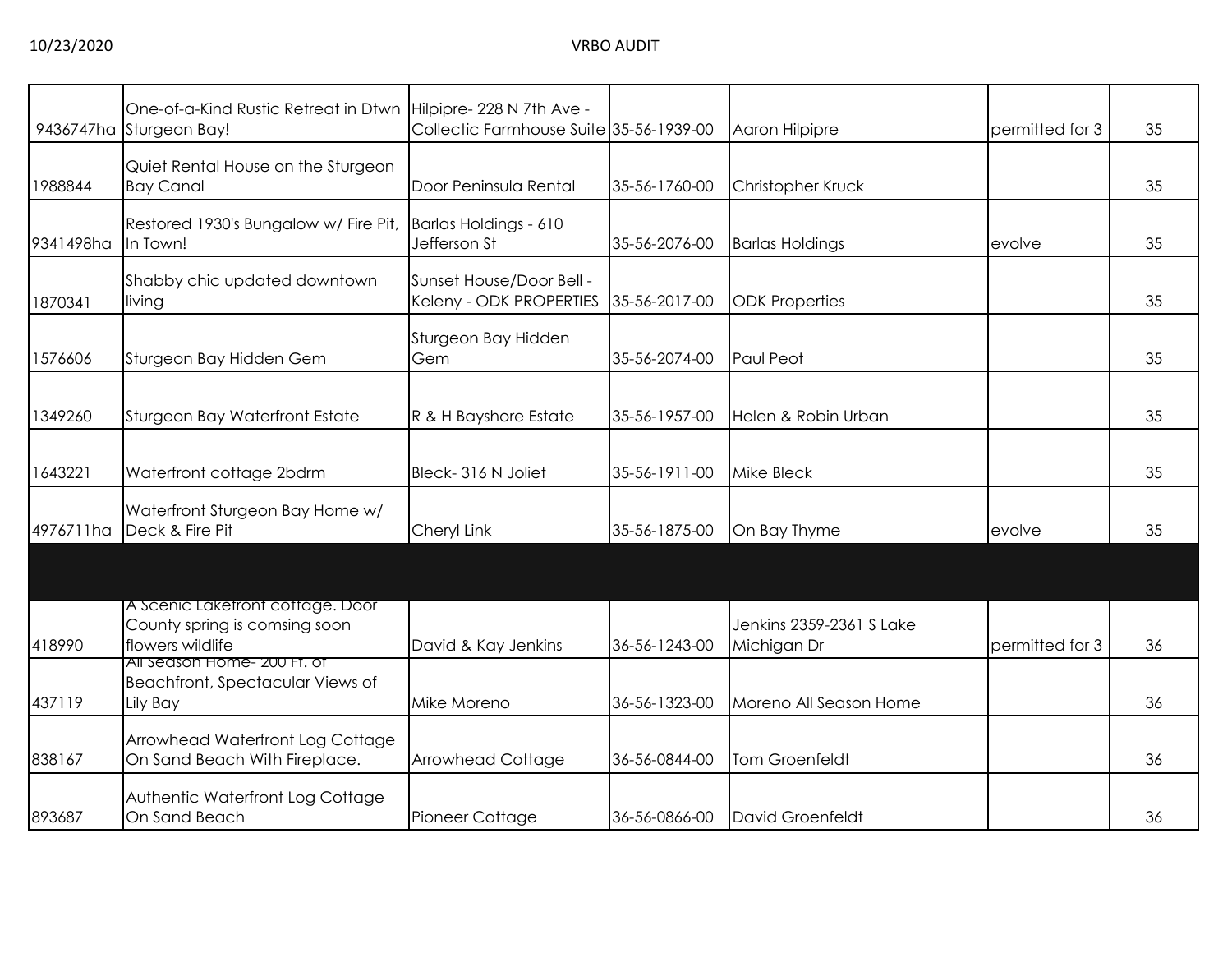| | | | | | | |
|---|---|---|---|---|---|---|
| 9436747ha | One-of-a-Kind Rustic Retreat in Dtwn Sturgeon Bay! | Hilpipre- 228 N 7th Ave - Collectic Farmhouse Suite | 35-56-1939-00 | Aaron Hilpipre | permitted for 3 | 35 |
| 1988844 | Quiet Rental House on the Sturgeon Bay Canal | Door Peninsula Rental | 35-56-1760-00 | Christopher Kruck | | 35 |
| 9341498ha | Restored 1930's Bungalow w/ Fire Pit, In Town! | Barlas Holdings - 610 Jefferson St | 35-56-2076-00 | Barlas Holdings | evolve | 35 |
| 1870341 | Shabby chic updated downtown living | Sunset House/Door Bell - Keleny - ODK PROPERTIES | 35-56-2017-00 | ODK Properties | | 35 |
| 1576606 | Sturgeon Bay Hidden Gem | Sturgeon Bay Hidden Gem | 35-56-2074-00 | Paul Peot | | 35 |
| 1349260 | Sturgeon Bay Waterfront Estate | R & H Bayshore Estate | 35-56-1957-00 | Helen & Robin Urban | | 35 |
| 1643221 | Waterfront cottage 2bdrm | Bleck- 316 N Joliet | 35-56-1911-00 | Mike Bleck | | 35 |
| 4976711ha | Waterfront Sturgeon Bay Home w/ Deck & Fire Pit | Cheryl Link | 35-56-1875-00 | On Bay Thyme | evolve | 35 |
| | | | | | | |
| 418990 | A Scenic Lakefront cottage. Door County spring is comsing soon flowers wildlife | David & Kay Jenkins | 36-56-1243-00 | Jenkins 2359-2361 S Lake Michigan Dr | permitted for 3 | 36 |
| 437119 | All Season Home- 200 Ft. of Beachfront, Spectacular Views of Lily Bay | Mike Moreno | 36-56-1323-00 | Moreno All Season Home | | 36 |
| 838167 | Arrowhead Waterfront Log Cottage On Sand Beach With Fireplace. | Arrowhead Cottage | 36-56-0844-00 | Tom Groenfeldt | | 36 |
| 893687 | Authentic Waterfront Log Cottage On Sand Beach | Pioneer Cottage | 36-56-0866-00 | David Groenfeldt | | 36 |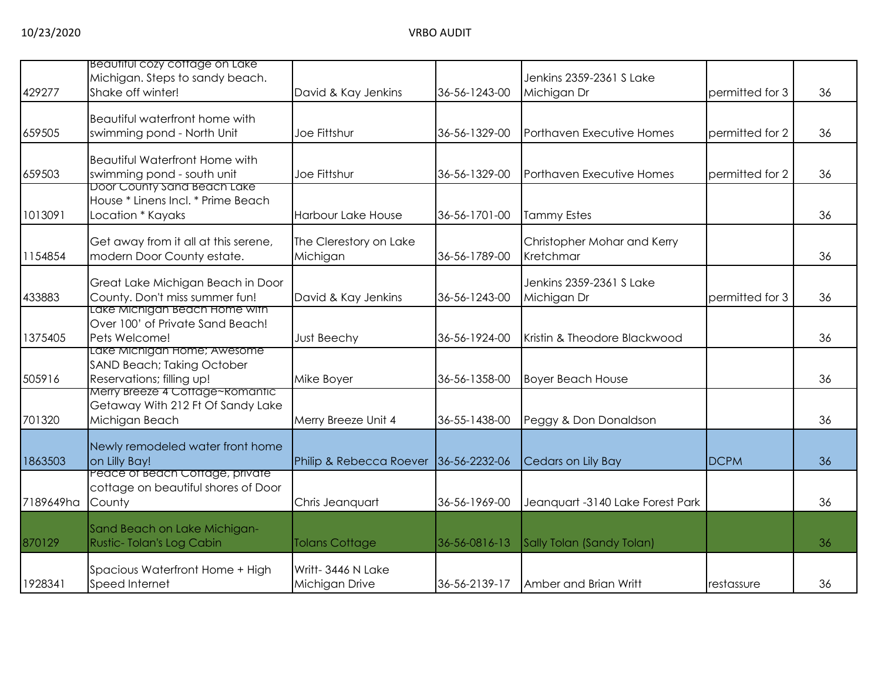| | | | | | | |
|---|---|---|---|---|---|---|
| 429277 | Beautiful cozy cottage on Lake Michigan. Steps to sandy beach. Shake off winter! | David & Kay Jenkins | 36-56-1243-00 | Jenkins 2359-2361 S Lake Michigan Dr | permitted for 3 | 36 |
| 659505 | Beautiful waterfront home with swimming pond - North Unit | Joe Fittshur | 36-56-1329-00 | Porthaven Executive Homes | permitted for 2 | 36 |
| 659503 | Beautiful Waterfront Home with swimming pond - south unit | Joe Fittshur | 36-56-1329-00 | Porthaven Executive Homes | permitted for 2 | 36 |
| 1013091 | Door County Sand Beach Lake House * Linens Incl. * Prime Beach Location * Kayaks | Harbour Lake House | 36-56-1701-00 | Tammy Estes | | 36 |
| 1154854 | Get away from it all at this serene, modern Door County estate. | The Clerestory on Lake Michigan | 36-56-1789-00 | Christopher Mohar and Kerry Kretchmar | | 36 |
| 433883 | Great Lake Michigan Beach in Door County. Don't miss summer fun! | David & Kay Jenkins | 36-56-1243-00 | Jenkins 2359-2361 S Lake Michigan Dr | permitted for 3 | 36 |
| 1375405 | Lake Michigan Beach Home with Over 100' of Private Sand Beach! Pets Welcome! | Just Beechy | 36-56-1924-00 | Kristin & Theodore Blackwood | | 36 |
| 505916 | Lake Michigan Home; Awesome SAND Beach; Taking October Reservations; filling up! | Mike Boyer | 36-56-1358-00 | Boyer Beach House | | 36 |
| 701320 | Merry Breeze 4 Cottage~Romantic Getaway With 212 Ft Of Sandy Lake Michigan Beach | Merry Breeze Unit 4 | 36-55-1438-00 | Peggy & Don Donaldson | | 36 |
| 1863503 | Newly remodeled water front home on Lilly Bay! | Philip & Rebecca Roever | 36-56-2232-06 | Cedars on Lily Bay | DCPM | 36 |
| 7189649ha | Peace of Beach Cottage, private cottage on beautiful shores of Door County | Chris Jeanquart | 36-56-1969-00 | Jeanquart -3140 Lake Forest Park | | 36 |
| 870129 | Sand Beach on Lake Michigan-Rustic- Tolan's Log Cabin | Tolans Cottage | 36-56-0816-13 | Sally Tolan (Sandy Tolan) | | 36 |
| 1928341 | Spacious Waterfront Home + High Speed Internet | Writt- 3446 N Lake Michigan Drive | 36-56-2139-17 | Amber and Brian Writt | restassure | 36 |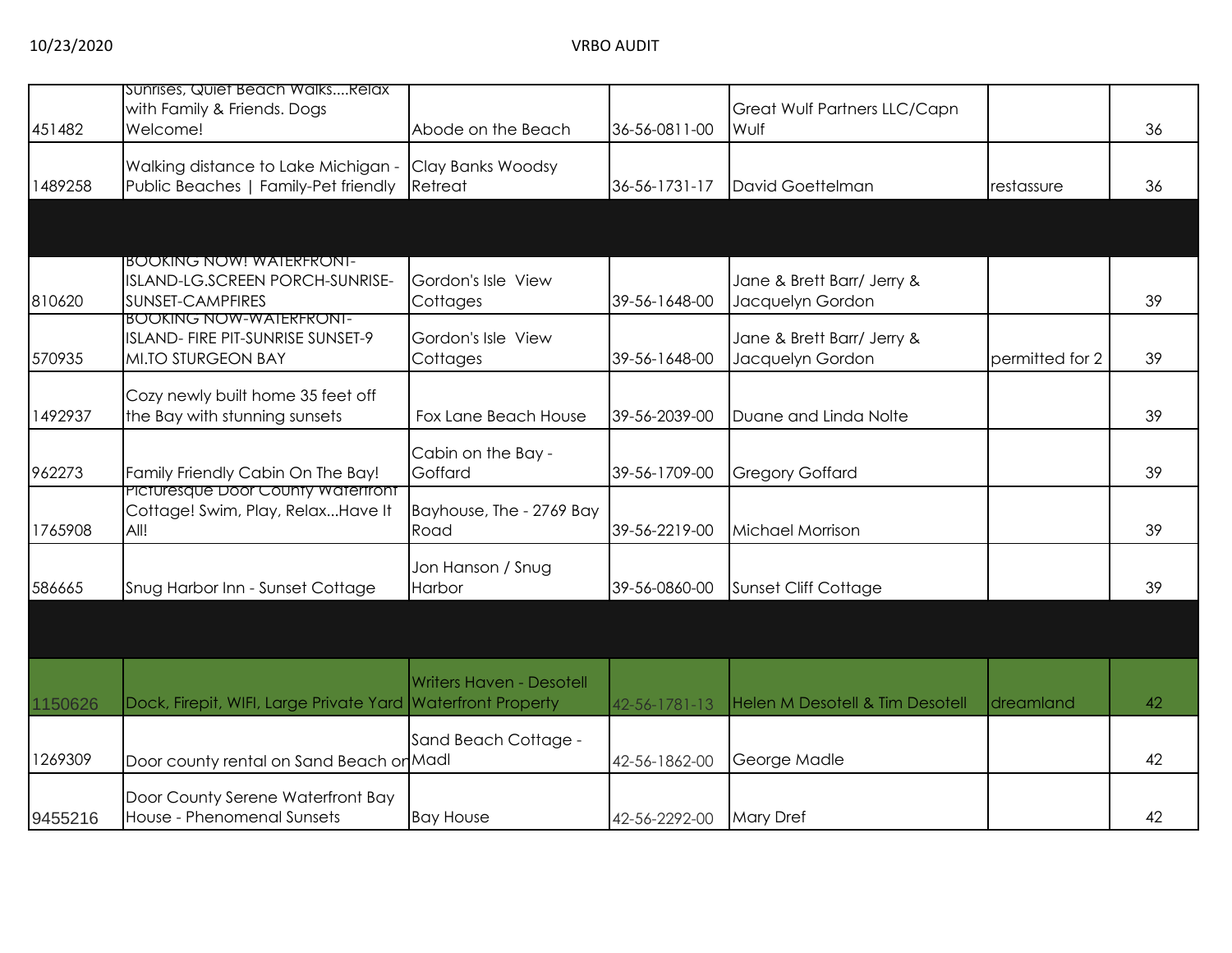| | | | | | | |
|---|---|---|---|---|---|---|
| 451482 | Sunrises, Quiet Beach Walks....Relax with Family & Friends. Dogs Welcome! | Abode on the Beach | 36-56-0811-00 | Great Wulf Partners LLC/Capn Wulf | | 36 |
| 1489258 | Walking distance to Lake Michigan - Public Beaches \| Family-Pet friendly | Clay Banks Woodsy Retreat | 36-56-1731-17 | David Goettelman | restassure | 36 |
| | | | | | | |
| 810620 | BOOKING NOW! WATERFRONT-ISLAND-LG.SCREEN PORCH-SUNRISE-SUNSET-CAMPFIRES | Gordon's Isle View Cottages | 39-56-1648-00 | Jane & Brett Barr/ Jerry & Jacquelyn Gordon | | 39 |
| 570935 | BOOKING NOW-WATERFRONT-ISLAND- FIRE PIT-SUNRISE SUNSET-9 MI.TO STURGEON BAY | Gordon's Isle View Cottages | 39-56-1648-00 | Jane & Brett Barr/ Jerry & Jacquelyn Gordon | permitted for 2 | 39 |
| 1492937 | Cozy newly built home 35 feet off the Bay with stunning sunsets | Fox Lane Beach House | 39-56-2039-00 | Duane and Linda Nolte | | 39 |
| 962273 | Family Friendly Cabin On The Bay! | Cabin on the Bay - Goffard | 39-56-1709-00 | Gregory Goffard | | 39 |
| 1765908 | Picturesque Door County Waterfront Cottage! Swim, Play, Relax...Have It All! | Bayhouse, The - 2769 Bay Road | 39-56-2219-00 | Michael Morrison | | 39 |
| 586665 | Snug Harbor Inn - Sunset Cottage | Jon Hanson / Snug Harbor | 39-56-0860-00 | Sunset Cliff Cottage | | 39 |
| | | | | | | |
| 1150626 | Dock, Firepit, WIFI, Large Private Yard | Writers Haven - Desotell Waterfront Property | 42-56-1781-13 | Helen M Desotell & Tim Desotell | dreamland | 42 |
| 1269309 | Door county rental on Sand Beach on | Sand Beach Cottage - Madl | 42-56-1862-00 | George Madle | | 42 |
| 9455216 | Door County Serene Waterfront Bay House - Phenomenal Sunsets | Bay House | 42-56-2292-00 | Mary Dref | | 42 |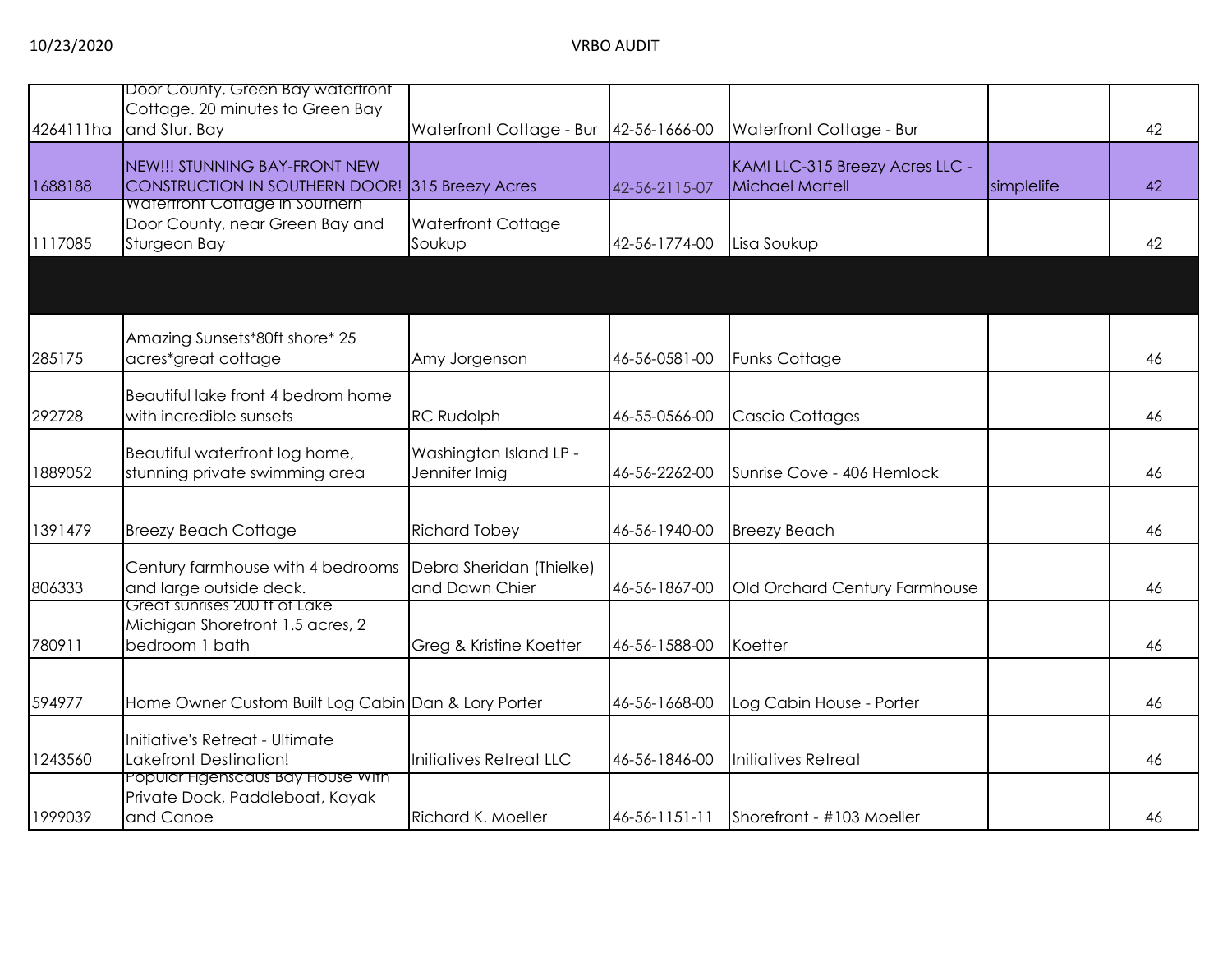| | | | | | | |
|---|---|---|---|---|---|---|
| 4264111ha | Door County, Green Bay waterfront Cottage. 20 minutes to Green Bay and Stur. Bay | Waterfront Cottage - Bur | 42-56-1666-00 | Waterfront Cottage - Bur | | 42 |
| 1688188 | NEW!!! STUNNING BAY-FRONT NEW CONSTRUCTION IN SOUTHERN DOOR! | 315 Breezy Acres | 42-56-2115-07 | KAMI LLC-315 Breezy Acres LLC - Michael Martell | simplelife | 42 |
| 1117085 | Waterfront Cottage in Southern Door County, near Green Bay and Sturgeon Bay | Waterfront Cottage Soukup | 42-56-1774-00 | Lisa Soukup | | 42 |
| | | | | | | |
| 285175 | Amazing Sunsets*80ft shore* 25 acres*great cottage | Amy Jorgenson | 46-56-0581-00 | Funks Cottage | | 46 |
| 292728 | Beautiful lake front 4 bedrom home with incredible sunsets | RC Rudolph | 46-55-0566-00 | Cascio Cottages | | 46 |
| 1889052 | Beautiful waterfront log home, stunning private swimming area | Washington Island LP - Jennifer Imig | 46-56-2262-00 | Sunrise Cove - 406 Hemlock | | 46 |
| 1391479 | Breezy Beach Cottage | Richard Tobey | 46-56-1940-00 | Breezy Beach | | 46 |
| 806333 | Century farmhouse with 4 bedrooms and large outside deck. | Debra Sheridan (Thielke) and Dawn Chier | 46-56-1867-00 | Old Orchard Century Farmhouse | | 46 |
| 780911 | Great sunrises 200 ft of Lake Michigan Shorefront 1.5 acres, 2 bedroom 1 bath | Greg & Kristine Koetter | 46-56-1588-00 | Koetter | | 46 |
| 594977 | Home Owner Custom Built Log Cabin | Dan & Lory Porter | 46-56-1668-00 | Log Cabin House - Porter | | 46 |
| 1243560 | Initiative's Retreat - Ultimate Lakefront Destination! | Initiatives Retreat LLC | 46-56-1846-00 | Initiatives Retreat | | 46 |
| 1999039 | Popular Figenscaus Bay House with Private Dock, Paddleboat, Kayak and Canoe | Richard K. Moeller | 46-56-1151-11 | Shorefront - #103 Moeller | | 46 |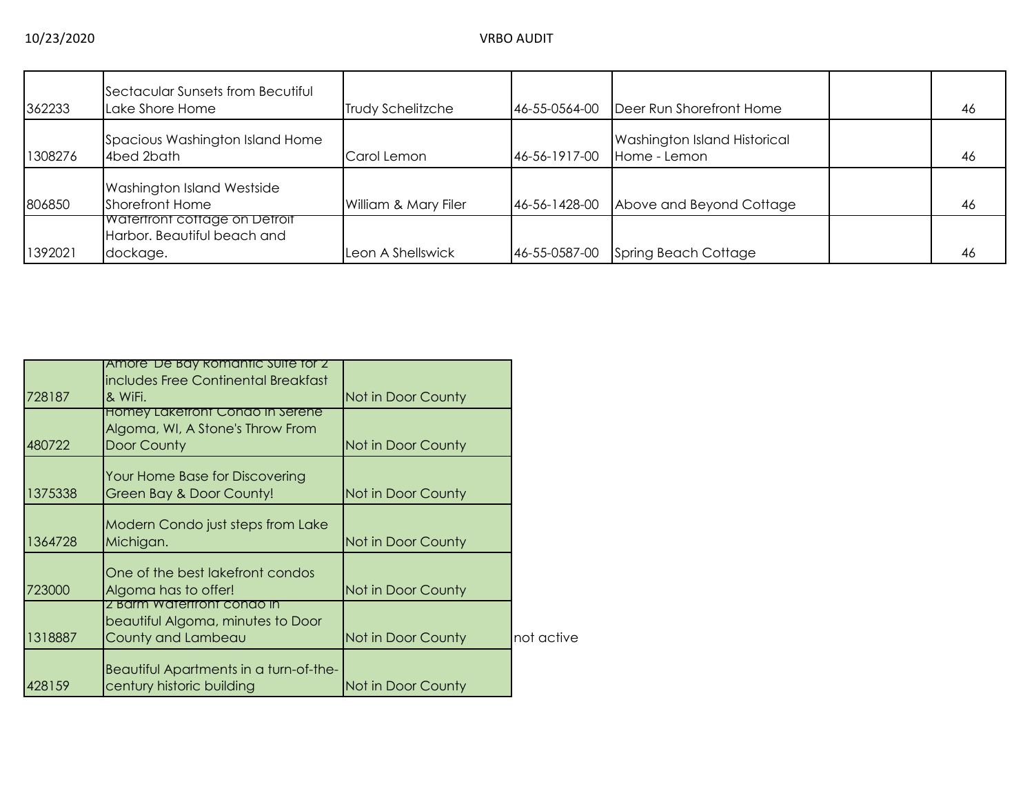| | | | | | | |
|---|---|---|---|---|---|---|
| 362233 | Sectacular Sunsets from Becutiful Lake Shore Home | Trudy Schelitzche | 46-55-0564-00 | Deer Run Shorefront Home | | 46 |
| 1308276 | Spacious Washington Island Home 4bed 2bath | Carol Lemon | 46-56-1917-00 | Washington Island Historical Home - Lemon | | 46 |
| 806850 | Washington Island Westside Shorefront Home | William & Mary Filer | 46-56-1428-00 | Above and Beyond Cottage | | 46 |
| 1392021 | Waterfront cottage on Detroit Harbor. Beautiful beach and dockage. | Leon A Shellswick | 46-55-0587-00 | Spring Beach Cottage | | 46 |

| | | | |
|---|---|---|---|
| 728187 | Amore De Bay Romantic Suite for 2 includes Free Continental Breakfast & WiFi. | Not in Door County | |
| 480722 | Homey Lakefront Condo in Serene Algoma, WI, A Stone's Throw From Door County | Not in Door County | |
| 1375338 | Your Home Base for Discovering Green Bay & Door County! | Not in Door County | |
| 1364728 | Modern Condo just steps from Lake Michigan. | Not in Door County | |
| 723000 | One of the best lakefront condos Algoma has to offer! | Not in Door County | |
| 1318887 | 2 Bdrm Waterfront condo in beautiful Algoma, minutes to Door County and Lambeau | Not in Door County | not active |
| 428159 | Beautiful Apartments in a turn-of-the-century historic building | Not in Door County | |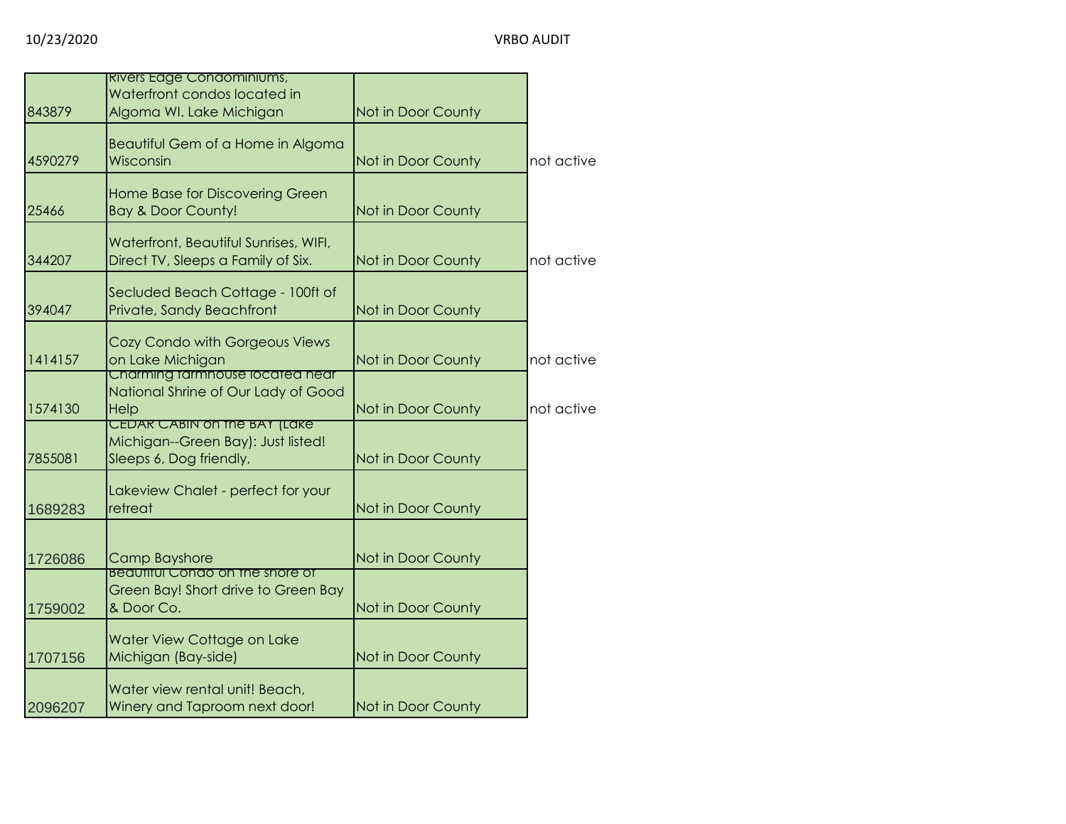| | | | |
|---|---|---|---|
| 843879 | Rivers Edge Condominiums, Waterfront condos located in Algoma WI. Lake Michigan | Not in Door County | |
| 4590279 | Beautiful Gem of a Home in Algoma Wisconsin | Not in Door County | not active |
| 25466 | Home Base for Discovering Green Bay & Door County! | Not in Door County | |
| 344207 | Waterfront, Beautiful Sunrises, WIFI, Direct TV, Sleeps a Family of Six. | Not in Door County | not active |
| 394047 | Secluded Beach Cottage - 100ft of Private, Sandy Beachfront | Not in Door County | |
| 1414157 | Cozy Condo with Gorgeous Views on Lake Michigan | Not in Door County | not active |
| 1574130 | Charming farmhouse located near National Shrine of Our Lady of Good Help | Not in Door County | not active |
| 7855081 | CEDAR CABIN on the BAY (Lake Michigan--Green Bay): Just listed! Sleeps 6, Dog friendly, | Not in Door County | |
| 1689283 | Lakeview Chalet - perfect for your retreat | Not in Door County | |
| 1726086 | Camp Bayshore | Not in Door County | |
| 1759002 | Beautiful Condo on the shore of Green Bay! Short drive to Green Bay & Door Co. | Not in Door County | |
| 1707156 | Water View Cottage on Lake Michigan (Bay-side) | Not in Door County | |
| 2096207 | Water view rental unit! Beach, Winery and Taproom next door! | Not in Door County | |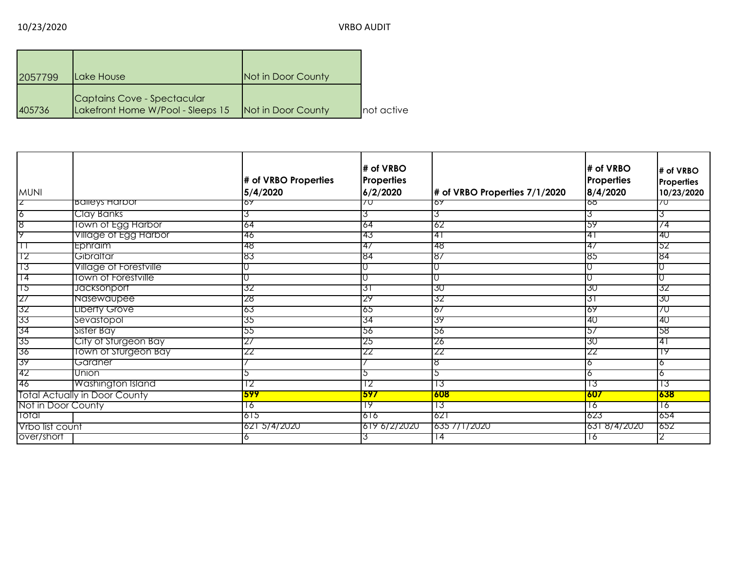10/23/2020

# VRBO AUDIT

| | | | |
|---|---|---|---|
| 2057799 | Lake House | Not in Door County | |
| 405736 | Captains Cove - Spectacular Lakefront Home W/Pool - Sleeps 15 | Not in Door County | not active |

| MUNI | | # of VRBO Properties 5/4/2020 | # of VRBO Properties 6/2/2020 | # of VRBO Properties 7/1/2020 | # of VRBO Properties 8/4/2020 | # of VRBO Properties 10/23/2020 |
|---|---|---|---|---|---|---|
| 2 | Baileys Harbor | 69 | 70 | 69 | 68 | 70 |
| 6 | Clay Banks | 3 | 3 | 3 | 3 | 3 |
| 8 | Town of Egg Harbor | 64 | 64 | 62 | 59 | 74 |
| 9 | Village of Egg Harbor | 46 | 43 | 41 | 41 | 40 |
| 11 | Ephraim | 48 | 47 | 48 | 47 | 52 |
| 12 | Gibraltar | 83 | 84 | 87 | 85 | 84 |
| 13 | Village of Forestville | 0 | 0 | 0 | 0 | 0 |
| 14 | Town of Forestville | 0 | 0 | 0 | 0 | 0 |
| 15 | Jacksonport | 32 | 31 | 30 | 30 | 32 |
| 27 | Nasewaupee | 28 | 29 | 32 | 31 | 30 |
| 32 | Liberty Grove | 63 | 65 | 67 | 69 | 70 |
| 33 | Sevastopol | 35 | 34 | 39 | 40 | 40 |
| 34 | Sister Bay | 55 | 56 | 56 | 57 | 58 |
| 35 | City of Sturgeon Bay | 27 | 25 | 26 | 30 | 41 |
| 36 | Town of Sturgeon Bay | 22 | 22 | 22 | 22 | 19 |
| 39 | Gardner | 7 | 7 | 8 | 6 | 6 |
| 42 | Union | 5 | 5 | 5 | 6 | 6 |
| 46 | Washington Island | 12 | 12 | 13 | 13 | 13 |
| Total Actually in Door County | | **599** | **597** | **608** | **607** | **638** |
| Not in Door County | | 16 | 19 | 13 | 16 | 16 |
| Total | | 615 | 616 | 621 | 623 | 654 |
| Vrbo list count | | 621 5/4/2020 | 619 6/2/2020 | 635 7/1/2020 | 631 8/4/2020 | 652 |
| over/short | | 6 | 3 | 14 | 16 | 2 |